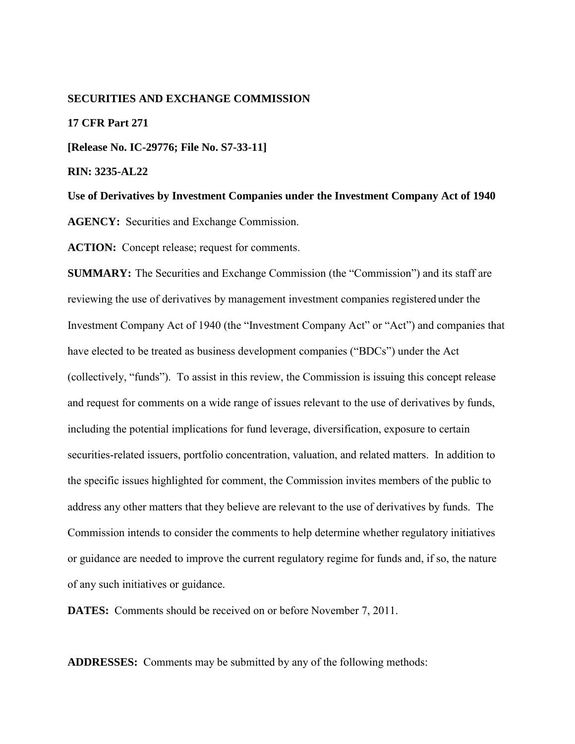**SECURITIES AND EXCHANGE COMMISSION**

**17 CFR Part 271**

**[Release No. IC-29776; File No. S7-33-11]**

**RIN: 3235-AL22**

**Use of Derivatives by Investment Companies under the Investment Company Act of 1940**

**AGENCY:** Securities and Exchange Commission.

**ACTION:** Concept release; request for comments.

**SUMMARY:** The Securities and Exchange Commission (the "Commission") and its staff are reviewing the use of derivatives by management investment companies registered under the Investment Company Act of 1940 (the "Investment Company Act" or "Act") and companies that have elected to be treated as business development companies ("BDCs") under the Act (collectively, "funds"). To assist in this review, the Commission is issuing this concept release and request for comments on a wide range of issues relevant to the use of derivatives by funds, including the potential implications for fund leverage, diversification, exposure to certain securities-related issuers, portfolio concentration, valuation, and related matters. In addition to the specific issues highlighted for comment, the Commission invites members of the public to address any other matters that they believe are relevant to the use of derivatives by funds. The Commission intends to consider the comments to help determine whether regulatory initiatives or guidance are needed to improve the current regulatory regime for funds and, if so, the nature of any such initiatives or guidance.

**DATES:** Comments should be received on or before November 7, 2011.

**ADDRESSES:** Comments may be submitted by any of the following methods: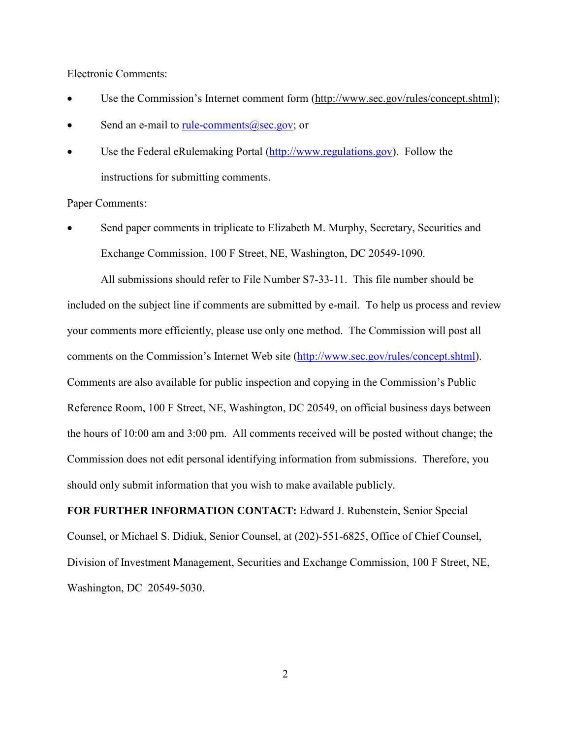Electronic Comments:

- Use the Commission's Internet comment form (http://www.sec.gov/rules/concept.shtml);
- Send an e-mail to rule-comments@sec.gov; or
- Use the Federal eRulemaking Portal (http://www.regulations.gov). Follow the instructions for submitting comments.

Paper Comments:

- Send paper comments in triplicate to Elizabeth M. Murphy, Secretary, Securities and Exchange Commission, 100 F Street, NE, Washington, DC 20549-1090.

All submissions should refer to File Number S7-33-11. This file number should be included on the subject line if comments are submitted by e-mail. To help us process and review your comments more efficiently, please use only one method. The Commission will post all comments on the Commission's Internet Web site (http://www.sec.gov/rules/concept.shtml). Comments are also available for public inspection and copying in the Commission's Public Reference Room, 100 F Street, NE, Washington, DC 20549, on official business days between the hours of 10:00 am and 3:00 pm. All comments received will be posted without change; the Commission does not edit personal identifying information from submissions. Therefore, you should only submit information that you wish to make available publicly.

**FOR FURTHER INFORMATION CONTACT:** Edward J. Rubenstein, Senior Special Counsel, or Michael S. Didiuk, Senior Counsel, at (202)-551-6825, Office of Chief Counsel, Division of Investment Management, Securities and Exchange Commission, 100 F Street, NE, Washington, DC 20549-5030.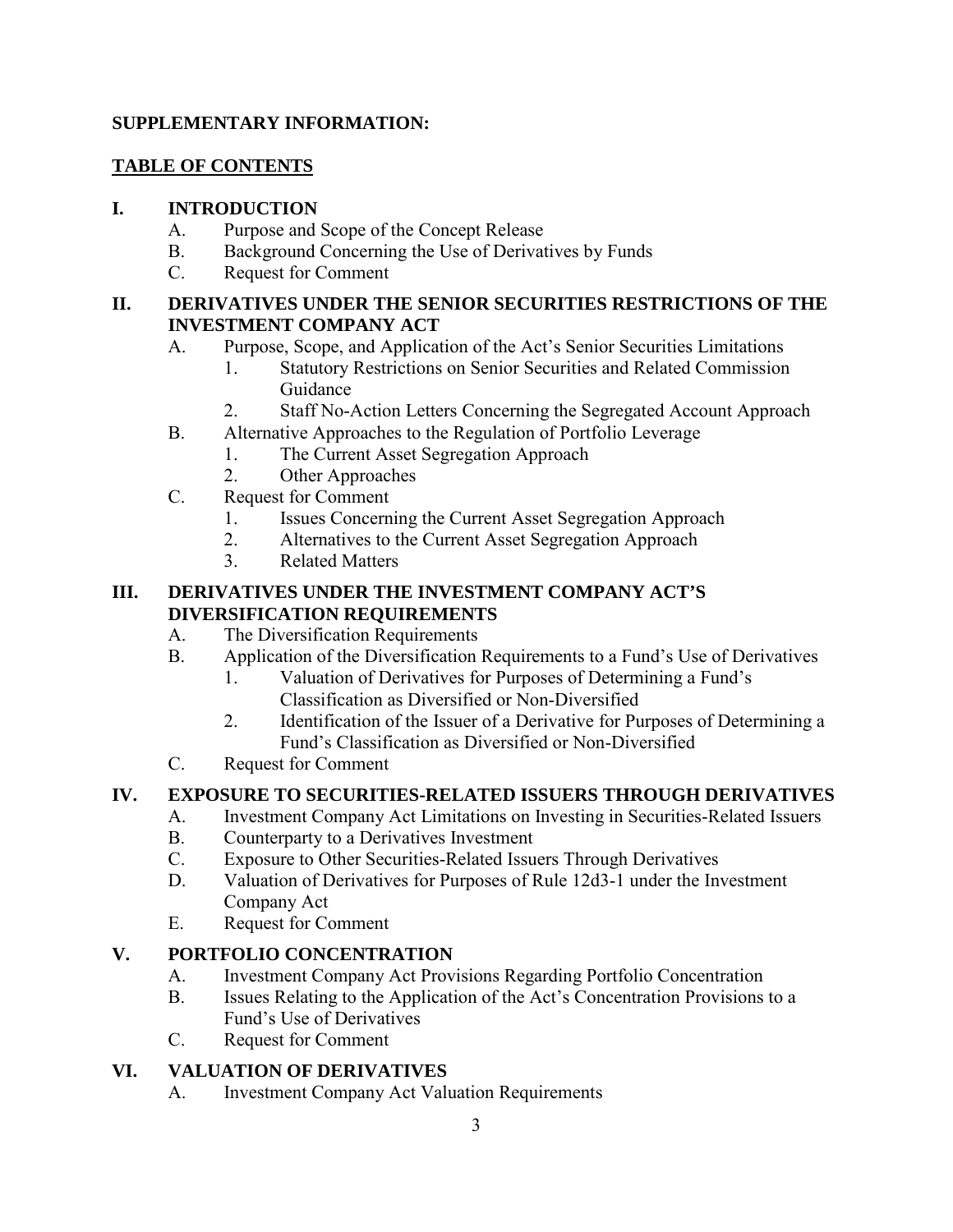**SUPPLEMENTARY INFORMATION:**

**TABLE OF CONTENTS**

**I. INTRODUCTION**

- A. Purpose and Scope of the Concept Release
- B. Background Concerning the Use of Derivatives by Funds
- C. Request for Comment

**II. DERIVATIVES UNDER THE SENIOR SECURITIES RESTRICTIONS OF THE INVESTMENT COMPANY ACT**

- A. Purpose, Scope, and Application of the Act's Senior Securities Limitations
  - 1. Statutory Restrictions on Senior Securities and Related Commission Guidance
  - 2. Staff No-Action Letters Concerning the Segregated Account Approach
- B. Alternative Approaches to the Regulation of Portfolio Leverage
  - 1. The Current Asset Segregation Approach
  - 2. Other Approaches
- C. Request for Comment
  - 1. Issues Concerning the Current Asset Segregation Approach
  - 2. Alternatives to the Current Asset Segregation Approach
  - 3. Related Matters

**III. DERIVATIVES UNDER THE INVESTMENT COMPANY ACT'S DIVERSIFICATION REQUIREMENTS**

- A. The Diversification Requirements
- B. Application of the Diversification Requirements to a Fund's Use of Derivatives
  - 1. Valuation of Derivatives for Purposes of Determining a Fund's Classification as Diversified or Non-Diversified
  - 2. Identification of the Issuer of a Derivative for Purposes of Determining a Fund's Classification as Diversified or Non-Diversified
- C. Request for Comment

**IV. EXPOSURE TO SECURITIES-RELATED ISSUERS THROUGH DERIVATIVES**

- A. Investment Company Act Limitations on Investing in Securities-Related Issuers
- B. Counterparty to a Derivatives Investment
- C. Exposure to Other Securities-Related Issuers Through Derivatives
- D. Valuation of Derivatives for Purposes of Rule 12d3-1 under the Investment Company Act
- E. Request for Comment

**V. PORTFOLIO CONCENTRATION**

- A. Investment Company Act Provisions Regarding Portfolio Concentration
- B. Issues Relating to the Application of the Act's Concentration Provisions to a Fund's Use of Derivatives
- C. Request for Comment

**VI. VALUATION OF DERIVATIVES**

- A. Investment Company Act Valuation Requirements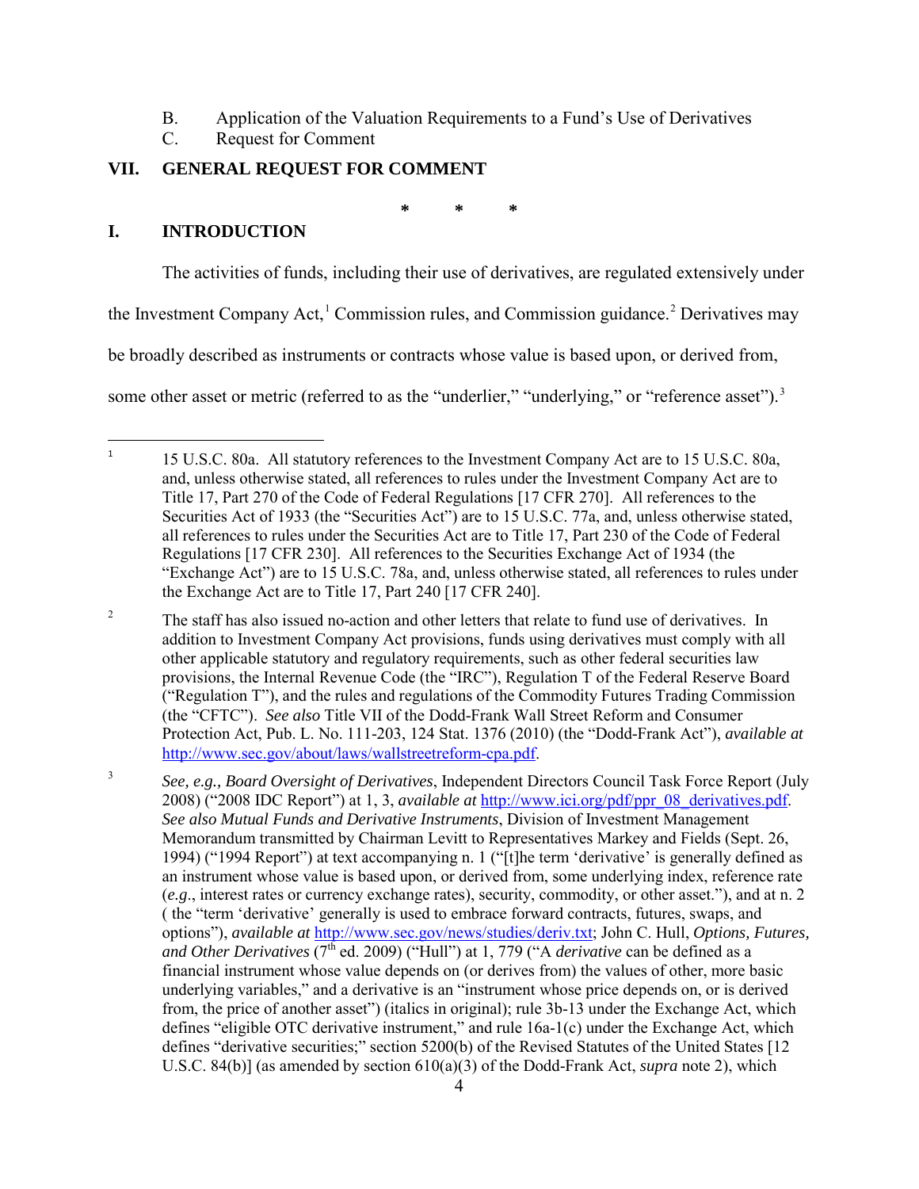B. Application of the Valuation Requirements to a Fund's Use of Derivatives

C. Request for Comment

## VII. GENERAL REQUEST FOR COMMENT

\* \* \*

## I. INTRODUCTION

The activities of funds, including their use of derivatives, are regulated extensively under the Investment Company Act,[1] Commission rules, and Commission guidance.[2] Derivatives may be broadly described as instruments or contracts whose value is based upon, or derived from, some other asset or metric (referred to as the "underlier," "underlying," or "reference asset").[3]

---

[1] 15 U.S.C. 80a. All statutory references to the Investment Company Act are to 15 U.S.C. 80a, and, unless otherwise stated, all references to rules under the Investment Company Act are to Title 17, Part 270 of the Code of Federal Regulations [17 CFR 270]. All references to the Securities Act of 1933 (the "Securities Act") are to 15 U.S.C. 77a, and, unless otherwise stated, all references to rules under the Securities Act are to Title 17, Part 230 of the Code of Federal Regulations [17 CFR 230]. All references to the Securities Exchange Act of 1934 (the "Exchange Act") are to 15 U.S.C. 78a, and, unless otherwise stated, all references to rules under the Exchange Act are to Title 17, Part 240 [17 CFR 240].

[2] The staff has also issued no-action and other letters that relate to fund use of derivatives. In addition to Investment Company Act provisions, funds using derivatives must comply with all other applicable statutory and regulatory requirements, such as other federal securities law provisions, the Internal Revenue Code (the "IRC"), Regulation T of the Federal Reserve Board ("Regulation T"), and the rules and regulations of the Commodity Futures Trading Commission (the "CFTC"). *See also* Title VII of the Dodd-Frank Wall Street Reform and Consumer Protection Act, Pub. L. No. 111-203, 124 Stat. 1376 (2010) (the "Dodd-Frank Act"), *available at* http://www.sec.gov/about/laws/wallstreetreform-cpa.pdf.

[3] *See, e.g., Board Oversight of Derivatives*, Independent Directors Council Task Force Report (July 2008) ("2008 IDC Report") at 1, 3, *available at* http://www.ici.org/pdf/ppr_08_derivatives.pdf. *See also Mutual Funds and Derivative Instruments*, Division of Investment Management Memorandum transmitted by Chairman Levitt to Representatives Markey and Fields (Sept. 26, 1994) ("1994 Report") at text accompanying n. 1 ("[t]he term 'derivative' is generally defined as an instrument whose value is based upon, or derived from, some underlying index, reference rate (*e.g.*, interest rates or currency exchange rates), security, commodity, or other asset."), and at n. 2 ( the "term 'derivative' generally is used to embrace forward contracts, futures, swaps, and options"), *available at* http://www.sec.gov/news/studies/deriv.txt; John C. Hull, *Options, Futures, and Other Derivatives* (7th ed. 2009) ("Hull") at 1, 779 ("A *derivative* can be defined as a financial instrument whose value depends on (or derives from) the values of other, more basic underlying variables," and a derivative is an "instrument whose price depends on, or is derived from, the price of another asset") (italics in original); rule 3b-13 under the Exchange Act, which defines "eligible OTC derivative instrument," and rule 16a-1(c) under the Exchange Act, which defines "derivative securities;" section 5200(b) of the Revised Statutes of the United States [12 U.S.C. 84(b)] (as amended by section 610(a)(3) of the Dodd-Frank Act, *supra* note 2), which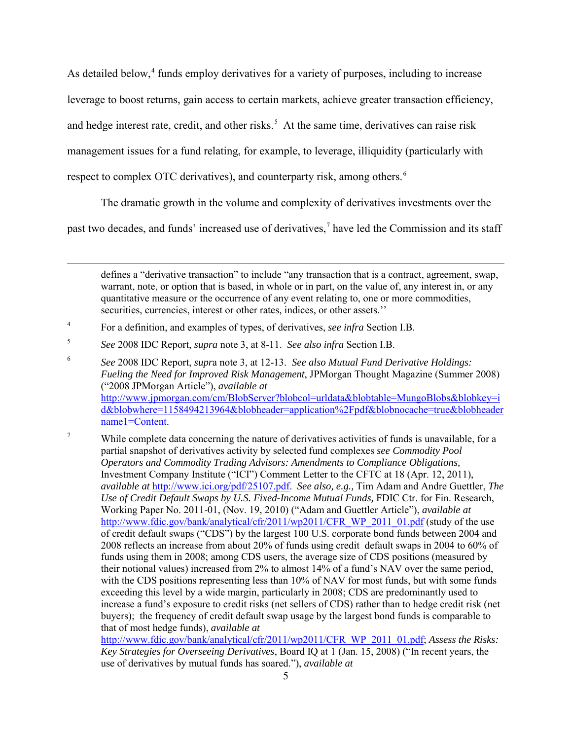As detailed below,[4] funds employ derivatives for a variety of purposes, including to increase leverage to boost returns, gain access to certain markets, achieve greater transaction efficiency, and hedge interest rate, credit, and other risks.[5] At the same time, derivatives can raise risk management issues for a fund relating, for example, to leverage, illiquidity (particularly with respect to complex OTC derivatives), and counterparty risk, among others.[6]

The dramatic growth in the volume and complexity of derivatives investments over the past two decades, and funds' increased use of derivatives,[7] have led the Commission and its staff

---

defines a "derivative transaction" to include "any transaction that is a contract, agreement, swap, warrant, note, or option that is based, in whole or in part, on the value of, any interest in, or any quantitative measure or the occurrence of any event relating to, one or more commodities, securities, currencies, interest or other rates, indices, or other assets.''

[4] For a definition, and examples of types, of derivatives, *see infra* Section I.B.

[5] *See* 2008 IDC Report, *supra* note 3, at 8-11. *See also infra* Section I.B.

[6] *See* 2008 IDC Report, *supra* note 3, at 12-13. *See also Mutual Fund Derivative Holdings: Fueling the Need for Improved Risk Management*, JPMorgan Thought Magazine (Summer 2008) ("2008 JPMorgan Article"), *available at* http://www.jpmorgan.com/cm/BlobServer?blobcol=urldata&blobtable=MungoBlobs&blobkey=id&blobwhere=1158494213964&blobheader=application%2Fpdf&blobnocache=true&blobheadername1=Content.

[7] While complete data concerning the nature of derivatives activities of funds is unavailable, for a partial snapshot of derivatives activity by selected fund complexes *see Commodity Pool Operators and Commodity Trading Advisors: Amendments to Compliance Obligations,* Investment Company Institute ("ICI") Comment Letter to the CFTC at 18 (Apr. 12, 2011), *available at* http://www.ici.org/pdf/25107.pdf. *See also, e.g.,* Tim Adam and Andre Guettler, *The Use of Credit Default Swaps by U.S. Fixed-Income Mutual Funds,* FDIC Ctr. for Fin. Research, Working Paper No. 2011-01, (Nov. 19, 2010) ("Adam and Guettler Article"), *available at* http://www.fdic.gov/bank/analytical/cfr/2011/wp2011/CFR_WP_2011_01.pdf (study of the use of credit default swaps ("CDS") by the largest 100 U.S. corporate bond funds between 2004 and 2008 reflects an increase from about 20% of funds using credit default swaps in 2004 to 60% of funds using them in 2008; among CDS users, the average size of CDS positions (measured by their notional values) increased from 2% to almost 14% of a fund's NAV over the same period, with the CDS positions representing less than 10% of NAV for most funds, but with some funds exceeding this level by a wide margin, particularly in 2008; CDS are predominantly used to increase a fund's exposure to credit risks (net sellers of CDS) rather than to hedge credit risk (net buyers); the frequency of credit default swap usage by the largest bond funds is comparable to that of most hedge funds), *available at* http://www.fdic.gov/bank/analytical/cfr/2011/wp2011/CFR_WP_2011_01.pdf; *Assess the Risks: Key Strategies for Overseeing Derivatives*, Board IQ at 1 (Jan. 15, 2008) ("In recent years, the use of derivatives by mutual funds has soared."), *available at*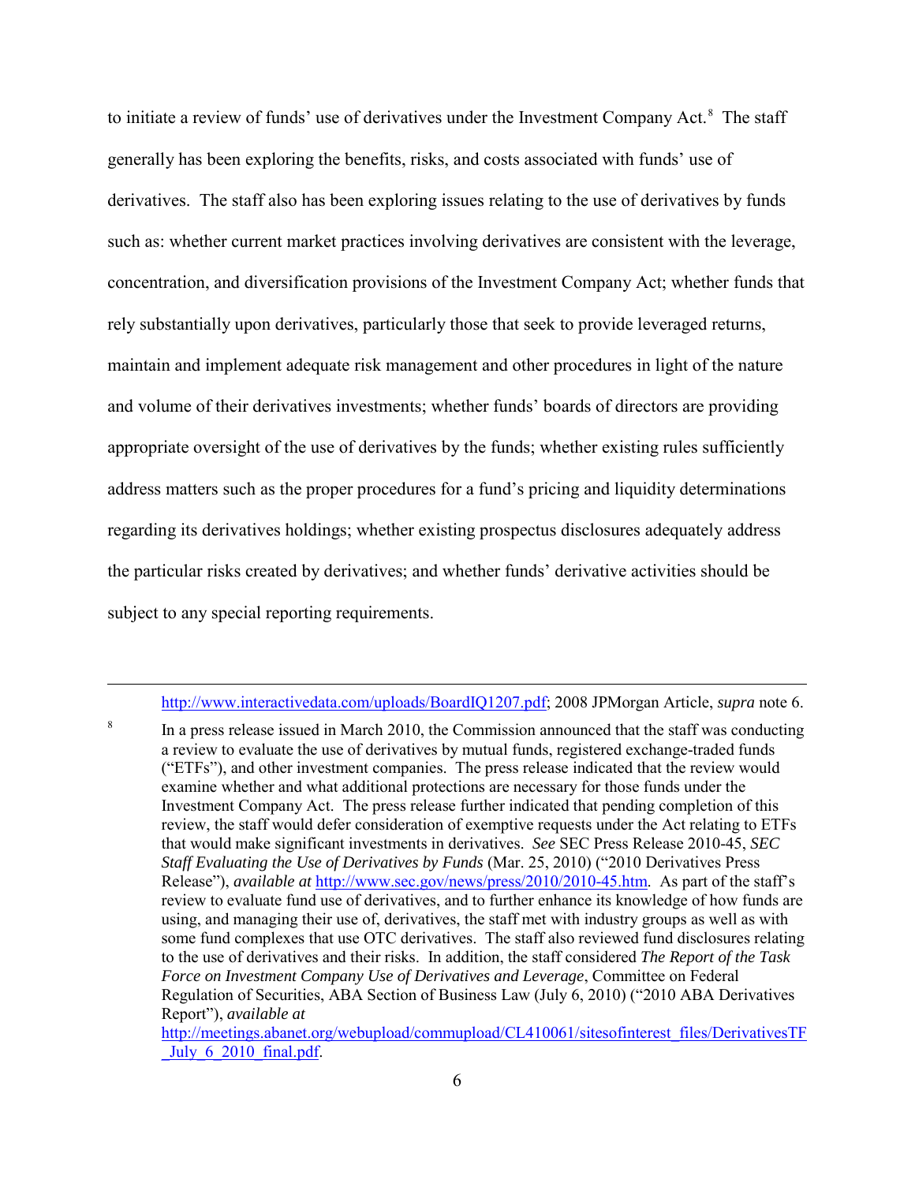to initiate a review of funds' use of derivatives under the Investment Company Act.[8] The staff generally has been exploring the benefits, risks, and costs associated with funds' use of derivatives. The staff also has been exploring issues relating to the use of derivatives by funds such as: whether current market practices involving derivatives are consistent with the leverage, concentration, and diversification provisions of the Investment Company Act; whether funds that rely substantially upon derivatives, particularly those that seek to provide leveraged returns, maintain and implement adequate risk management and other procedures in light of the nature and volume of their derivatives investments; whether funds' boards of directors are providing appropriate oversight of the use of derivatives by the funds; whether existing rules sufficiently address matters such as the proper procedures for a fund's pricing and liquidity determinations regarding its derivatives holdings; whether existing prospectus disclosures adequately address the particular risks created by derivatives; and whether funds' derivative activities should be subject to any special reporting requirements.

---

http://www.interactivedata.com/uploads/BoardIQ1207.pdf; 2008 JPMorgan Article, *supra* note 6.

[8] In a press release issued in March 2010, the Commission announced that the staff was conducting a review to evaluate the use of derivatives by mutual funds, registered exchange-traded funds ("ETFs"), and other investment companies. The press release indicated that the review would examine whether and what additional protections are necessary for those funds under the Investment Company Act. The press release further indicated that pending completion of this review, the staff would defer consideration of exemptive requests under the Act relating to ETFs that would make significant investments in derivatives. *See* SEC Press Release 2010-45, *SEC Staff Evaluating the Use of Derivatives by Funds* (Mar. 25, 2010) ("2010 Derivatives Press Release"), *available at* http://www.sec.gov/news/press/2010/2010-45.htm. As part of the staff's review to evaluate fund use of derivatives, and to further enhance its knowledge of how funds are using, and managing their use of, derivatives, the staff met with industry groups as well as with some fund complexes that use OTC derivatives. The staff also reviewed fund disclosures relating to the use of derivatives and their risks. In addition, the staff considered *The Report of the Task Force on Investment Company Use of Derivatives and Leverage*, Committee on Federal Regulation of Securities, ABA Section of Business Law (July 6, 2010) ("2010 ABA Derivatives Report"), *available at* http://meetings.abanet.org/webupload/commupload/CL410061/sitesofinterest_files/DerivativesTF_July_6_2010_final.pdf.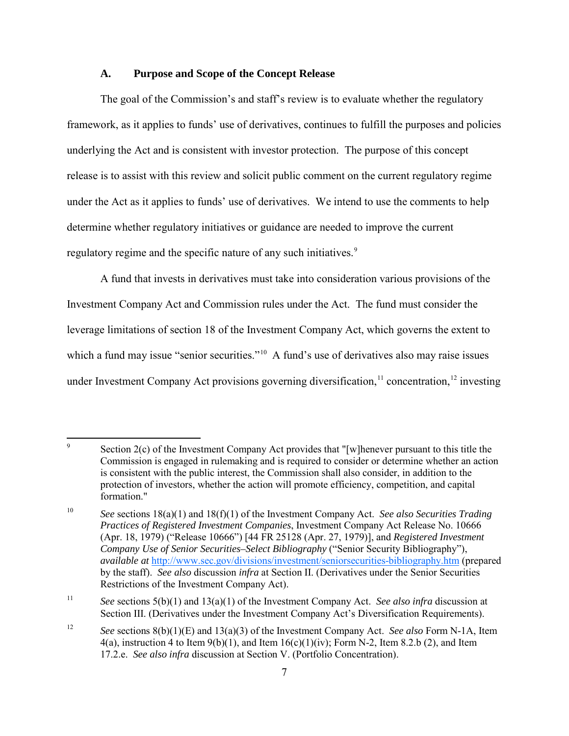### A. Purpose and Scope of the Concept Release

The goal of the Commission's and staff's review is to evaluate whether the regulatory framework, as it applies to funds' use of derivatives, continues to fulfill the purposes and policies underlying the Act and is consistent with investor protection. The purpose of this concept release is to assist with this review and solicit public comment on the current regulatory regime under the Act as it applies to funds' use of derivatives. We intend to use the comments to help determine whether regulatory initiatives or guidance are needed to improve the current regulatory regime and the specific nature of any such initiatives.[9]

A fund that invests in derivatives must take into consideration various provisions of the Investment Company Act and Commission rules under the Act. The fund must consider the leverage limitations of section 18 of the Investment Company Act, which governs the extent to which a fund may issue "senior securities."[10] A fund's use of derivatives also may raise issues under Investment Company Act provisions governing diversification,[11] concentration,[12] investing

---

[9] Section 2(c) of the Investment Company Act provides that "[w]henever pursuant to this title the Commission is engaged in rulemaking and is required to consider or determine whether an action is consistent with the public interest, the Commission shall also consider, in addition to the protection of investors, whether the action will promote efficiency, competition, and capital formation."

[10] *See* sections 18(a)(1) and 18(f)(1) of the Investment Company Act. *See also Securities Trading Practices of Registered Investment Companies*, Investment Company Act Release No. 10666 (Apr. 18, 1979) ("Release 10666") [44 FR 25128 (Apr. 27, 1979)], and *Registered Investment Company Use of Senior Securities–Select Bibliography* ("Senior Security Bibliography"), *available at* http://www.sec.gov/divisions/investment/seniorsecurities-bibliography.htm (prepared by the staff). *See also* discussion *infra* at Section II. (Derivatives under the Senior Securities Restrictions of the Investment Company Act).

[11] *See* sections 5(b)(1) and 13(a)(1) of the Investment Company Act. *See also infra* discussion at Section III. (Derivatives under the Investment Company Act's Diversification Requirements).

[12] *See* sections 8(b)(1)(E) and 13(a)(3) of the Investment Company Act. *See also* Form N-1A, Item 4(a), instruction 4 to Item 9(b)(1), and Item 16(c)(1)(iv); Form N-2, Item 8.2.b (2), and Item 17.2.e. *See also infra* discussion at Section V. (Portfolio Concentration).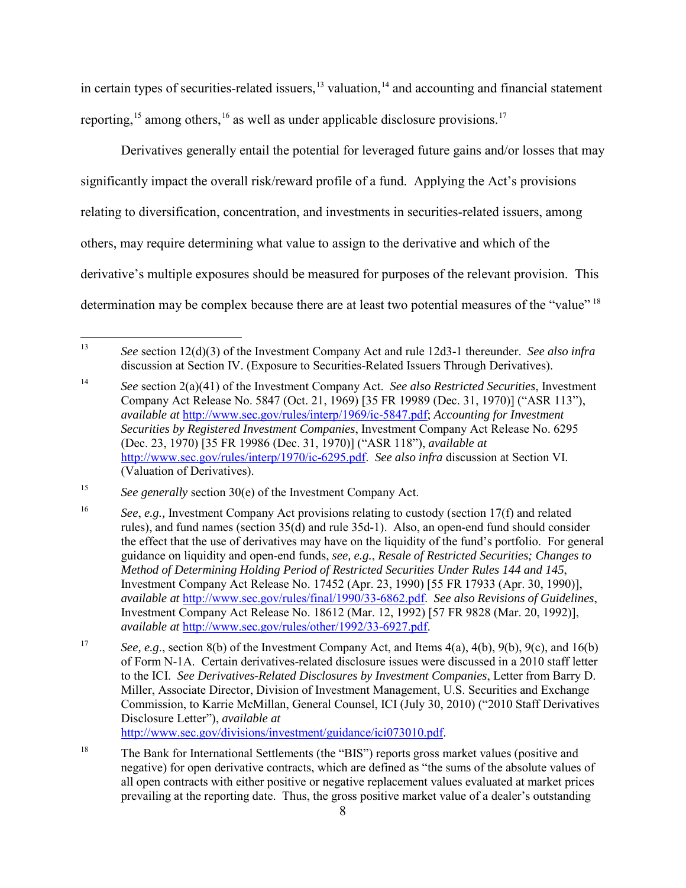in certain types of securities-related issuers,[13] valuation,[14] and accounting and financial statement reporting,[15] among others,[16] as well as under applicable disclosure provisions.[17]

Derivatives generally entail the potential for leveraged future gains and/or losses that may significantly impact the overall risk/reward profile of a fund. Applying the Act's provisions relating to diversification, concentration, and investments in securities-related issuers, among others, may require determining what value to assign to the derivative and which of the derivative's multiple exposures should be measured for purposes of the relevant provision. This determination may be complex because there are at least two potential measures of the "value"[18]

---

[13] *See* section 12(d)(3) of the Investment Company Act and rule 12d3-1 thereunder. *See also infra* discussion at Section IV. (Exposure to Securities-Related Issuers Through Derivatives).

[14] *See* section 2(a)(41) of the Investment Company Act. *See also Restricted Securities*, Investment Company Act Release No. 5847 (Oct. 21, 1969) [35 FR 19989 (Dec. 31, 1970)] ("ASR 113"), *available at* http://www.sec.gov/rules/interp/1969/ic-5847.pdf; *Accounting for Investment Securities by Registered Investment Companies*, Investment Company Act Release No. 6295 (Dec. 23, 1970) [35 FR 19986 (Dec. 31, 1970)] ("ASR 118"), *available at* http://www.sec.gov/rules/interp/1970/ic-6295.pdf. *See also infra* discussion at Section VI. (Valuation of Derivatives).

[15] *See generally* section 30(e) of the Investment Company Act.

[16] *See*, *e.g.,* Investment Company Act provisions relating to custody (section 17(f) and related rules), and fund names (section 35(d) and rule 35d-1). Also, an open-end fund should consider the effect that the use of derivatives may have on the liquidity of the fund's portfolio. For general guidance on liquidity and open-end funds, *see, e.g.*, *Resale of Restricted Securities; Changes to Method of Determining Holding Period of Restricted Securities Under Rules 144 and 145*, Investment Company Act Release No. 17452 (Apr. 23, 1990) [55 FR 17933 (Apr. 30, 1990)], *available at* http://www.sec.gov/rules/final/1990/33-6862.pdf. *See also Revisions of Guidelines*, Investment Company Act Release No. 18612 (Mar. 12, 1992) [57 FR 9828 (Mar. 20, 1992)], *available at* http://www.sec.gov/rules/other/1992/33-6927.pdf.

[17] *See, e.g*., section 8(b) of the Investment Company Act, and Items 4(a), 4(b), 9(b), 9(c), and 16(b) of Form N-1A. Certain derivatives-related disclosure issues were discussed in a 2010 staff letter to the ICI. *See Derivatives-Related Disclosures by Investment Companies*, Letter from Barry D. Miller, Associate Director, Division of Investment Management, U.S. Securities and Exchange Commission, to Karrie McMillan, General Counsel, ICI (July 30, 2010) ("2010 Staff Derivatives Disclosure Letter"), *available at* http://www.sec.gov/divisions/investment/guidance/ici073010.pdf.

[18] The Bank for International Settlements (the "BIS") reports gross market values (positive and negative) for open derivative contracts, which are defined as "the sums of the absolute values of all open contracts with either positive or negative replacement values evaluated at market prices prevailing at the reporting date. Thus, the gross positive market value of a dealer's outstanding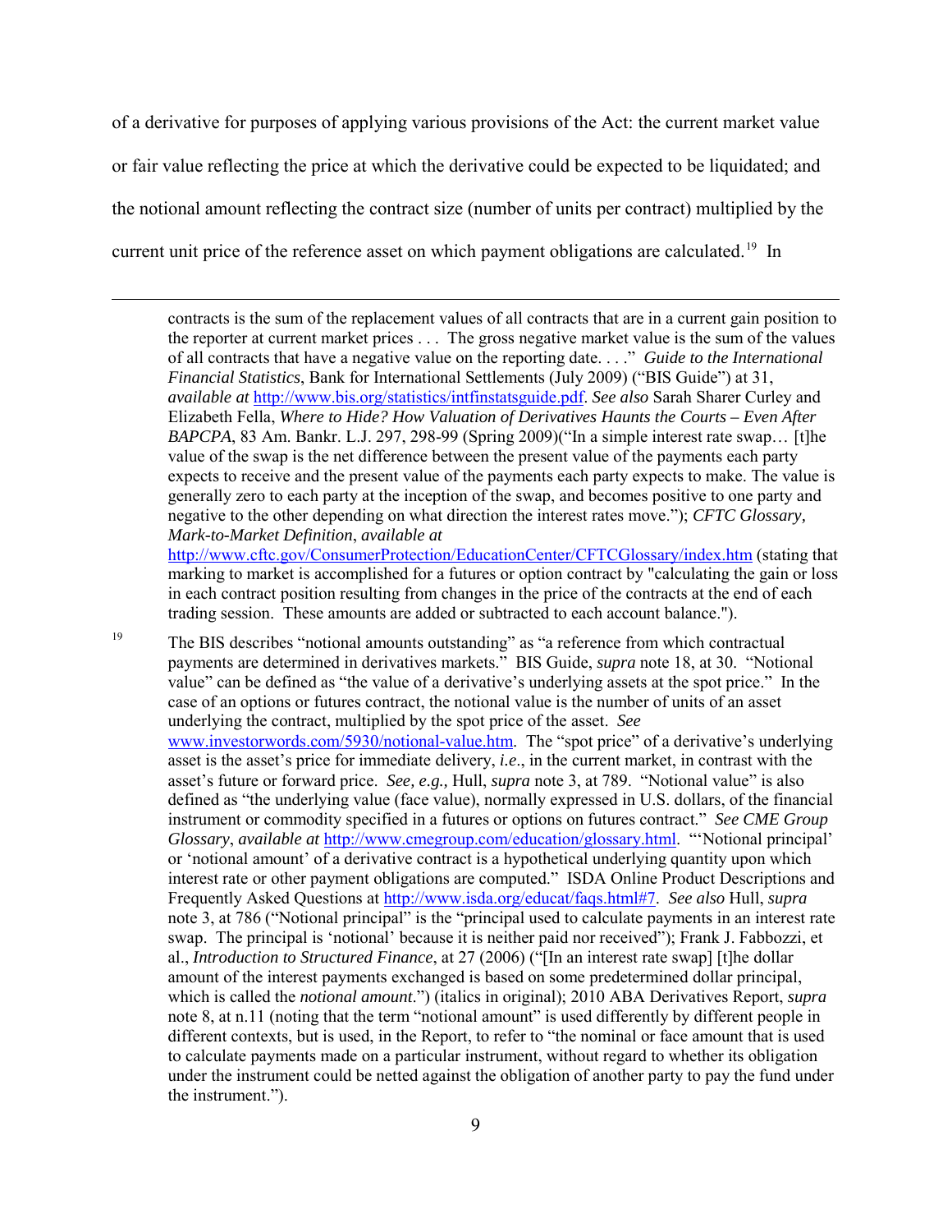of a derivative for purposes of applying various provisions of the Act: the current market value or fair value reflecting the price at which the derivative could be expected to be liquidated; and the notional amount reflecting the contract size (number of units per contract) multiplied by the current unit price of the reference asset on which payment obligations are calculated.[19] In

---

contracts is the sum of the replacement values of all contracts that are in a current gain position to the reporter at current market prices . . . The gross negative market value is the sum of the values of all contracts that have a negative value on the reporting date. . . ." *Guide to the International Financial Statistics*, Bank for International Settlements (July 2009) ("BIS Guide") at 31, *available at* http://www.bis.org/statistics/intfinstatsguide.pdf. *See also* Sarah Sharer Curley and Elizabeth Fella, *Where to Hide? How Valuation of Derivatives Haunts the Courts – Even After BAPCPA*, 83 Am. Bankr. L.J. 297, 298-99 (Spring 2009)("In a simple interest rate swap… [t]he value of the swap is the net difference between the present value of the payments each party expects to receive and the present value of the payments each party expects to make. The value is generally zero to each party at the inception of the swap, and becomes positive to one party and negative to the other depending on what direction the interest rates move."); *CFTC Glossary, Mark-to-Market Definition*, *available at* http://www.cftc.gov/ConsumerProtection/EducationCenter/CFTCGlossary/index.htm (stating that marking to market is accomplished for a futures or option contract by "calculating the gain or loss in each contract position resulting from changes in the price of the contracts at the end of each trading session. These amounts are added or subtracted to each account balance.").

[19] The BIS describes "notional amounts outstanding" as "a reference from which contractual payments are determined in derivatives markets." BIS Guide, *supra* note 18, at 30. "Notional value" can be defined as "the value of a derivative's underlying assets at the spot price." In the case of an options or futures contract, the notional value is the number of units of an asset underlying the contract, multiplied by the spot price of the asset. *See* www.investorwords.com/5930/notional-value.htm. The "spot price" of a derivative's underlying asset is the asset's price for immediate delivery, *i.e*., in the current market, in contrast with the asset's future or forward price. *See, e.g.,* Hull, *supra* note 3, at 789. "Notional value" is also defined as "the underlying value (face value), normally expressed in U.S. dollars, of the financial instrument or commodity specified in a futures or options on futures contract." *See CME Group Glossary*, *available at* http://www.cmegroup.com/education/glossary.html. "'Notional principal' or 'notional amount' of a derivative contract is a hypothetical underlying quantity upon which interest rate or other payment obligations are computed." ISDA Online Product Descriptions and Frequently Asked Questions at http://www.isda.org/educat/faqs.html#7. *See also* Hull, *supra* note 3, at 786 ("Notional principal" is the "principal used to calculate payments in an interest rate swap. The principal is 'notional' because it is neither paid nor received"); Frank J. Fabbozzi, et al., *Introduction to Structured Finance*, at 27 (2006) ("[In an interest rate swap] [t]he dollar amount of the interest payments exchanged is based on some predetermined dollar principal, which is called the *notional amount*.") (italics in original); 2010 ABA Derivatives Report, *supra* note 8, at n.11 (noting that the term "notional amount" is used differently by different people in different contexts, but is used, in the Report, to refer to "the nominal or face amount that is used to calculate payments made on a particular instrument, without regard to whether its obligation under the instrument could be netted against the obligation of another party to pay the fund under the instrument.").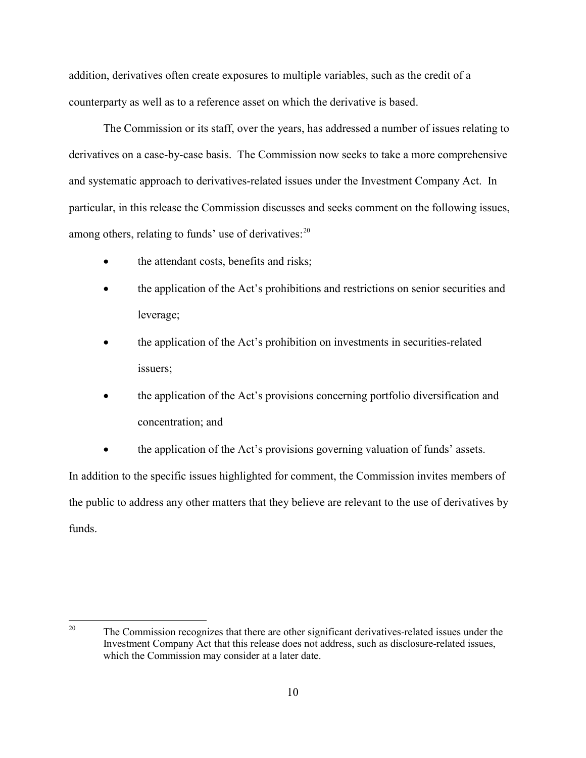addition, derivatives often create exposures to multiple variables, such as the credit of a counterparty as well as to a reference asset on which the derivative is based.

The Commission or its staff, over the years, has addressed a number of issues relating to derivatives on a case-by-case basis. The Commission now seeks to take a more comprehensive and systematic approach to derivatives-related issues under the Investment Company Act. In particular, in this release the Commission discusses and seeks comment on the following issues, among others, relating to funds' use of derivatives:[20]

- the attendant costs, benefits and risks;
- the application of the Act's prohibitions and restrictions on senior securities and leverage;
- the application of the Act's prohibition on investments in securities-related issuers;
- the application of the Act's provisions concerning portfolio diversification and concentration; and
- the application of the Act's provisions governing valuation of funds' assets.

In addition to the specific issues highlighted for comment, the Commission invites members of the public to address any other matters that they believe are relevant to the use of derivatives by funds.

---

[20] The Commission recognizes that there are other significant derivatives-related issues under the Investment Company Act that this release does not address, such as disclosure-related issues, which the Commission may consider at a later date.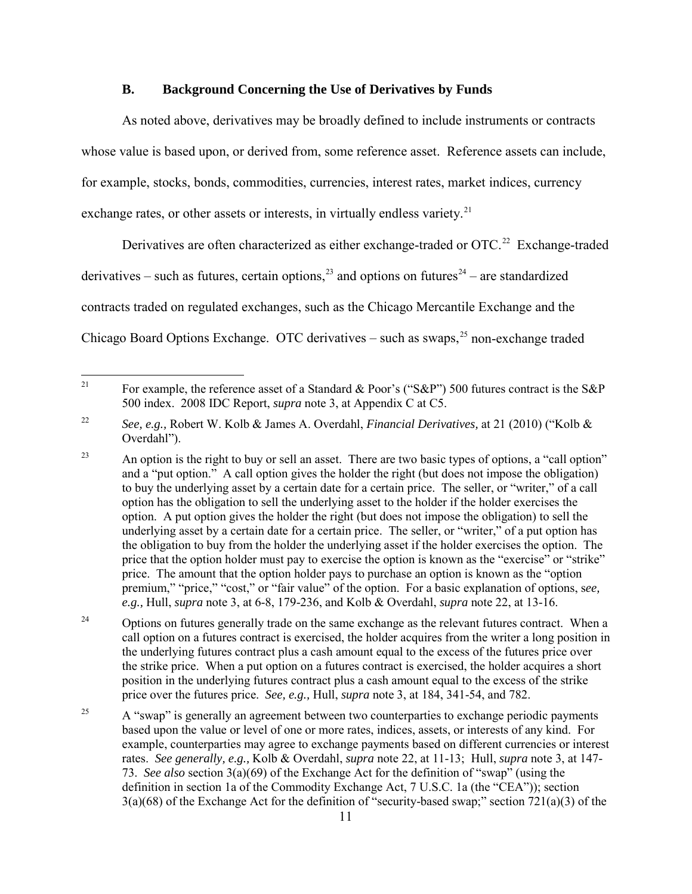### B. Background Concerning the Use of Derivatives by Funds

As noted above, derivatives may be broadly defined to include instruments or contracts whose value is based upon, or derived from, some reference asset. Reference assets can include, for example, stocks, bonds, commodities, currencies, interest rates, market indices, currency exchange rates, or other assets or interests, in virtually endless variety.[21]

Derivatives are often characterized as either exchange-traded or OTC.[22] Exchange-traded derivatives – such as futures, certain options,[23] and options on futures[24] – are standardized contracts traded on regulated exchanges, such as the Chicago Mercantile Exchange and the Chicago Board Options Exchange. OTC derivatives – such as swaps,[25] non-exchange traded

---

[21] For example, the reference asset of a Standard & Poor's ("S&P") 500 futures contract is the S&P 500 index. 2008 IDC Report, *supra* note 3, at Appendix C at C5.

[22] *See, e.g.,* Robert W. Kolb & James A. Overdahl, *Financial Derivatives,* at 21 (2010) ("Kolb & Overdahl").

[23] An option is the right to buy or sell an asset. There are two basic types of options, a "call option" and a "put option." A call option gives the holder the right (but does not impose the obligation) to buy the underlying asset by a certain date for a certain price. The seller, or "writer," of a call option has the obligation to sell the underlying asset to the holder if the holder exercises the option. A put option gives the holder the right (but does not impose the obligation) to sell the underlying asset by a certain date for a certain price. The seller, or "writer," of a put option has the obligation to buy from the holder the underlying asset if the holder exercises the option. The price that the option holder must pay to exercise the option is known as the "exercise" or "strike" price. The amount that the option holder pays to purchase an option is known as the "option premium," "price," "cost," or "fair value" of the option. For a basic explanation of options, s*ee, e.g.,* Hull, *supra* note 3, at 6-8, 179-236, and Kolb & Overdahl, *supra* note 22, at 13-16.

[24] Options on futures generally trade on the same exchange as the relevant futures contract. When a call option on a futures contract is exercised, the holder acquires from the writer a long position in the underlying futures contract plus a cash amount equal to the excess of the futures price over the strike price. When a put option on a futures contract is exercised, the holder acquires a short position in the underlying futures contract plus a cash amount equal to the excess of the strike price over the futures price. *See, e.g.,* Hull, *supra* note 3, at 184, 341-54, and 782.

[25] A "swap" is generally an agreement between two counterparties to exchange periodic payments based upon the value or level of one or more rates, indices, assets, or interests of any kind. For example, counterparties may agree to exchange payments based on different currencies or interest rates. *See generally, e.g.,* Kolb & Overdahl, *supra* note 22, at 11-13; Hull, *supra* note 3, at 147-73. *See also* section 3(a)(69) of the Exchange Act for the definition of "swap" (using the definition in section 1a of the Commodity Exchange Act, 7 U.S.C. 1a (the "CEA")); section 3(a)(68) of the Exchange Act for the definition of "security-based swap;" section 721(a)(3) of the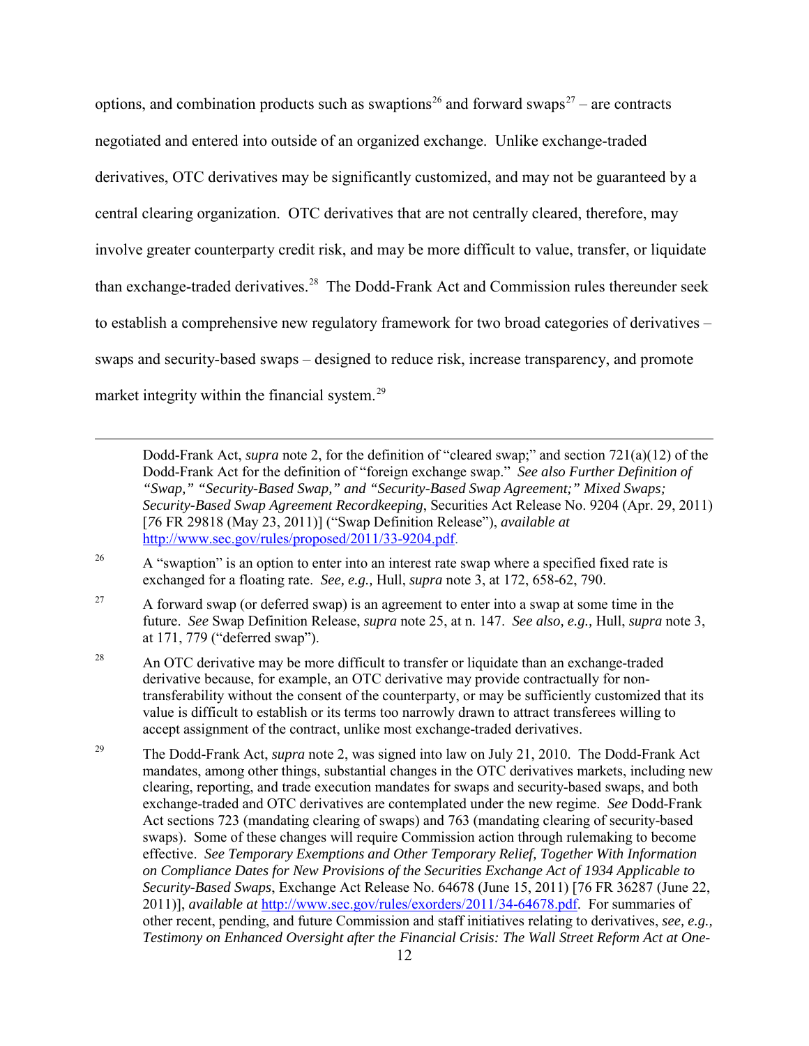options, and combination products such as swaptions[26] and forward swaps[27] – are contracts negotiated and entered into outside of an organized exchange. Unlike exchange-traded derivatives, OTC derivatives may be significantly customized, and may not be guaranteed by a central clearing organization. OTC derivatives that are not centrally cleared, therefore, may involve greater counterparty credit risk, and may be more difficult to value, transfer, or liquidate than exchange-traded derivatives.[28] The Dodd-Frank Act and Commission rules thereunder seek to establish a comprehensive new regulatory framework for two broad categories of derivatives – swaps and security-based swaps – designed to reduce risk, increase transparency, and promote market integrity within the financial system.[29]

---

Dodd-Frank Act, *supra* note 2, for the definition of "cleared swap;" and section 721(a)(12) of the Dodd-Frank Act for the definition of "foreign exchange swap." *See also Further Definition of "Swap," "Security-Based Swap," and "Security-Based Swap Agreement;" Mixed Swaps; Security-Based Swap Agreement Recordkeeping*, Securities Act Release No. 9204 (Apr. 29, 2011) [76 FR 29818 (May 23, 2011)] ("Swap Definition Release"), *available at* http://www.sec.gov/rules/proposed/2011/33-9204.pdf.

[26] A "swaption" is an option to enter into an interest rate swap where a specified fixed rate is exchanged for a floating rate. *See, e.g.,* Hull, *supra* note 3, at 172, 658-62, 790.

[27] A forward swap (or deferred swap) is an agreement to enter into a swap at some time in the future. *See* Swap Definition Release, *supra* note 25, at n. 147. *See also, e.g.,* Hull, *supra* note 3, at 171, 779 ("deferred swap").

[28] An OTC derivative may be more difficult to transfer or liquidate than an exchange-traded derivative because, for example, an OTC derivative may provide contractually for non-transferability without the consent of the counterparty, or may be sufficiently customized that its value is difficult to establish or its terms too narrowly drawn to attract transferees willing to accept assignment of the contract, unlike most exchange-traded derivatives.

[29] The Dodd-Frank Act, *supra* note 2, was signed into law on July 21, 2010. The Dodd-Frank Act mandates, among other things, substantial changes in the OTC derivatives markets, including new clearing, reporting, and trade execution mandates for swaps and security-based swaps, and both exchange-traded and OTC derivatives are contemplated under the new regime. *See* Dodd-Frank Act sections 723 (mandating clearing of swaps) and 763 (mandating clearing of security-based swaps). Some of these changes will require Commission action through rulemaking to become effective. *See Temporary Exemptions and Other Temporary Relief, Together With Information on Compliance Dates for New Provisions of the Securities Exchange Act of 1934 Applicable to Security-Based Swaps*, Exchange Act Release No. 64678 (June 15, 2011) [76 FR 36287 (June 22, 2011)], *available at* http://www.sec.gov/rules/exorders/2011/34-64678.pdf. For summaries of other recent, pending, and future Commission and staff initiatives relating to derivatives, *see, e.g., Testimony on Enhanced Oversight after the Financial Crisis: The Wall Street Reform Act at One-*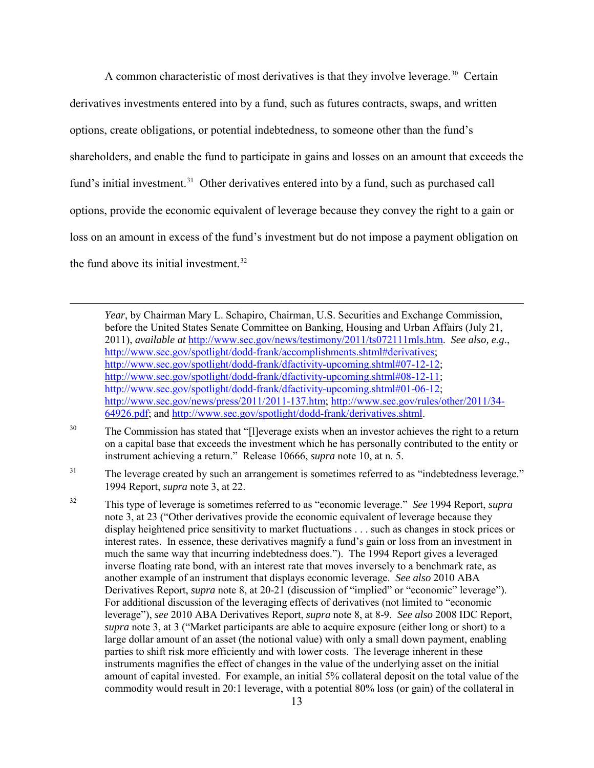A common characteristic of most derivatives is that they involve leverage.[30] Certain derivatives investments entered into by a fund, such as futures contracts, swaps, and written options, create obligations, or potential indebtedness, to someone other than the fund's shareholders, and enable the fund to participate in gains and losses on an amount that exceeds the fund's initial investment.[31] Other derivatives entered into by a fund, such as purchased call options, provide the economic equivalent of leverage because they convey the right to a gain or loss on an amount in excess of the fund's investment but do not impose a payment obligation on the fund above its initial investment.[32]

---

*Year*, by Chairman Mary L. Schapiro, Chairman, U.S. Securities and Exchange Commission, before the United States Senate Committee on Banking, Housing and Urban Affairs (July 21, 2011), *available at* http://www.sec.gov/news/testimony/2011/ts072111mls.htm. *See also, e.g*., http://www.sec.gov/spotlight/dodd-frank/accomplishments.shtml#derivatives; http://www.sec.gov/spotlight/dodd-frank/dfactivity-upcoming.shtml#07-12-12; http://www.sec.gov/spotlight/dodd-frank/dfactivity-upcoming.shtml#08-12-11; http://www.sec.gov/spotlight/dodd-frank/dfactivity-upcoming.shtml#01-06-12; http://www.sec.gov/news/press/2011/2011-137.htm; http://www.sec.gov/rules/other/2011/34-64926.pdf; and http://www.sec.gov/spotlight/dodd-frank/derivatives.shtml.

[30] The Commission has stated that "[l]everage exists when an investor achieves the right to a return on a capital base that exceeds the investment which he has personally contributed to the entity or instrument achieving a return." Release 10666, *supra* note 10, at n. 5.

[31] The leverage created by such an arrangement is sometimes referred to as "indebtedness leverage." 1994 Report, *supra* note 3, at 22.

[32] This type of leverage is sometimes referred to as "economic leverage." *See* 1994 Report, *supra* note 3, at 23 ("Other derivatives provide the economic equivalent of leverage because they display heightened price sensitivity to market fluctuations . . . such as changes in stock prices or interest rates. In essence, these derivatives magnify a fund's gain or loss from an investment in much the same way that incurring indebtedness does."). The 1994 Report gives a leveraged inverse floating rate bond, with an interest rate that moves inversely to a benchmark rate, as another example of an instrument that displays economic leverage. *See also* 2010 ABA Derivatives Report, *supra* note 8, at 20-21 (discussion of "implied" or "economic" leverage"). For additional discussion of the leveraging effects of derivatives (not limited to "economic leverage"), *see* 2010 ABA Derivatives Report, *supra* note 8, at 8-9. *See also* 2008 IDC Report, *supra* note 3, at 3 ("Market participants are able to acquire exposure (either long or short) to a large dollar amount of an asset (the notional value) with only a small down payment, enabling parties to shift risk more efficiently and with lower costs. The leverage inherent in these instruments magnifies the effect of changes in the value of the underlying asset on the initial amount of capital invested. For example, an initial 5% collateral deposit on the total value of the commodity would result in 20:1 leverage, with a potential 80% loss (or gain) of the collateral in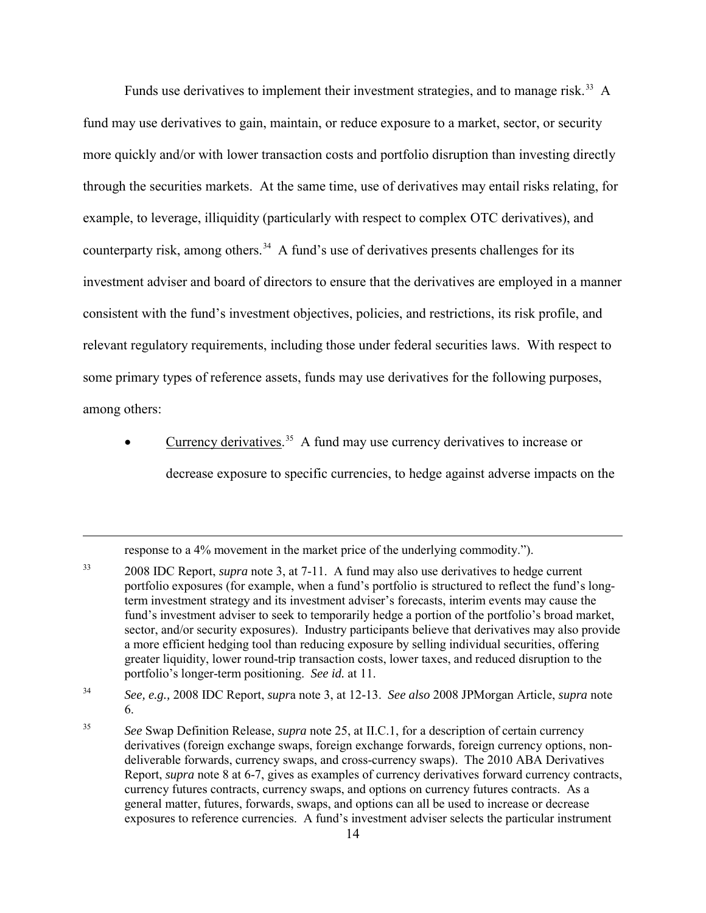Funds use derivatives to implement their investment strategies, and to manage risk.[33] A fund may use derivatives to gain, maintain, or reduce exposure to a market, sector, or security more quickly and/or with lower transaction costs and portfolio disruption than investing directly through the securities markets. At the same time, use of derivatives may entail risks relating, for example, to leverage, illiquidity (particularly with respect to complex OTC derivatives), and counterparty risk, among others.[34] A fund's use of derivatives presents challenges for its investment adviser and board of directors to ensure that the derivatives are employed in a manner consistent with the fund's investment objectives, policies, and restrictions, its risk profile, and relevant regulatory requirements, including those under federal securities laws. With respect to some primary types of reference assets, funds may use derivatives for the following purposes, among others:

- Currency derivatives.[35] A fund may use currency derivatives to increase or decrease exposure to specific currencies, to hedge against adverse impacts on the

---

response to a 4% movement in the market price of the underlying commodity.").

[33] 2008 IDC Report, *supra* note 3, at 7-11. A fund may also use derivatives to hedge current portfolio exposures (for example, when a fund's portfolio is structured to reflect the fund's long-term investment strategy and its investment adviser's forecasts, interim events may cause the fund's investment adviser to seek to temporarily hedge a portion of the portfolio's broad market, sector, and/or security exposures). Industry participants believe that derivatives may also provide a more efficient hedging tool than reducing exposure by selling individual securities, offering greater liquidity, lower round-trip transaction costs, lower taxes, and reduced disruption to the portfolio's longer-term positioning. *See id.* at 11.

[34] *See, e.g.,* 2008 IDC Report, *supra* note 3, at 12-13. *See also* 2008 JPMorgan Article, *supra* note 6.

[35] *See* Swap Definition Release, *supra* note 25, at II.C.1, for a description of certain currency derivatives (foreign exchange swaps, foreign exchange forwards, foreign currency options, non-deliverable forwards, currency swaps, and cross-currency swaps). The 2010 ABA Derivatives Report, *supra* note 8 at 6-7, gives as examples of currency derivatives forward currency contracts, currency futures contracts, currency swaps, and options on currency futures contracts. As a general matter, futures, forwards, swaps, and options can all be used to increase or decrease exposures to reference currencies. A fund's investment adviser selects the particular instrument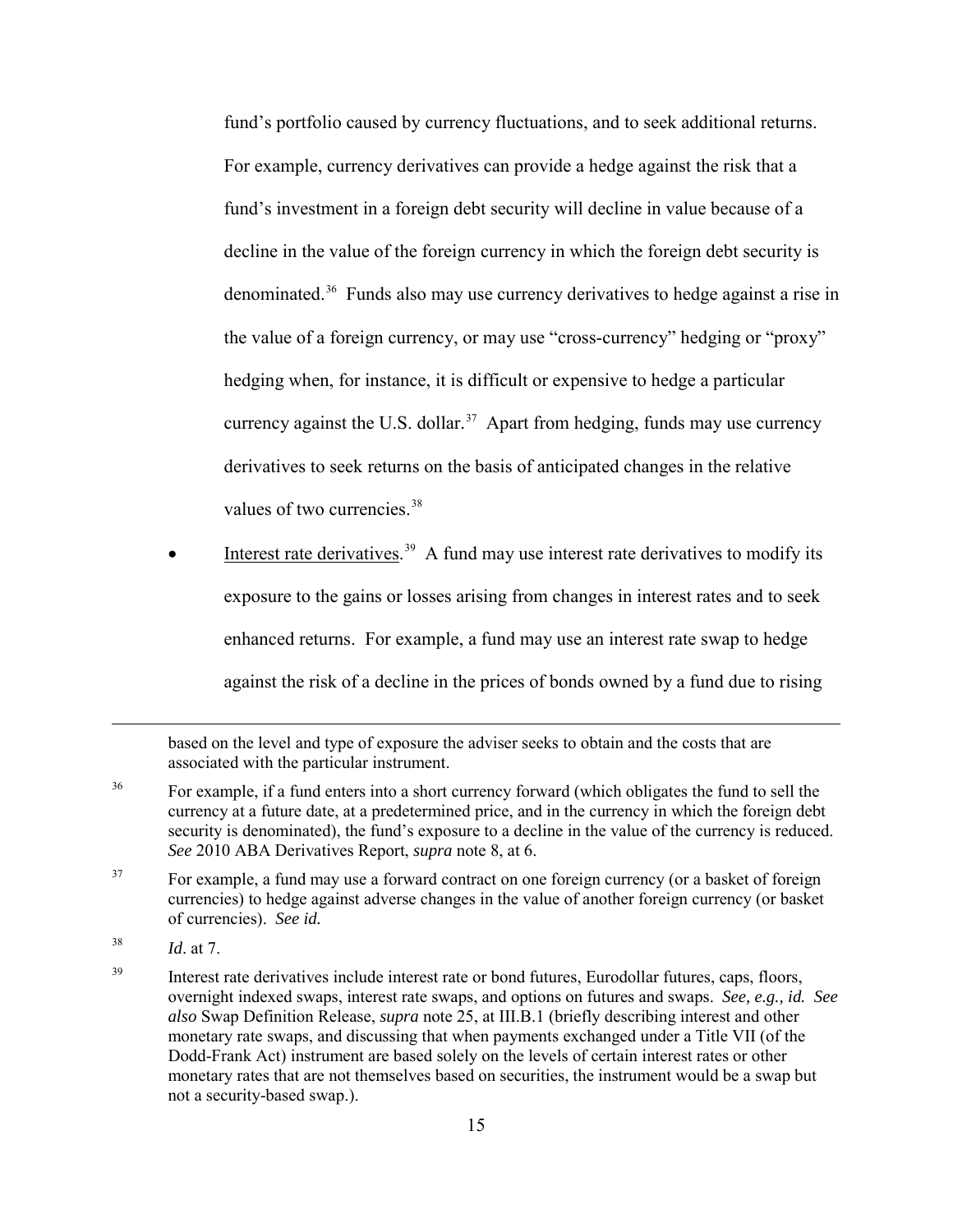fund's portfolio caused by currency fluctuations, and to seek additional returns. For example, currency derivatives can provide a hedge against the risk that a fund's investment in a foreign debt security will decline in value because of a decline in the value of the foreign currency in which the foreign debt security is denominated.[36] Funds also may use currency derivatives to hedge against a rise in the value of a foreign currency, or may use "cross-currency" hedging or "proxy" hedging when, for instance, it is difficult or expensive to hedge a particular currency against the U.S. dollar.[37] Apart from hedging, funds may use currency derivatives to seek returns on the basis of anticipated changes in the relative values of two currencies.[38]

- Interest rate derivatives.[39] A fund may use interest rate derivatives to modify its exposure to the gains or losses arising from changes in interest rates and to seek enhanced returns. For example, a fund may use an interest rate swap to hedge against the risk of a decline in the prices of bonds owned by a fund due to rising

---

based on the level and type of exposure the adviser seeks to obtain and the costs that are associated with the particular instrument.

[36] For example, if a fund enters into a short currency forward (which obligates the fund to sell the currency at a future date, at a predetermined price, and in the currency in which the foreign debt security is denominated), the fund's exposure to a decline in the value of the currency is reduced. *See* 2010 ABA Derivatives Report, *supra* note 8, at 6.

[37] For example, a fund may use a forward contract on one foreign currency (or a basket of foreign currencies) to hedge against adverse changes in the value of another foreign currency (or basket of currencies). *See id.*

[38] *Id*. at 7.

[39] Interest rate derivatives include interest rate or bond futures, Eurodollar futures, caps, floors, overnight indexed swaps, interest rate swaps, and options on futures and swaps. *See, e.g., id. See also* Swap Definition Release, *supra* note 25, at III.B.1 (briefly describing interest and other monetary rate swaps, and discussing that when payments exchanged under a Title VII (of the Dodd-Frank Act) instrument are based solely on the levels of certain interest rates or other monetary rates that are not themselves based on securities, the instrument would be a swap but not a security-based swap.).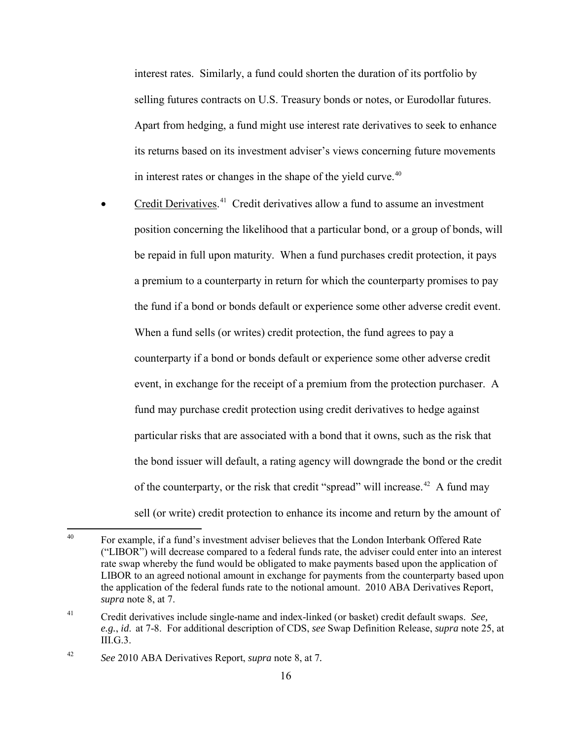interest rates. Similarly, a fund could shorten the duration of its portfolio by selling futures contracts on U.S. Treasury bonds or notes, or Eurodollar futures. Apart from hedging, a fund might use interest rate derivatives to seek to enhance its returns based on its investment adviser's views concerning future movements in interest rates or changes in the shape of the yield curve.[40]

- Credit Derivatives.[41] Credit derivatives allow a fund to assume an investment position concerning the likelihood that a particular bond, or a group of bonds, will be repaid in full upon maturity. When a fund purchases credit protection, it pays a premium to a counterparty in return for which the counterparty promises to pay the fund if a bond or bonds default or experience some other adverse credit event. When a fund sells (or writes) credit protection, the fund agrees to pay a counterparty if a bond or bonds default or experience some other adverse credit event, in exchange for the receipt of a premium from the protection purchaser. A fund may purchase credit protection using credit derivatives to hedge against particular risks that are associated with a bond that it owns, such as the risk that the bond issuer will default, a rating agency will downgrade the bond or the credit of the counterparty, or the risk that credit "spread" will increase.[42] A fund may sell (or write) credit protection to enhance its income and return by the amount of

---

[40] For example, if a fund's investment adviser believes that the London Interbank Offered Rate ("LIBOR") will decrease compared to a federal funds rate, the adviser could enter into an interest rate swap whereby the fund would be obligated to make payments based upon the application of LIBOR to an agreed notional amount in exchange for payments from the counterparty based upon the application of the federal funds rate to the notional amount. 2010 ABA Derivatives Report, *supra* note 8, at 7.

[41] Credit derivatives include single-name and index-linked (or basket) credit default swaps. *See, e.g.*, *id.* at 7-8. For additional description of CDS, *see* Swap Definition Release, *supra* note 25, at III.G.3.

[42] *See* 2010 ABA Derivatives Report, *supra* note 8, at 7.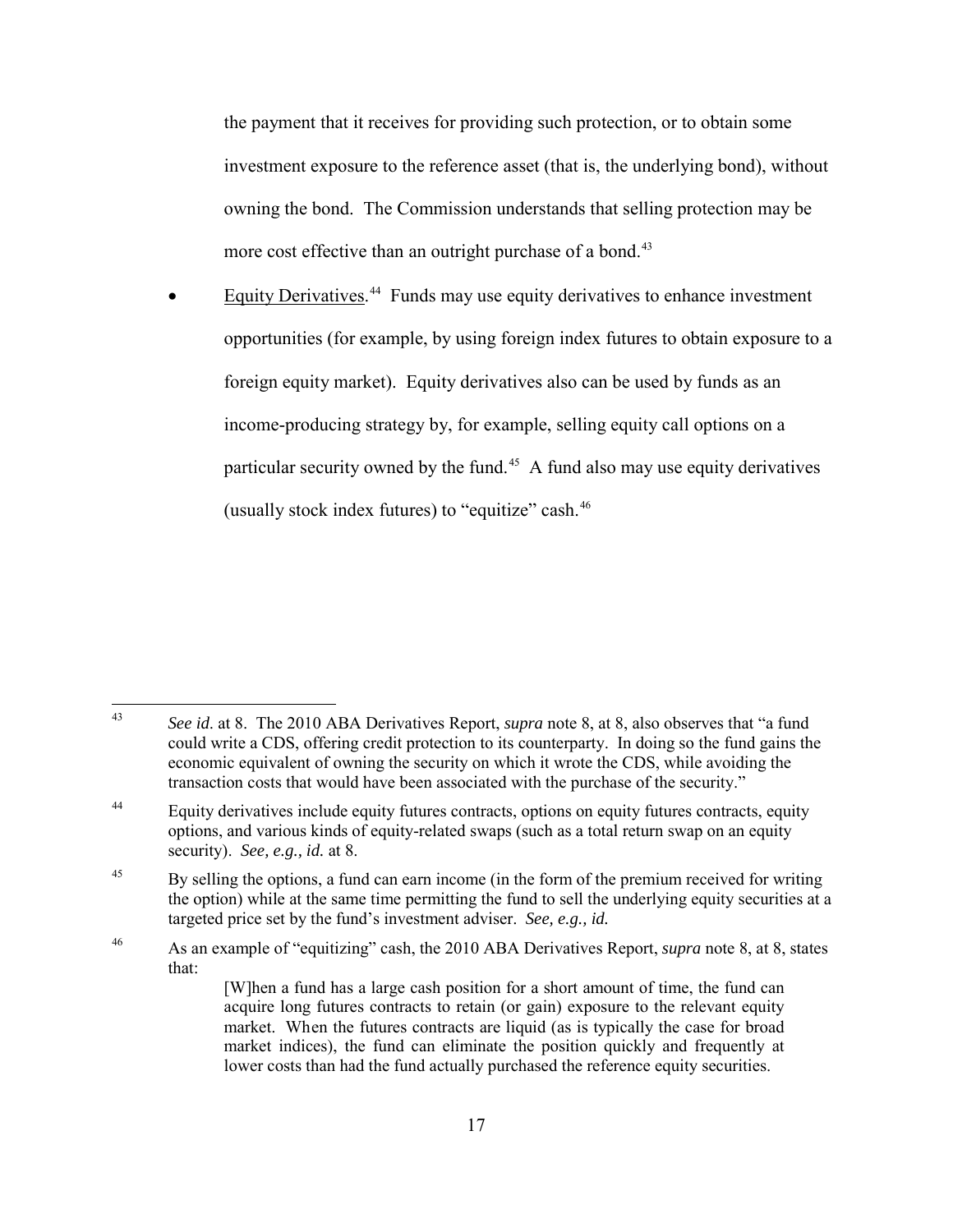the payment that it receives for providing such protection, or to obtain some investment exposure to the reference asset (that is, the underlying bond), without owning the bond. The Commission understands that selling protection may be more cost effective than an outright purchase of a bond.[43]

- Equity Derivatives.[44] Funds may use equity derivatives to enhance investment opportunities (for example, by using foreign index futures to obtain exposure to a foreign equity market). Equity derivatives also can be used by funds as an income-producing strategy by, for example, selling equity call options on a particular security owned by the fund.[45] A fund also may use equity derivatives (usually stock index futures) to "equitize" cash.[46]

---

[43] *See id.* at 8. The 2010 ABA Derivatives Report, *supra* note 8, at 8, also observes that "a fund could write a CDS, offering credit protection to its counterparty. In doing so the fund gains the economic equivalent of owning the security on which it wrote the CDS, while avoiding the transaction costs that would have been associated with the purchase of the security."

[44] Equity derivatives include equity futures contracts, options on equity futures contracts, equity options, and various kinds of equity-related swaps (such as a total return swap on an equity security). *See, e.g., id.* at 8.

[45] By selling the options, a fund can earn income (in the form of the premium received for writing the option) while at the same time permitting the fund to sell the underlying equity securities at a targeted price set by the fund's investment adviser. *See, e.g., id.*

[46] As an example of "equitizing" cash, the 2010 ABA Derivatives Report, *supra* note 8, at 8, states that:

> [W]hen a fund has a large cash position for a short amount of time, the fund can acquire long futures contracts to retain (or gain) exposure to the relevant equity market. When the futures contracts are liquid (as is typically the case for broad market indices), the fund can eliminate the position quickly and frequently at lower costs than had the fund actually purchased the reference equity securities.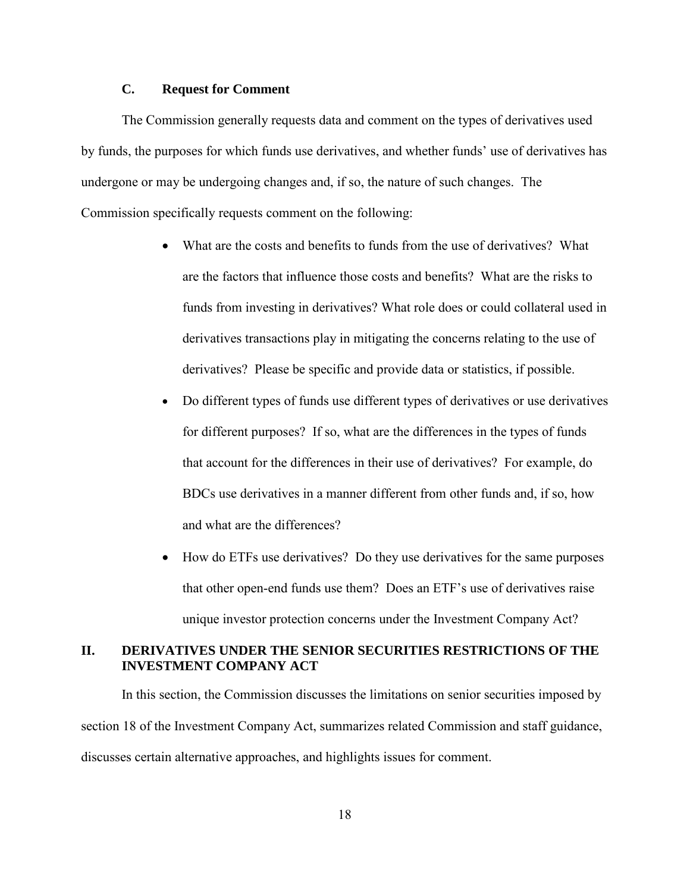### C. Request for Comment

The Commission generally requests data and comment on the types of derivatives used by funds, the purposes for which funds use derivatives, and whether funds' use of derivatives has undergone or may be undergoing changes and, if so, the nature of such changes. The Commission specifically requests comment on the following:

- What are the costs and benefits to funds from the use of derivatives? What are the factors that influence those costs and benefits? What are the risks to funds from investing in derivatives? What role does or could collateral used in derivatives transactions play in mitigating the concerns relating to the use of derivatives? Please be specific and provide data or statistics, if possible.
- Do different types of funds use different types of derivatives or use derivatives for different purposes? If so, what are the differences in the types of funds that account for the differences in their use of derivatives? For example, do BDCs use derivatives in a manner different from other funds and, if so, how and what are the differences?
- How do ETFs use derivatives? Do they use derivatives for the same purposes that other open-end funds use them? Does an ETF's use of derivatives raise unique investor protection concerns under the Investment Company Act?

## II. DERIVATIVES UNDER THE SENIOR SECURITIES RESTRICTIONS OF THE INVESTMENT COMPANY ACT

In this section, the Commission discusses the limitations on senior securities imposed by section 18 of the Investment Company Act, summarizes related Commission and staff guidance, discusses certain alternative approaches, and highlights issues for comment.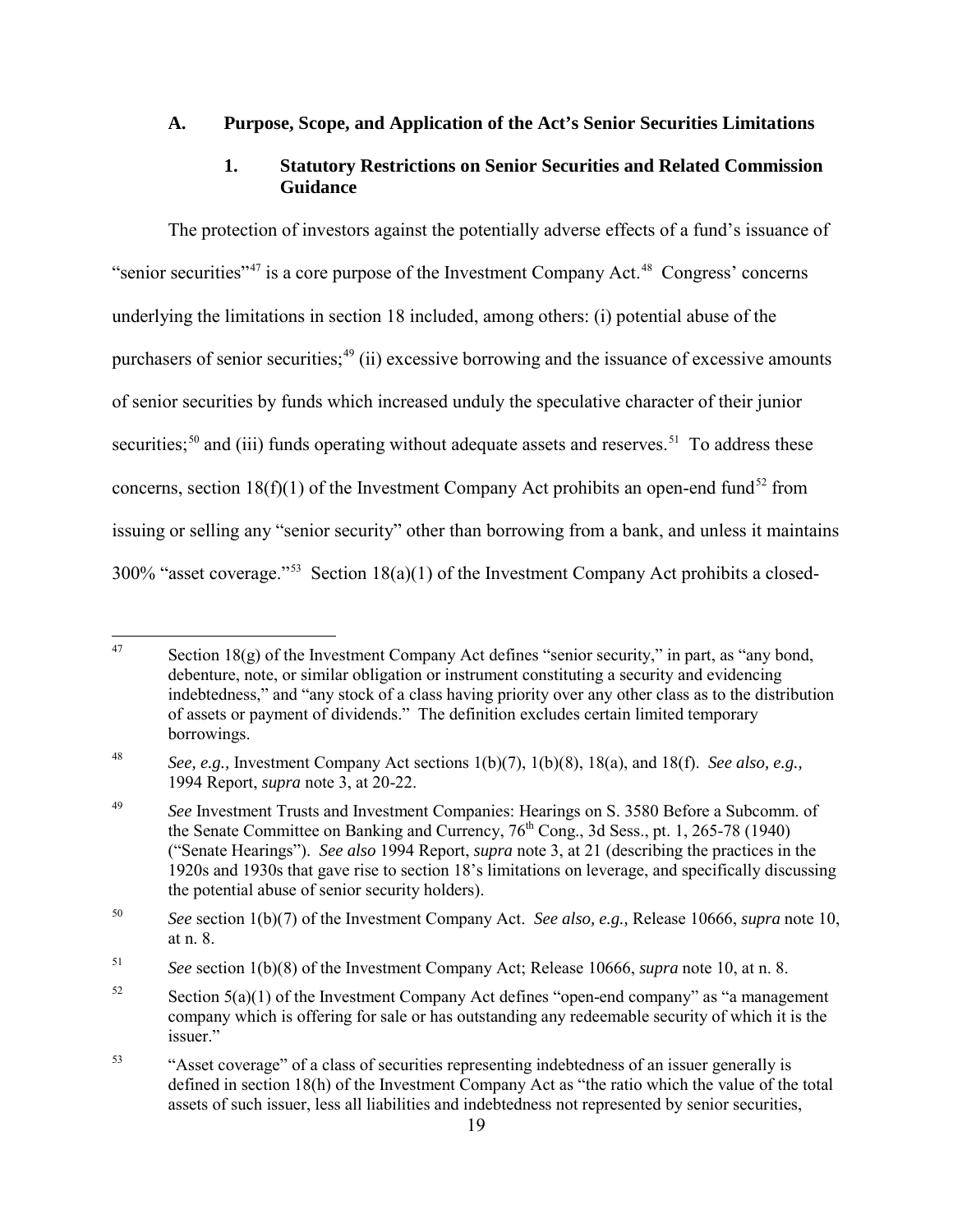### A. Purpose, Scope, and Application of the Act's Senior Securities Limitations

#### 1. Statutory Restrictions on Senior Securities and Related Commission Guidance

The protection of investors against the potentially adverse effects of a fund's issuance of "senior securities"[47] is a core purpose of the Investment Company Act.[48] Congress' concerns underlying the limitations in section 18 included, among others: (i) potential abuse of the purchasers of senior securities;[49] (ii) excessive borrowing and the issuance of excessive amounts of senior securities by funds which increased unduly the speculative character of their junior securities;[50] and (iii) funds operating without adequate assets and reserves.[51] To address these concerns, section 18(f)(1) of the Investment Company Act prohibits an open-end fund[52] from issuing or selling any "senior security" other than borrowing from a bank, and unless it maintains 300% "asset coverage."[53] Section 18(a)(1) of the Investment Company Act prohibits a closed-

---

[47] Section 18(g) of the Investment Company Act defines "senior security," in part, as "any bond, debenture, note, or similar obligation or instrument constituting a security and evidencing indebtedness," and "any stock of a class having priority over any other class as to the distribution of assets or payment of dividends." The definition excludes certain limited temporary borrowings.

[48] *See, e.g.,* Investment Company Act sections 1(b)(7), 1(b)(8), 18(a), and 18(f). *See also, e.g.,* 1994 Report, *supra* note 3, at 20-22.

[49] *See* Investment Trusts and Investment Companies: Hearings on S. 3580 Before a Subcomm. of the Senate Committee on Banking and Currency, 76th Cong., 3d Sess., pt. 1, 265-78 (1940) ("Senate Hearings"). *See also* 1994 Report, *supra* note 3, at 21 (describing the practices in the 1920s and 1930s that gave rise to section 18's limitations on leverage, and specifically discussing the potential abuse of senior security holders).

[50] *See* section 1(b)(7) of the Investment Company Act. *See also, e.g.,* Release 10666, *supra* note 10, at n. 8.

[51] *See* section 1(b)(8) of the Investment Company Act; Release 10666, *supra* note 10, at n. 8.

[52] Section 5(a)(1) of the Investment Company Act defines "open-end company" as "a management company which is offering for sale or has outstanding any redeemable security of which it is the issuer."

[53] "Asset coverage" of a class of securities representing indebtedness of an issuer generally is defined in section 18(h) of the Investment Company Act as "the ratio which the value of the total assets of such issuer, less all liabilities and indebtedness not represented by senior securities,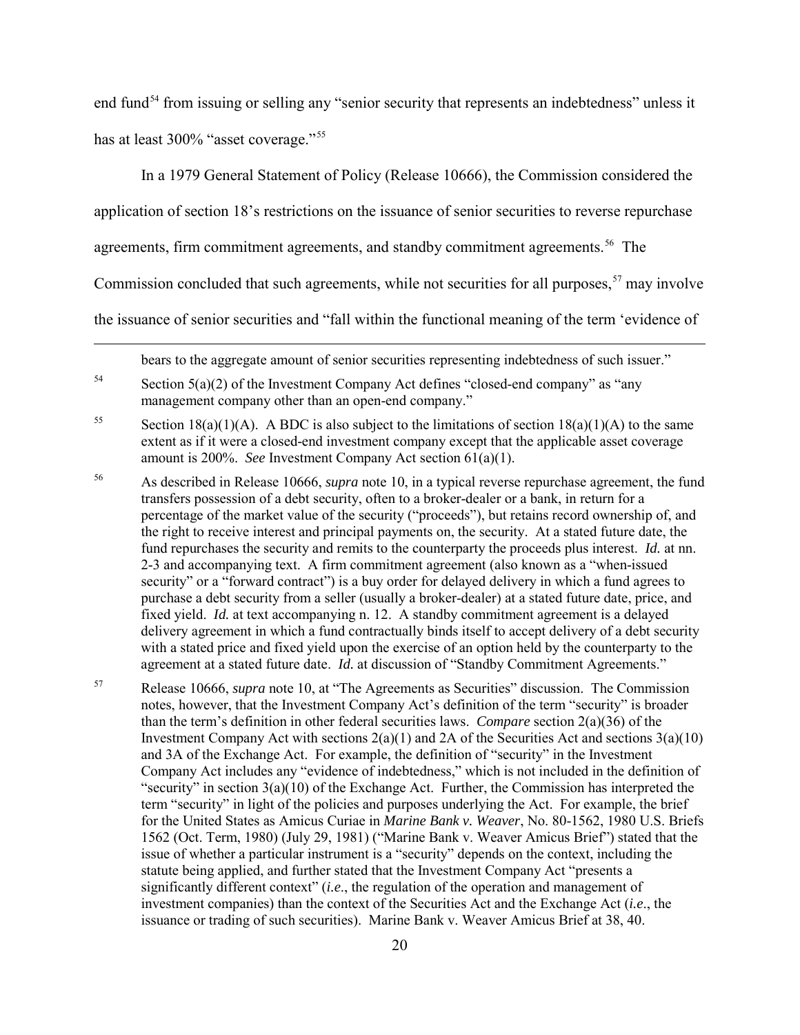end fund[54] from issuing or selling any "senior security that represents an indebtedness" unless it has at least 300% "asset coverage."[55]

In a 1979 General Statement of Policy (Release 10666), the Commission considered the application of section 18's restrictions on the issuance of senior securities to reverse repurchase agreements, firm commitment agreements, and standby commitment agreements.[56] The Commission concluded that such agreements, while not securities for all purposes,[57] may involve the issuance of senior securities and "fall within the functional meaning of the term 'evidence of

---

bears to the aggregate amount of senior securities representing indebtedness of such issuer."

[54] Section 5(a)(2) of the Investment Company Act defines "closed-end company" as "any management company other than an open-end company."

[55] Section 18(a)(1)(A). A BDC is also subject to the limitations of section 18(a)(1)(A) to the same extent as if it were a closed-end investment company except that the applicable asset coverage amount is 200%. *See* Investment Company Act section 61(a)(1).

[56] As described in Release 10666, *supra* note 10, in a typical reverse repurchase agreement, the fund transfers possession of a debt security, often to a broker-dealer or a bank, in return for a percentage of the market value of the security ("proceeds"), but retains record ownership of, and the right to receive interest and principal payments on, the security. At a stated future date, the fund repurchases the security and remits to the counterparty the proceeds plus interest. *Id.* at nn. 2-3 and accompanying text. A firm commitment agreement (also known as a "when-issued security" or a "forward contract") is a buy order for delayed delivery in which a fund agrees to purchase a debt security from a seller (usually a broker-dealer) at a stated future date, price, and fixed yield. *Id.* at text accompanying n. 12. A standby commitment agreement is a delayed delivery agreement in which a fund contractually binds itself to accept delivery of a debt security with a stated price and fixed yield upon the exercise of an option held by the counterparty to the agreement at a stated future date. *Id.* at discussion of "Standby Commitment Agreements."

[57] Release 10666, *supra* note 10, at "The Agreements as Securities" discussion. The Commission notes, however, that the Investment Company Act's definition of the term "security" is broader than the term's definition in other federal securities laws. *Compare* section 2(a)(36) of the Investment Company Act with sections 2(a)(1) and 2A of the Securities Act and sections 3(a)(10) and 3A of the Exchange Act. For example, the definition of "security" in the Investment Company Act includes any "evidence of indebtedness," which is not included in the definition of "security" in section 3(a)(10) of the Exchange Act. Further, the Commission has interpreted the term "security" in light of the policies and purposes underlying the Act. For example, the brief for the United States as Amicus Curiae in *Marine Bank v. Weaver*, No. 80-1562, 1980 U.S. Briefs 1562 (Oct. Term, 1980) (July 29, 1981) ("Marine Bank v. Weaver Amicus Brief") stated that the issue of whether a particular instrument is a "security" depends on the context, including the statute being applied, and further stated that the Investment Company Act "presents a significantly different context" (*i.e.*, the regulation of the operation and management of investment companies) than the context of the Securities Act and the Exchange Act (*i.e.*, the issuance or trading of such securities). Marine Bank v. Weaver Amicus Brief at 38, 40.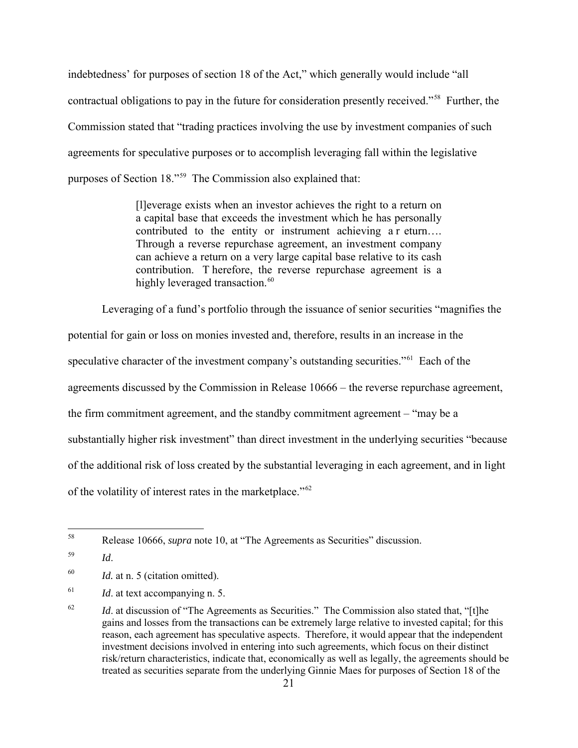indebtedness' for purposes of section 18 of the Act," which generally would include "all contractual obligations to pay in the future for consideration presently received."[58] Further, the Commission stated that "trading practices involving the use by investment companies of such agreements for speculative purposes or to accomplish leveraging fall within the legislative purposes of Section 18."[59] The Commission also explained that:

> [l]everage exists when an investor achieves the right to a return on a capital base that exceeds the investment which he has personally contributed to the entity or instrument achieving a r eturn…. Through a reverse repurchase agreement, an investment company can achieve a return on a very large capital base relative to its cash contribution. T herefore, the reverse repurchase agreement is a highly leveraged transaction.[60]

Leveraging of a fund's portfolio through the issuance of senior securities "magnifies the potential for gain or loss on monies invested and, therefore, results in an increase in the speculative character of the investment company's outstanding securities."[61] Each of the agreements discussed by the Commission in Release 10666 – the reverse repurchase agreement, the firm commitment agreement, and the standby commitment agreement – "may be a substantially higher risk investment" than direct investment in the underlying securities "because of the additional risk of loss created by the substantial leveraging in each agreement, and in light of the volatility of interest rates in the marketplace."[62]

---

[58] Release 10666, *supra* note 10, at "The Agreements as Securities" discussion.

[59] *Id*.

[60] *Id.* at n. 5 (citation omitted).

[61] *Id*. at text accompanying n. 5.

[62] *Id*. at discussion of "The Agreements as Securities." The Commission also stated that, "[t]he gains and losses from the transactions can be extremely large relative to invested capital; for this reason, each agreement has speculative aspects. Therefore, it would appear that the independent investment decisions involved in entering into such agreements, which focus on their distinct risk/return characteristics, indicate that, economically as well as legally, the agreements should be treated as securities separate from the underlying Ginnie Maes for purposes of Section 18 of the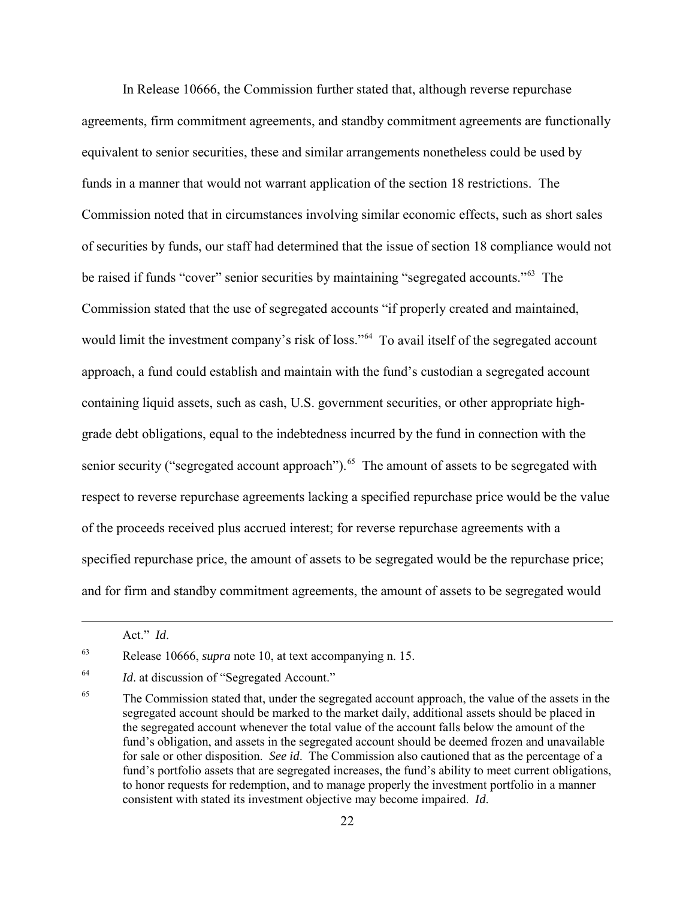In Release 10666, the Commission further stated that, although reverse repurchase agreements, firm commitment agreements, and standby commitment agreements are functionally equivalent to senior securities, these and similar arrangements nonetheless could be used by funds in a manner that would not warrant application of the section 18 restrictions. The Commission noted that in circumstances involving similar economic effects, such as short sales of securities by funds, our staff had determined that the issue of section 18 compliance would not be raised if funds "cover" senior securities by maintaining "segregated accounts."[63] The Commission stated that the use of segregated accounts "if properly created and maintained, would limit the investment company's risk of loss."[64] To avail itself of the segregated account approach, a fund could establish and maintain with the fund's custodian a segregated account containing liquid assets, such as cash, U.S. government securities, or other appropriate high-grade debt obligations, equal to the indebtedness incurred by the fund in connection with the senior security ("segregated account approach").[65] The amount of assets to be segregated with respect to reverse repurchase agreements lacking a specified repurchase price would be the value of the proceeds received plus accrued interest; for reverse repurchase agreements with a specified repurchase price, the amount of assets to be segregated would be the repurchase price; and for firm and standby commitment agreements, the amount of assets to be segregated would

---

Act." *Id*.

[63] Release 10666, *supra* note 10, at text accompanying n. 15.

[64] *Id*. at discussion of "Segregated Account."

[65] The Commission stated that, under the segregated account approach, the value of the assets in the segregated account should be marked to the market daily, additional assets should be placed in the segregated account whenever the total value of the account falls below the amount of the fund's obligation, and assets in the segregated account should be deemed frozen and unavailable for sale or other disposition. *See id*. The Commission also cautioned that as the percentage of a fund's portfolio assets that are segregated increases, the fund's ability to meet current obligations, to honor requests for redemption, and to manage properly the investment portfolio in a manner consistent with stated its investment objective may become impaired. *Id*.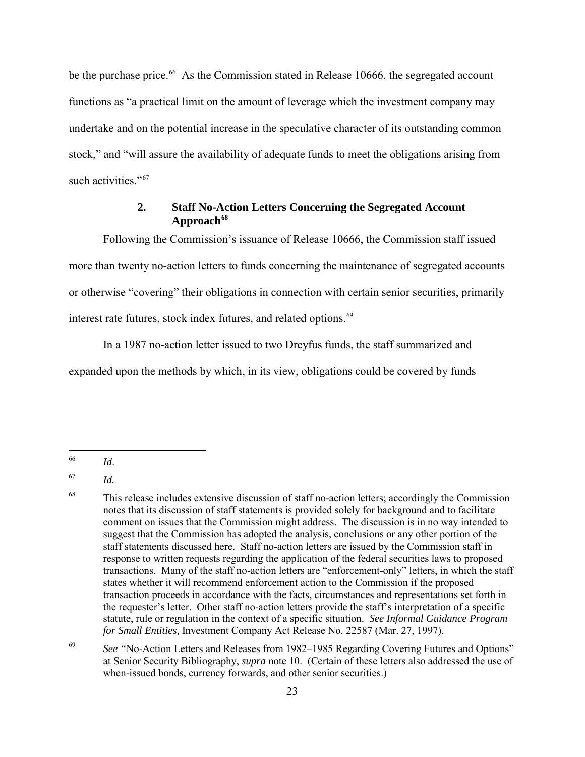be the purchase price.[66] As the Commission stated in Release 10666, the segregated account functions as "a practical limit on the amount of leverage which the investment company may undertake and on the potential increase in the speculative character of its outstanding common stock," and "will assure the availability of adequate funds to meet the obligations arising from such activities."[67]

### 2. Staff No-Action Letters Concerning the Segregated Account Approach[68]

Following the Commission's issuance of Release 10666, the Commission staff issued more than twenty no-action letters to funds concerning the maintenance of segregated accounts or otherwise "covering" their obligations in connection with certain senior securities, primarily interest rate futures, stock index futures, and related options.[69]

In a 1987 no-action letter issued to two Dreyfus funds, the staff summarized and expanded upon the methods by which, in its view, obligations could be covered by funds

---

[66] *Id*.

[67] *Id.*

[68] This release includes extensive discussion of staff no-action letters; accordingly the Commission notes that its discussion of staff statements is provided solely for background and to facilitate comment on issues that the Commission might address. The discussion is in no way intended to suggest that the Commission has adopted the analysis, conclusions or any other portion of the staff statements discussed here. Staff no-action letters are issued by the Commission staff in response to written requests regarding the application of the federal securities laws to proposed transactions. Many of the staff no-action letters are "enforcement-only" letters, in which the staff states whether it will recommend enforcement action to the Commission if the proposed transaction proceeds in accordance with the facts, circumstances and representations set forth in the requester's letter. Other staff no-action letters provide the staff's interpretation of a specific statute, rule or regulation in the context of a specific situation. *See Informal Guidance Program for Small Entities,* Investment Company Act Release No. 22587 (Mar. 27, 1997).

[69] *See* "No-Action Letters and Releases from 1982–1985 Regarding Covering Futures and Options" at Senior Security Bibliography, *supra* note 10. (Certain of these letters also addressed the use of when-issued bonds, currency forwards, and other senior securities.)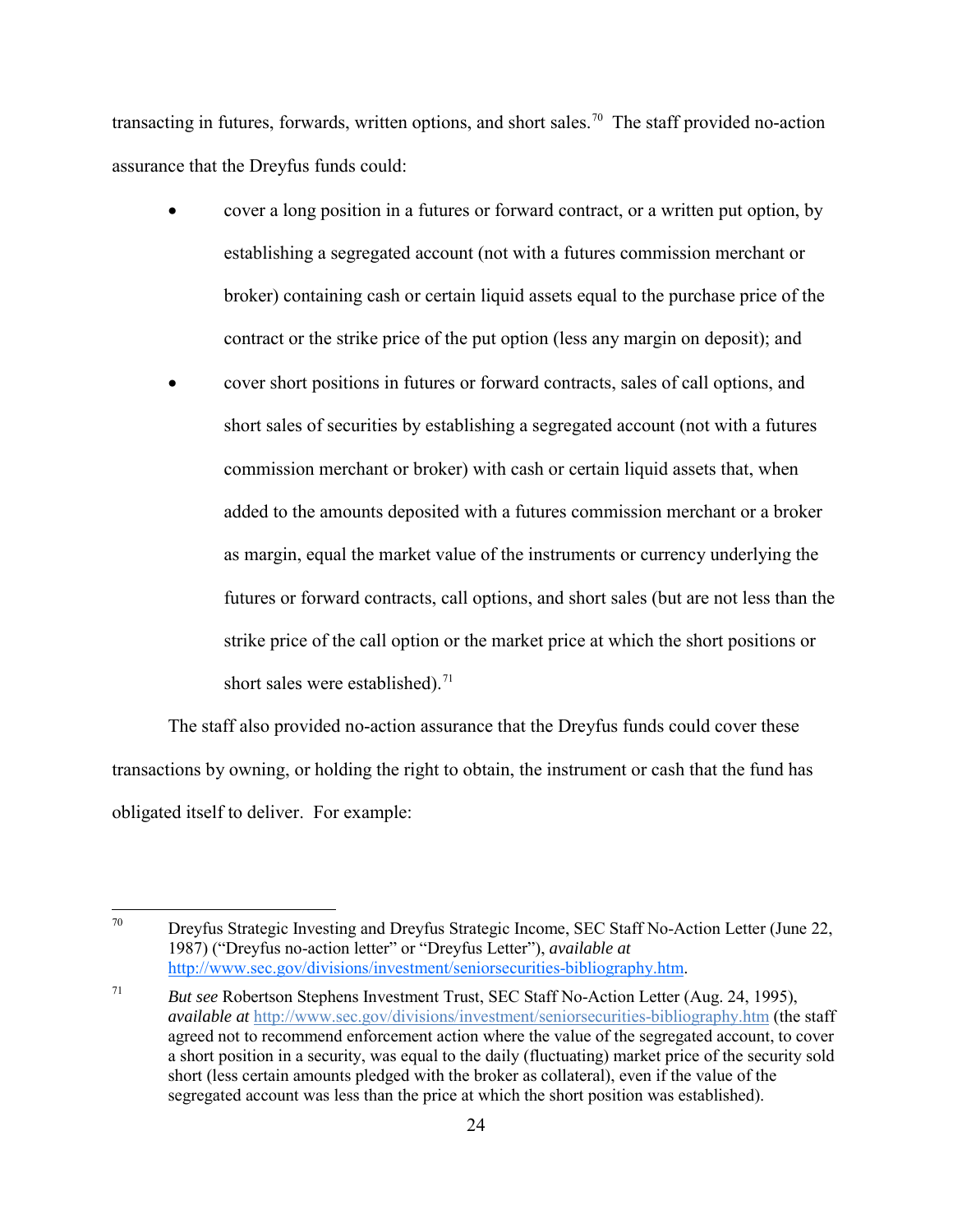transacting in futures, forwards, written options, and short sales.[70] The staff provided no-action assurance that the Dreyfus funds could:

- cover a long position in a futures or forward contract, or a written put option, by establishing a segregated account (not with a futures commission merchant or broker) containing cash or certain liquid assets equal to the purchase price of the contract or the strike price of the put option (less any margin on deposit); and
- cover short positions in futures or forward contracts, sales of call options, and short sales of securities by establishing a segregated account (not with a futures commission merchant or broker) with cash or certain liquid assets that, when added to the amounts deposited with a futures commission merchant or a broker as margin, equal the market value of the instruments or currency underlying the futures or forward contracts, call options, and short sales (but are not less than the strike price of the call option or the market price at which the short positions or short sales were established).[71]

The staff also provided no-action assurance that the Dreyfus funds could cover these transactions by owning, or holding the right to obtain, the instrument or cash that the fund has obligated itself to deliver. For example:

---

[70] Dreyfus Strategic Investing and Dreyfus Strategic Income, SEC Staff No-Action Letter (June 22, 1987) ("Dreyfus no-action letter" or "Dreyfus Letter"), *available at* http://www.sec.gov/divisions/investment/seniorsecurities-bibliography.htm.

[71] *But see* Robertson Stephens Investment Trust, SEC Staff No-Action Letter (Aug. 24, 1995), *available at* http://www.sec.gov/divisions/investment/seniorsecurities-bibliography.htm (the staff agreed not to recommend enforcement action where the value of the segregated account, to cover a short position in a security, was equal to the daily (fluctuating) market price of the security sold short (less certain amounts pledged with the broker as collateral), even if the value of the segregated account was less than the price at which the short position was established).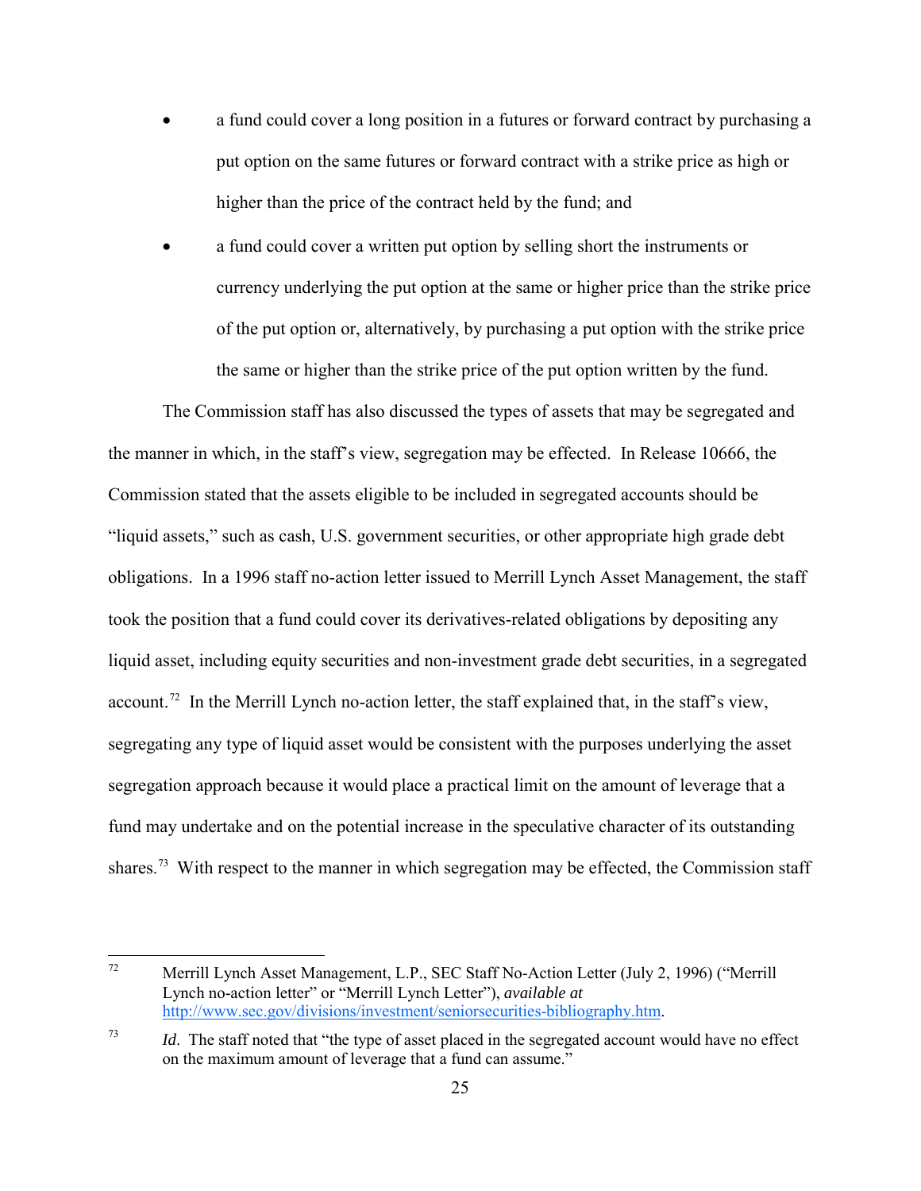- a fund could cover a long position in a futures or forward contract by purchasing a put option on the same futures or forward contract with a strike price as high or higher than the price of the contract held by the fund; and
- a fund could cover a written put option by selling short the instruments or currency underlying the put option at the same or higher price than the strike price of the put option or, alternatively, by purchasing a put option with the strike price the same or higher than the strike price of the put option written by the fund.

The Commission staff has also discussed the types of assets that may be segregated and the manner in which, in the staff's view, segregation may be effected. In Release 10666, the Commission stated that the assets eligible to be included in segregated accounts should be "liquid assets," such as cash, U.S. government securities, or other appropriate high grade debt obligations. In a 1996 staff no-action letter issued to Merrill Lynch Asset Management, the staff took the position that a fund could cover its derivatives-related obligations by depositing any liquid asset, including equity securities and non-investment grade debt securities, in a segregated account.[72] In the Merrill Lynch no-action letter, the staff explained that, in the staff's view, segregating any type of liquid asset would be consistent with the purposes underlying the asset segregation approach because it would place a practical limit on the amount of leverage that a fund may undertake and on the potential increase in the speculative character of its outstanding shares.[73] With respect to the manner in which segregation may be effected, the Commission staff

---

[72] Merrill Lynch Asset Management, L.P., SEC Staff No-Action Letter (July 2, 1996) ("Merrill Lynch no-action letter" or "Merrill Lynch Letter"), *available at* http://www.sec.gov/divisions/investment/seniorsecurities-bibliography.htm.

[73] *Id*. The staff noted that "the type of asset placed in the segregated account would have no effect on the maximum amount of leverage that a fund can assume."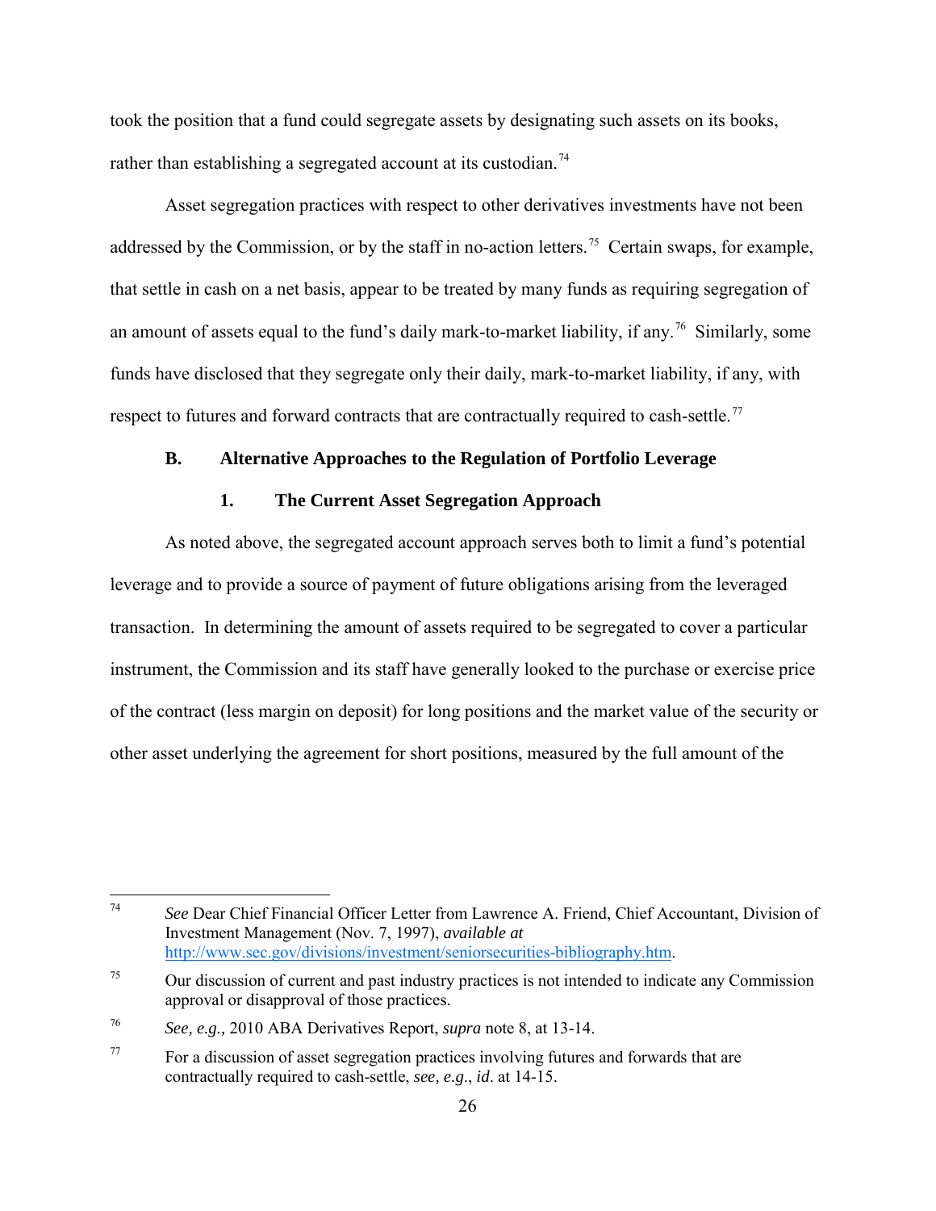took the position that a fund could segregate assets by designating such assets on its books, rather than establishing a segregated account at its custodian.[74]

Asset segregation practices with respect to other derivatives investments have not been addressed by the Commission, or by the staff in no-action letters.[75] Certain swaps, for example, that settle in cash on a net basis, appear to be treated by many funds as requiring segregation of an amount of assets equal to the fund's daily mark-to-market liability, if any.[76] Similarly, some funds have disclosed that they segregate only their daily, mark-to-market liability, if any, with respect to futures and forward contracts that are contractually required to cash-settle.[77]

### B. Alternative Approaches to the Regulation of Portfolio Leverage

#### 1. The Current Asset Segregation Approach

As noted above, the segregated account approach serves both to limit a fund's potential leverage and to provide a source of payment of future obligations arising from the leveraged transaction. In determining the amount of assets required to be segregated to cover a particular instrument, the Commission and its staff have generally looked to the purchase or exercise price of the contract (less margin on deposit) for long positions and the market value of the security or other asset underlying the agreement for short positions, measured by the full amount of the

---

[74] *See* Dear Chief Financial Officer Letter from Lawrence A. Friend, Chief Accountant, Division of Investment Management (Nov. 7, 1997), *available at* http://www.sec.gov/divisions/investment/seniorsecurities-bibliography.htm.

[75] Our discussion of current and past industry practices is not intended to indicate any Commission approval or disapproval of those practices.

[76] *See, e.g.,* 2010 ABA Derivatives Report, *supra* note 8, at 13-14.

[77] For a discussion of asset segregation practices involving futures and forwards that are contractually required to cash-settle, *see, e.g.*, *id*. at 14-15.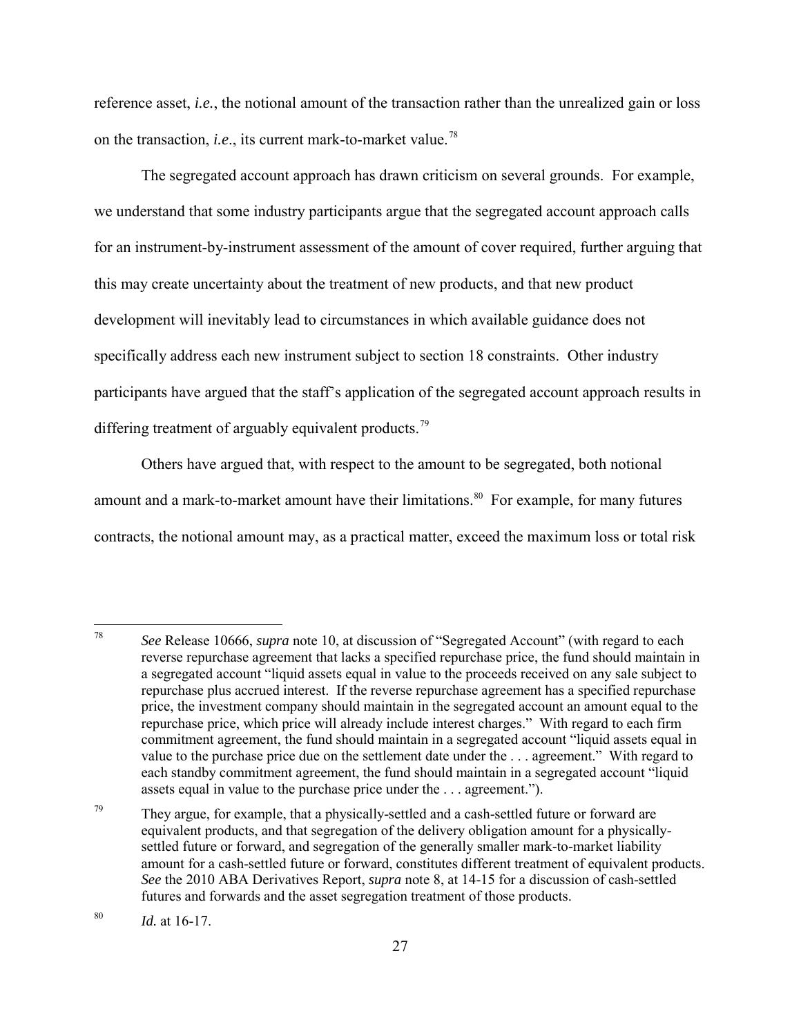reference asset, *i.e.*, the notional amount of the transaction rather than the unrealized gain or loss on the transaction, *i.e*., its current mark-to-market value.[78]

The segregated account approach has drawn criticism on several grounds. For example, we understand that some industry participants argue that the segregated account approach calls for an instrument-by-instrument assessment of the amount of cover required, further arguing that this may create uncertainty about the treatment of new products, and that new product development will inevitably lead to circumstances in which available guidance does not specifically address each new instrument subject to section 18 constraints. Other industry participants have argued that the staff's application of the segregated account approach results in differing treatment of arguably equivalent products.[79]

Others have argued that, with respect to the amount to be segregated, both notional amount and a mark-to-market amount have their limitations.[80] For example, for many futures contracts, the notional amount may, as a practical matter, exceed the maximum loss or total risk

---

[78] *See* Release 10666, *supra* note 10, at discussion of "Segregated Account" (with regard to each reverse repurchase agreement that lacks a specified repurchase price, the fund should maintain in a segregated account "liquid assets equal in value to the proceeds received on any sale subject to repurchase plus accrued interest. If the reverse repurchase agreement has a specified repurchase price, the investment company should maintain in the segregated account an amount equal to the repurchase price, which price will already include interest charges." With regard to each firm commitment agreement, the fund should maintain in a segregated account "liquid assets equal in value to the purchase price due on the settlement date under the . . . agreement." With regard to each standby commitment agreement, the fund should maintain in a segregated account "liquid assets equal in value to the purchase price under the . . . agreement.").

[79] They argue, for example, that a physically-settled and a cash-settled future or forward are equivalent products, and that segregation of the delivery obligation amount for a physically-settled future or forward, and segregation of the generally smaller mark-to-market liability amount for a cash-settled future or forward, constitutes different treatment of equivalent products. *See* the 2010 ABA Derivatives Report, *supra* note 8, at 14-15 for a discussion of cash-settled futures and forwards and the asset segregation treatment of those products.

[80] *Id.* at 16-17.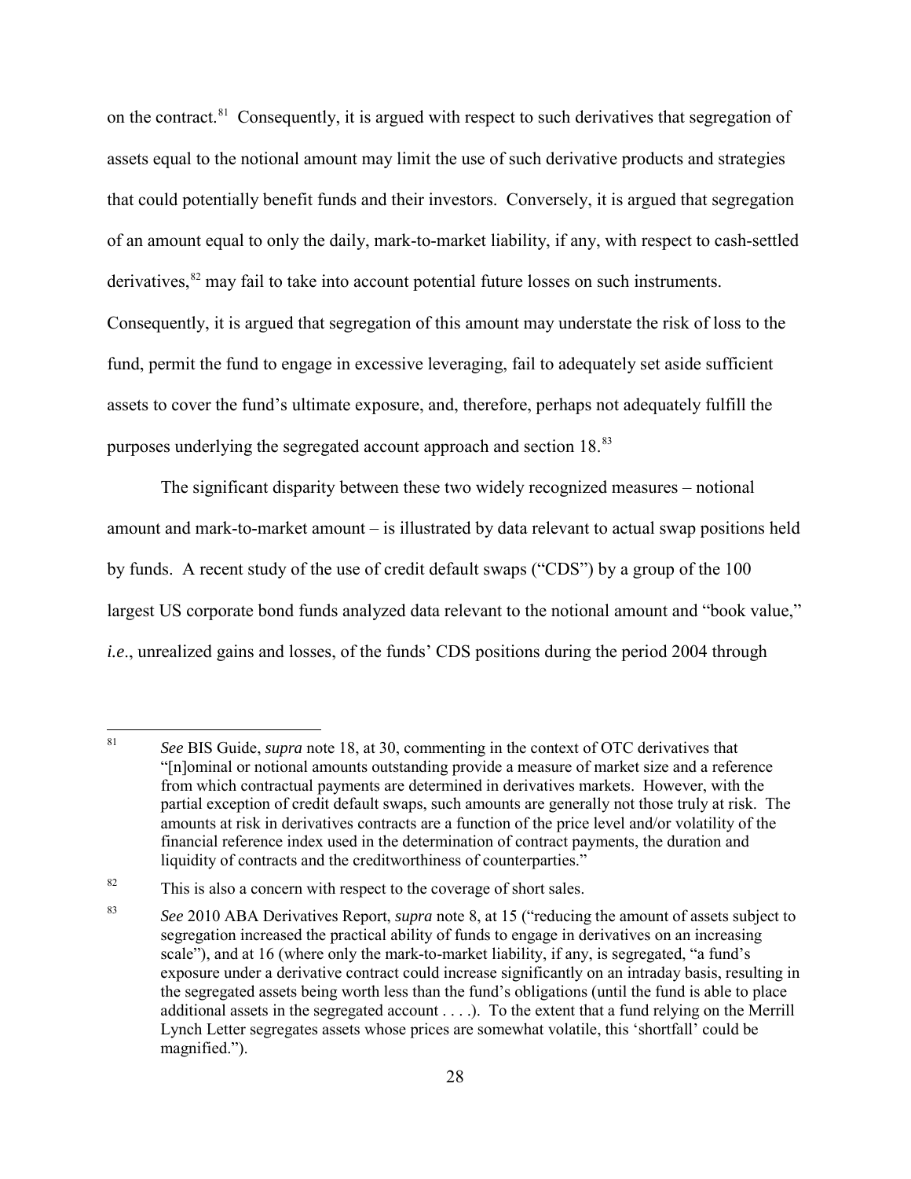on the contract.[81] Consequently, it is argued with respect to such derivatives that segregation of assets equal to the notional amount may limit the use of such derivative products and strategies that could potentially benefit funds and their investors. Conversely, it is argued that segregation of an amount equal to only the daily, mark-to-market liability, if any, with respect to cash-settled derivatives,[82] may fail to take into account potential future losses on such instruments. Consequently, it is argued that segregation of this amount may understate the risk of loss to the fund, permit the fund to engage in excessive leveraging, fail to adequately set aside sufficient assets to cover the fund's ultimate exposure, and, therefore, perhaps not adequately fulfill the purposes underlying the segregated account approach and section 18.[83]

The significant disparity between these two widely recognized measures – notional amount and mark-to-market amount – is illustrated by data relevant to actual swap positions held by funds. A recent study of the use of credit default swaps ("CDS") by a group of the 100 largest US corporate bond funds analyzed data relevant to the notional amount and "book value," *i.e.*, unrealized gains and losses, of the funds' CDS positions during the period 2004 through

---

[81] *See* BIS Guide, *supra* note 18, at 30, commenting in the context of OTC derivatives that "[n]ominal or notional amounts outstanding provide a measure of market size and a reference from which contractual payments are determined in derivatives markets. However, with the partial exception of credit default swaps, such amounts are generally not those truly at risk. The amounts at risk in derivatives contracts are a function of the price level and/or volatility of the financial reference index used in the determination of contract payments, the duration and liquidity of contracts and the creditworthiness of counterparties."

[82] This is also a concern with respect to the coverage of short sales.

[83] *See* 2010 ABA Derivatives Report, *supra* note 8, at 15 ("reducing the amount of assets subject to segregation increased the practical ability of funds to engage in derivatives on an increasing scale"), and at 16 (where only the mark-to-market liability, if any, is segregated, "a fund's exposure under a derivative contract could increase significantly on an intraday basis, resulting in the segregated assets being worth less than the fund's obligations (until the fund is able to place additional assets in the segregated account . . . .). To the extent that a fund relying on the Merrill Lynch Letter segregates assets whose prices are somewhat volatile, this 'shortfall' could be magnified.").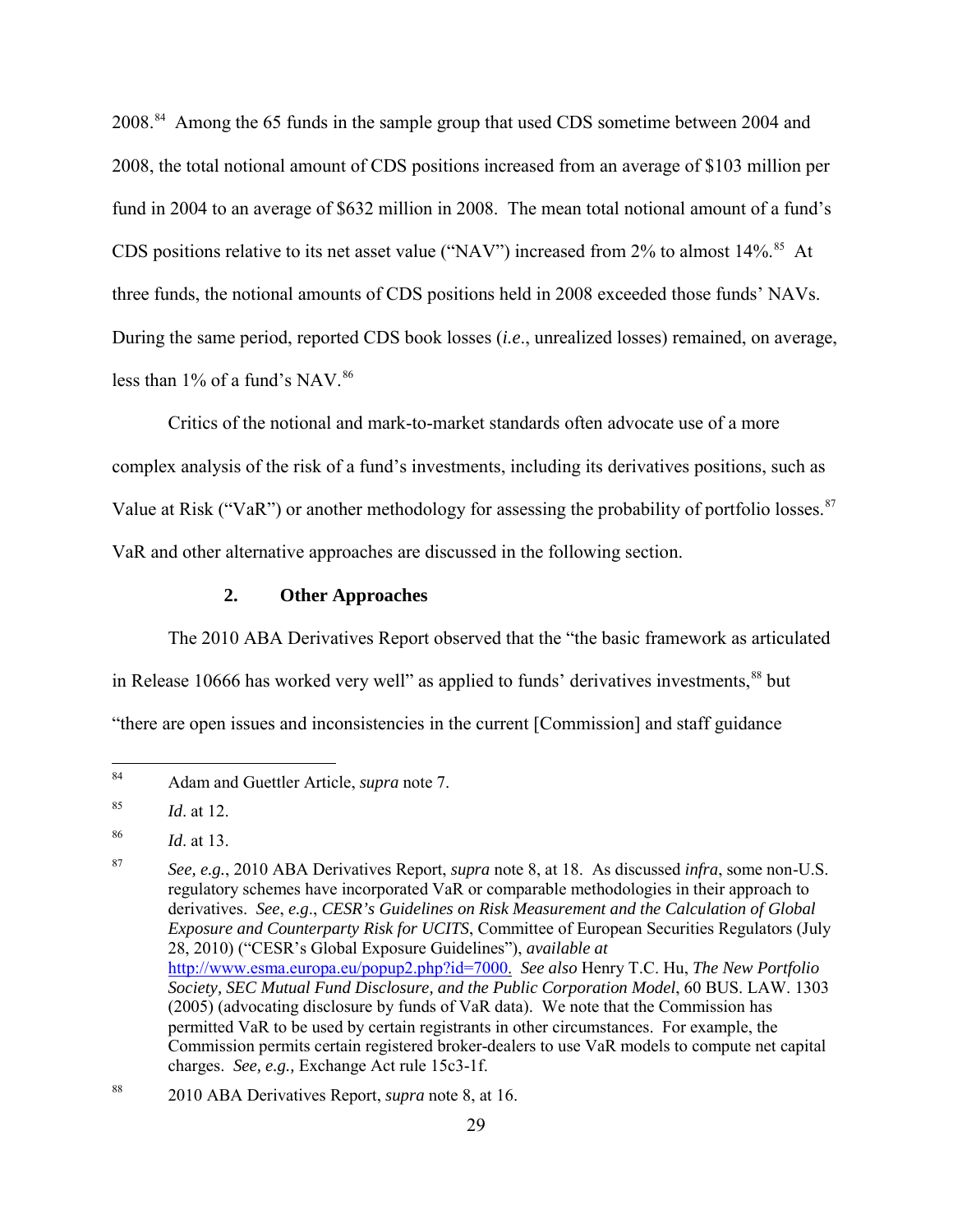2008.[84] Among the 65 funds in the sample group that used CDS sometime between 2004 and 2008, the total notional amount of CDS positions increased from an average of $103 million per fund in 2004 to an average of $632 million in 2008. The mean total notional amount of a fund's CDS positions relative to its net asset value ("NAV") increased from 2% to almost 14%.[85] At three funds, the notional amounts of CDS positions held in 2008 exceeded those funds' NAVs. During the same period, reported CDS book losses (*i.e*., unrealized losses) remained, on average, less than 1% of a fund's NAV.[86]

Critics of the notional and mark-to-market standards often advocate use of a more complex analysis of the risk of a fund's investments, including its derivatives positions, such as Value at Risk ("VaR") or another methodology for assessing the probability of portfolio losses.[87] VaR and other alternative approaches are discussed in the following section.

### 2. Other Approaches

The 2010 ABA Derivatives Report observed that the "the basic framework as articulated in Release 10666 has worked very well" as applied to funds' derivatives investments,[88] but "there are open issues and inconsistencies in the current [Commission] and staff guidance

---

[84] Adam and Guettler Article, *supra* note 7.

[85] *Id*. at 12.

[86] *Id*. at 13.

[87] *See, e.g.*, 2010 ABA Derivatives Report, *supra* note 8, at 18. As discussed *infra*, some non-U.S. regulatory schemes have incorporated VaR or comparable methodologies in their approach to derivatives. *See*, *e.g*., *CESR's Guidelines on Risk Measurement and the Calculation of Global Exposure and Counterparty Risk for UCITS*, Committee of European Securities Regulators (July 28, 2010) ("CESR's Global Exposure Guidelines"), *available at* http://www.esma.europa.eu/popup2.php?id=7000. *See also* Henry T.C. Hu, *The New Portfolio Society, SEC Mutual Fund Disclosure, and the Public Corporation Model*, 60 BUS. LAW. 1303 (2005) (advocating disclosure by funds of VaR data). We note that the Commission has permitted VaR to be used by certain registrants in other circumstances. For example, the Commission permits certain registered broker-dealers to use VaR models to compute net capital charges. *See, e.g.,* Exchange Act rule 15c3-1f.

[88] 2010 ABA Derivatives Report, *supra* note 8, at 16.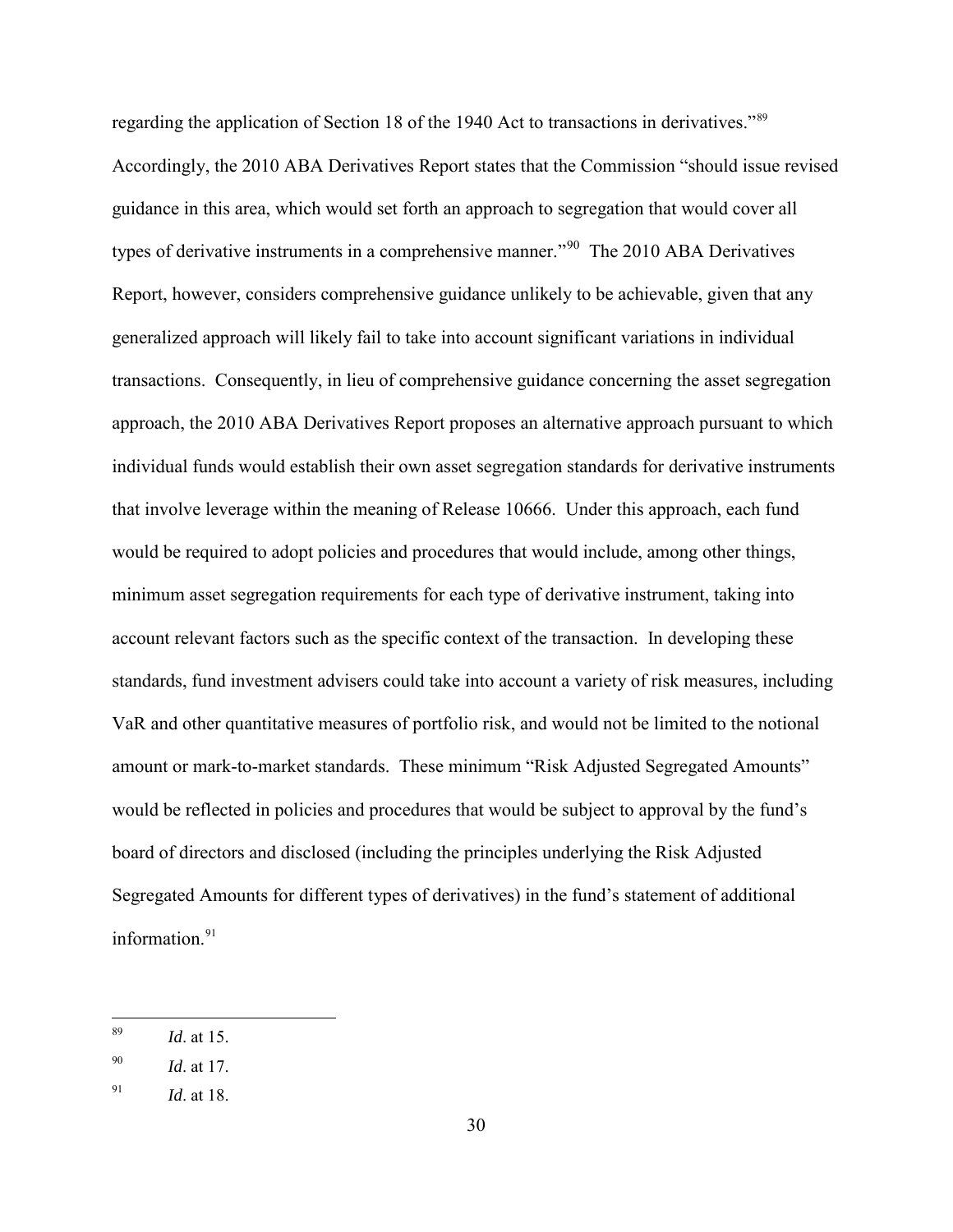regarding the application of Section 18 of the 1940 Act to transactions in derivatives."[89] Accordingly, the 2010 ABA Derivatives Report states that the Commission "should issue revised guidance in this area, which would set forth an approach to segregation that would cover all types of derivative instruments in a comprehensive manner."[90] The 2010 ABA Derivatives Report, however, considers comprehensive guidance unlikely to be achievable, given that any generalized approach will likely fail to take into account significant variations in individual transactions. Consequently, in lieu of comprehensive guidance concerning the asset segregation approach, the 2010 ABA Derivatives Report proposes an alternative approach pursuant to which individual funds would establish their own asset segregation standards for derivative instruments that involve leverage within the meaning of Release 10666. Under this approach, each fund would be required to adopt policies and procedures that would include, among other things, minimum asset segregation requirements for each type of derivative instrument, taking into account relevant factors such as the specific context of the transaction. In developing these standards, fund investment advisers could take into account a variety of risk measures, including VaR and other quantitative measures of portfolio risk, and would not be limited to the notional amount or mark-to-market standards. These minimum "Risk Adjusted Segregated Amounts" would be reflected in policies and procedures that would be subject to approval by the fund's board of directors and disclosed (including the principles underlying the Risk Adjusted Segregated Amounts for different types of derivatives) in the fund's statement of additional information.[91]

---

[89] *Id*. at 15.

[90] *Id*. at 17.

[91] *Id*. at 18.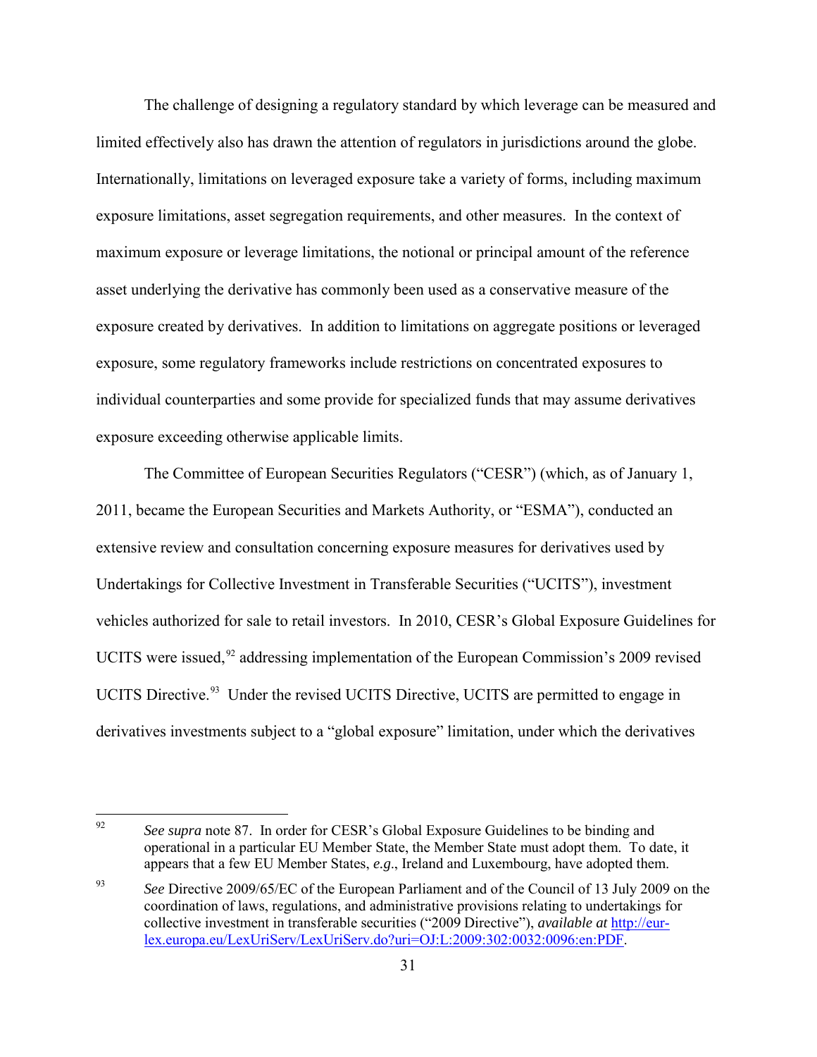The challenge of designing a regulatory standard by which leverage can be measured and limited effectively also has drawn the attention of regulators in jurisdictions around the globe. Internationally, limitations on leveraged exposure take a variety of forms, including maximum exposure limitations, asset segregation requirements, and other measures. In the context of maximum exposure or leverage limitations, the notional or principal amount of the reference asset underlying the derivative has commonly been used as a conservative measure of the exposure created by derivatives. In addition to limitations on aggregate positions or leveraged exposure, some regulatory frameworks include restrictions on concentrated exposures to individual counterparties and some provide for specialized funds that may assume derivatives exposure exceeding otherwise applicable limits.

The Committee of European Securities Regulators ("CESR") (which, as of January 1, 2011, became the European Securities and Markets Authority, or "ESMA"), conducted an extensive review and consultation concerning exposure measures for derivatives used by Undertakings for Collective Investment in Transferable Securities ("UCITS"), investment vehicles authorized for sale to retail investors. In 2010, CESR's Global Exposure Guidelines for UCITS were issued,[92] addressing implementation of the European Commission's 2009 revised UCITS Directive.[93] Under the revised UCITS Directive, UCITS are permitted to engage in derivatives investments subject to a "global exposure" limitation, under which the derivatives

---

[92] *See supra* note 87. In order for CESR's Global Exposure Guidelines to be binding and operational in a particular EU Member State, the Member State must adopt them. To date, it appears that a few EU Member States, *e.g.*, Ireland and Luxembourg, have adopted them.

[93] *See* Directive 2009/65/EC of the European Parliament and of the Council of 13 July 2009 on the coordination of laws, regulations, and administrative provisions relating to undertakings for collective investment in transferable securities ("2009 Directive"), *available at* http://eur-lex.europa.eu/LexUriServ/LexUriServ.do?uri=OJ:L:2009:302:0032:0096:en:PDF.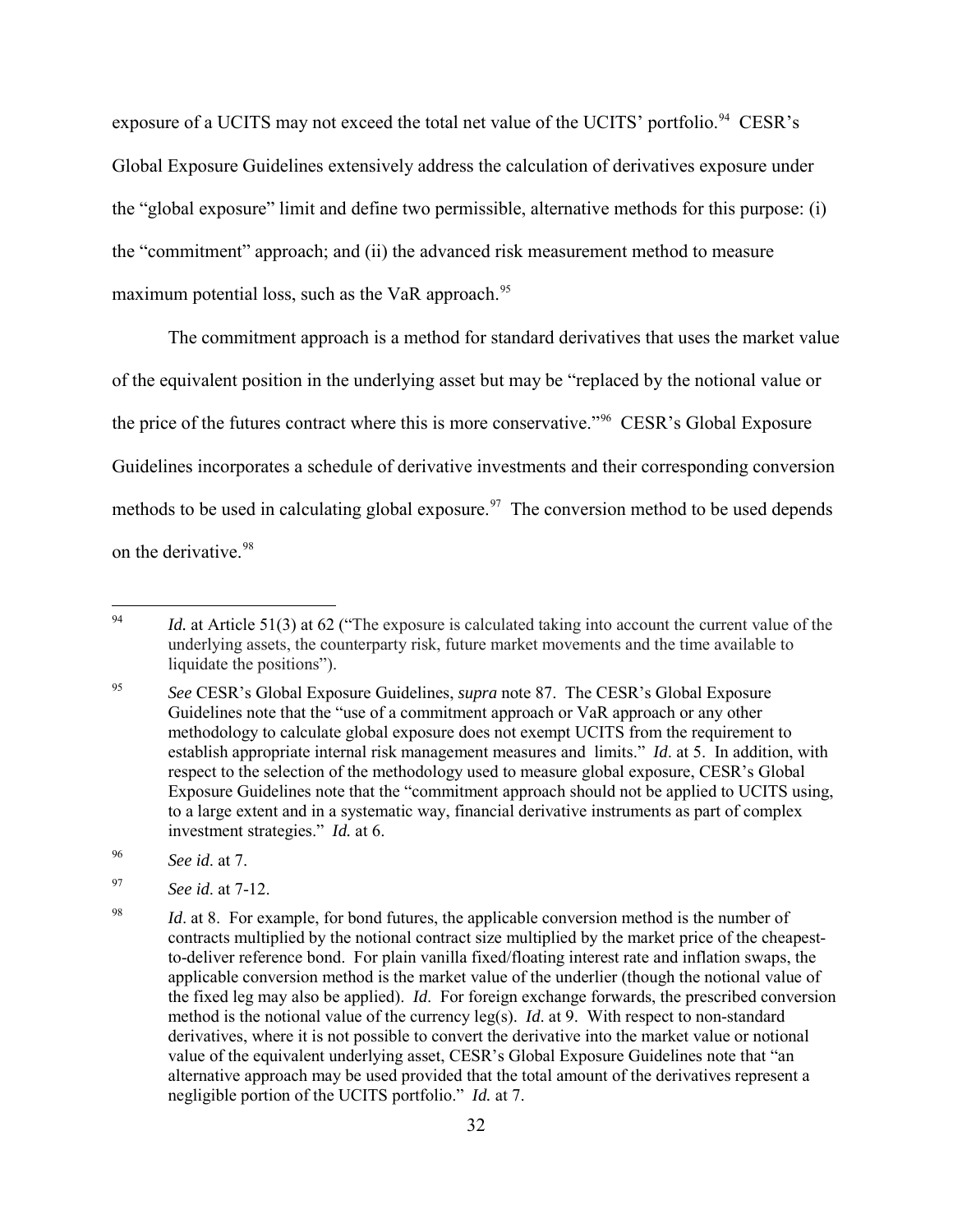exposure of a UCITS may not exceed the total net value of the UCITS' portfolio.[94] CESR's Global Exposure Guidelines extensively address the calculation of derivatives exposure under the "global exposure" limit and define two permissible, alternative methods for this purpose: (i) the "commitment" approach; and (ii) the advanced risk measurement method to measure maximum potential loss, such as the VaR approach.[95]

The commitment approach is a method for standard derivatives that uses the market value of the equivalent position in the underlying asset but may be "replaced by the notional value or the price of the futures contract where this is more conservative."[96] CESR's Global Exposure Guidelines incorporates a schedule of derivative investments and their corresponding conversion methods to be used in calculating global exposure.[97] The conversion method to be used depends on the derivative.[98]

---

[94] *Id.* at Article 51(3) at 62 ("The exposure is calculated taking into account the current value of the underlying assets, the counterparty risk, future market movements and the time available to liquidate the positions").

[95] *See* CESR's Global Exposure Guidelines, *supra* note 87. The CESR's Global Exposure Guidelines note that the "use of a commitment approach or VaR approach or any other methodology to calculate global exposure does not exempt UCITS from the requirement to establish appropriate internal risk management measures and limits." *Id*. at 5. In addition, with respect to the selection of the methodology used to measure global exposure, CESR's Global Exposure Guidelines note that the "commitment approach should not be applied to UCITS using, to a large extent and in a systematic way, financial derivative instruments as part of complex investment strategies." *Id.* at 6.

[96] *See id.* at 7.

[97] *See id.* at 7-12.

[98] *Id*. at 8. For example, for bond futures, the applicable conversion method is the number of contracts multiplied by the notional contract size multiplied by the market price of the cheapest-to-deliver reference bond. For plain vanilla fixed/floating interest rate and inflation swaps, the applicable conversion method is the market value of the underlier (though the notional value of the fixed leg may also be applied). *Id.* For foreign exchange forwards, the prescribed conversion method is the notional value of the currency leg(s). *Id.* at 9. With respect to non-standard derivatives, where it is not possible to convert the derivative into the market value or notional value of the equivalent underlying asset, CESR's Global Exposure Guidelines note that "an alternative approach may be used provided that the total amount of the derivatives represent a negligible portion of the UCITS portfolio." *Id.* at 7.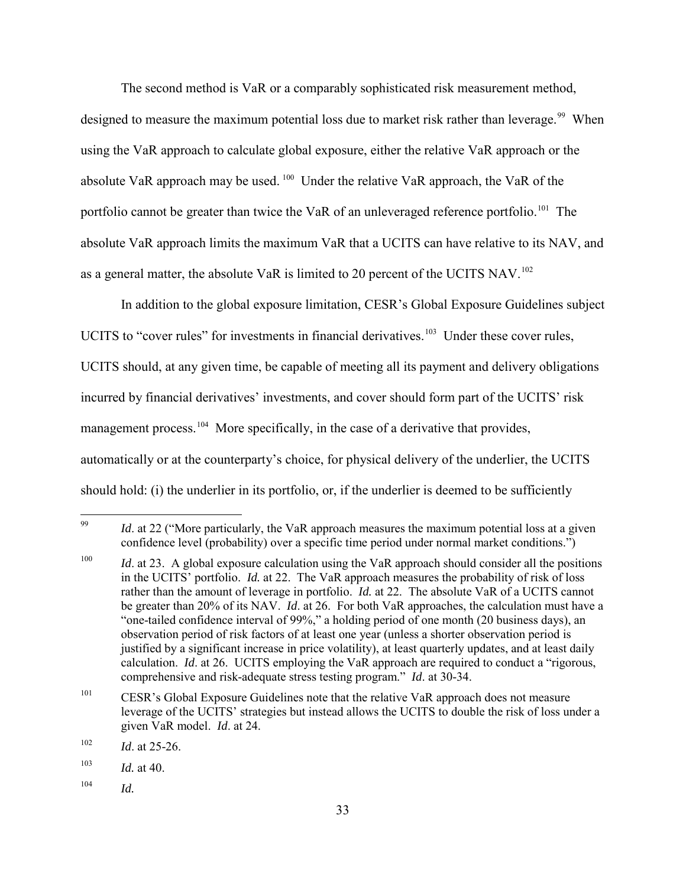The second method is VaR or a comparably sophisticated risk measurement method, designed to measure the maximum potential loss due to market risk rather than leverage.[99] When using the VaR approach to calculate global exposure, either the relative VaR approach or the absolute VaR approach may be used.[100] Under the relative VaR approach, the VaR of the portfolio cannot be greater than twice the VaR of an unleveraged reference portfolio.[101] The absolute VaR approach limits the maximum VaR that a UCITS can have relative to its NAV, and as a general matter, the absolute VaR is limited to 20 percent of the UCITS NAV.[102]

In addition to the global exposure limitation, CESR's Global Exposure Guidelines subject UCITS to "cover rules" for investments in financial derivatives.[103] Under these cover rules, UCITS should, at any given time, be capable of meeting all its payment and delivery obligations incurred by financial derivatives' investments, and cover should form part of the UCITS' risk management process.[104] More specifically, in the case of a derivative that provides, automatically or at the counterparty's choice, for physical delivery of the underlier, the UCITS should hold: (i) the underlier in its portfolio, or, if the underlier is deemed to be sufficiently

---

[99] *Id*. at 22 ("More particularly, the VaR approach measures the maximum potential loss at a given confidence level (probability) over a specific time period under normal market conditions.")

[100] *Id*. at 23. A global exposure calculation using the VaR approach should consider all the positions in the UCITS' portfolio. *Id.* at 22. The VaR approach measures the probability of risk of loss rather than the amount of leverage in portfolio. *Id.* at 22. The absolute VaR of a UCITS cannot be greater than 20% of its NAV. *Id*. at 26. For both VaR approaches, the calculation must have a "one-tailed confidence interval of 99%," a holding period of one month (20 business days), an observation period of risk factors of at least one year (unless a shorter observation period is justified by a significant increase in price volatility), at least quarterly updates, and at least daily calculation. *Id*. at 26. UCITS employing the VaR approach are required to conduct a "rigorous, comprehensive and risk-adequate stress testing program." *Id*. at 30-34.

[101] CESR's Global Exposure Guidelines note that the relative VaR approach does not measure leverage of the UCITS' strategies but instead allows the UCITS to double the risk of loss under a given VaR model. *Id*. at 24.

[102] *Id*. at 25-26.

[103] *Id.* at 40.

[104] *Id.*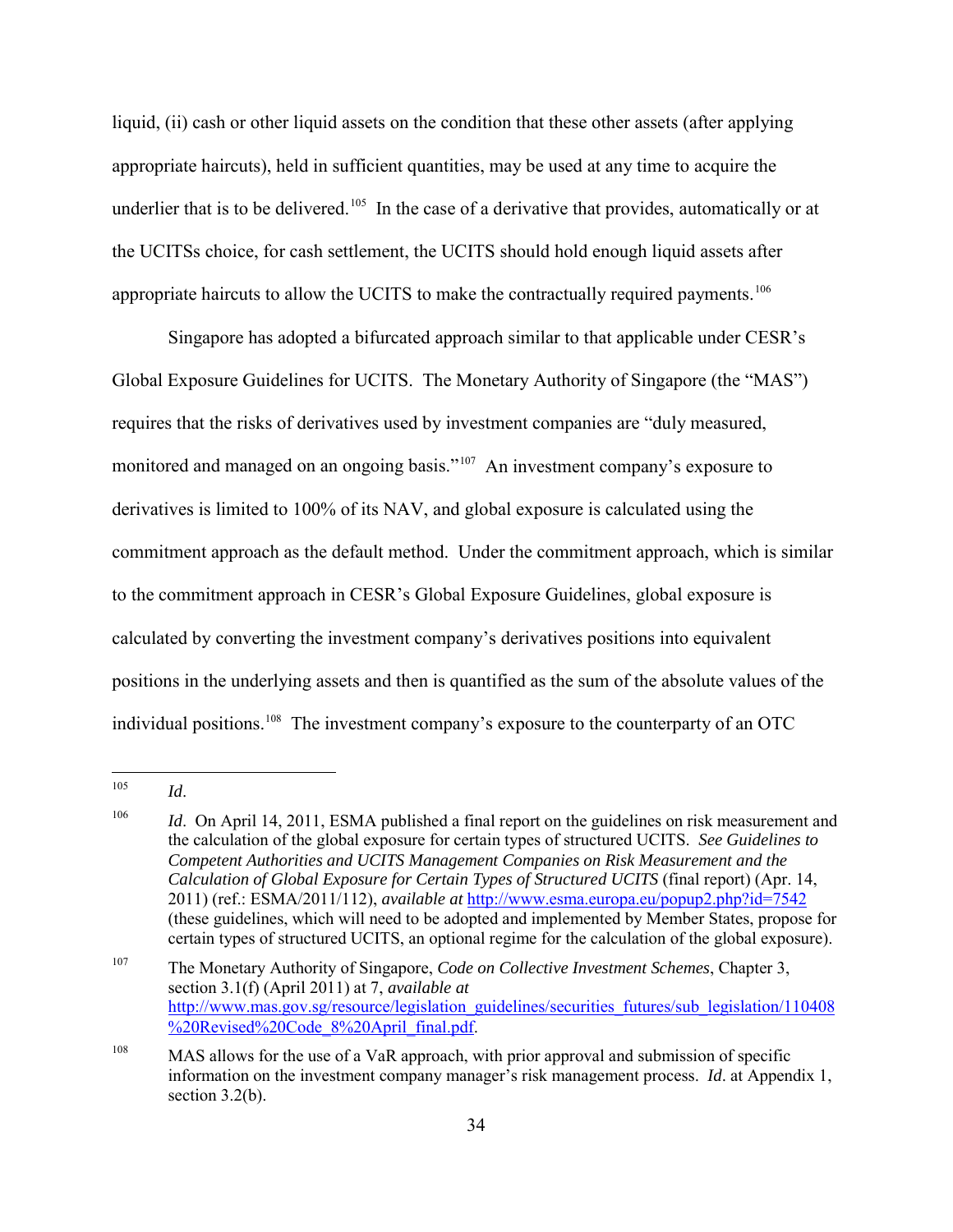liquid, (ii) cash or other liquid assets on the condition that these other assets (after applying appropriate haircuts), held in sufficient quantities, may be used at any time to acquire the underlier that is to be delivered.[105] In the case of a derivative that provides, automatically or at the UCITSs choice, for cash settlement, the UCITS should hold enough liquid assets after appropriate haircuts to allow the UCITS to make the contractually required payments.[106]

Singapore has adopted a bifurcated approach similar to that applicable under CESR's Global Exposure Guidelines for UCITS. The Monetary Authority of Singapore (the "MAS") requires that the risks of derivatives used by investment companies are "duly measured, monitored and managed on an ongoing basis."[107] An investment company's exposure to derivatives is limited to 100% of its NAV, and global exposure is calculated using the commitment approach as the default method. Under the commitment approach, which is similar to the commitment approach in CESR's Global Exposure Guidelines, global exposure is calculated by converting the investment company's derivatives positions into equivalent positions in the underlying assets and then is quantified as the sum of the absolute values of the individual positions.[108] The investment company's exposure to the counterparty of an OTC

---

[105] *Id*.

[106] *Id*. On April 14, 2011, ESMA published a final report on the guidelines on risk measurement and the calculation of the global exposure for certain types of structured UCITS. *See Guidelines to Competent Authorities and UCITS Management Companies on Risk Measurement and the Calculation of Global Exposure for Certain Types of Structured UCITS* (final report) (Apr. 14, 2011) (ref.: ESMA/2011/112), *available at* http://www.esma.europa.eu/popup2.php?id=7542 (these guidelines, which will need to be adopted and implemented by Member States, propose for certain types of structured UCITS, an optional regime for the calculation of the global exposure).

[107] The Monetary Authority of Singapore, *Code on Collective Investment Schemes*, Chapter 3, section 3.1(f) (April 2011) at 7, *available at* http://www.mas.gov.sg/resource/legislation_guidelines/securities_futures/sub_legislation/110408%20Revised%20Code_8%20April_final.pdf.

[108] MAS allows for the use of a VaR approach, with prior approval and submission of specific information on the investment company manager's risk management process. *Id*. at Appendix 1, section 3.2(b).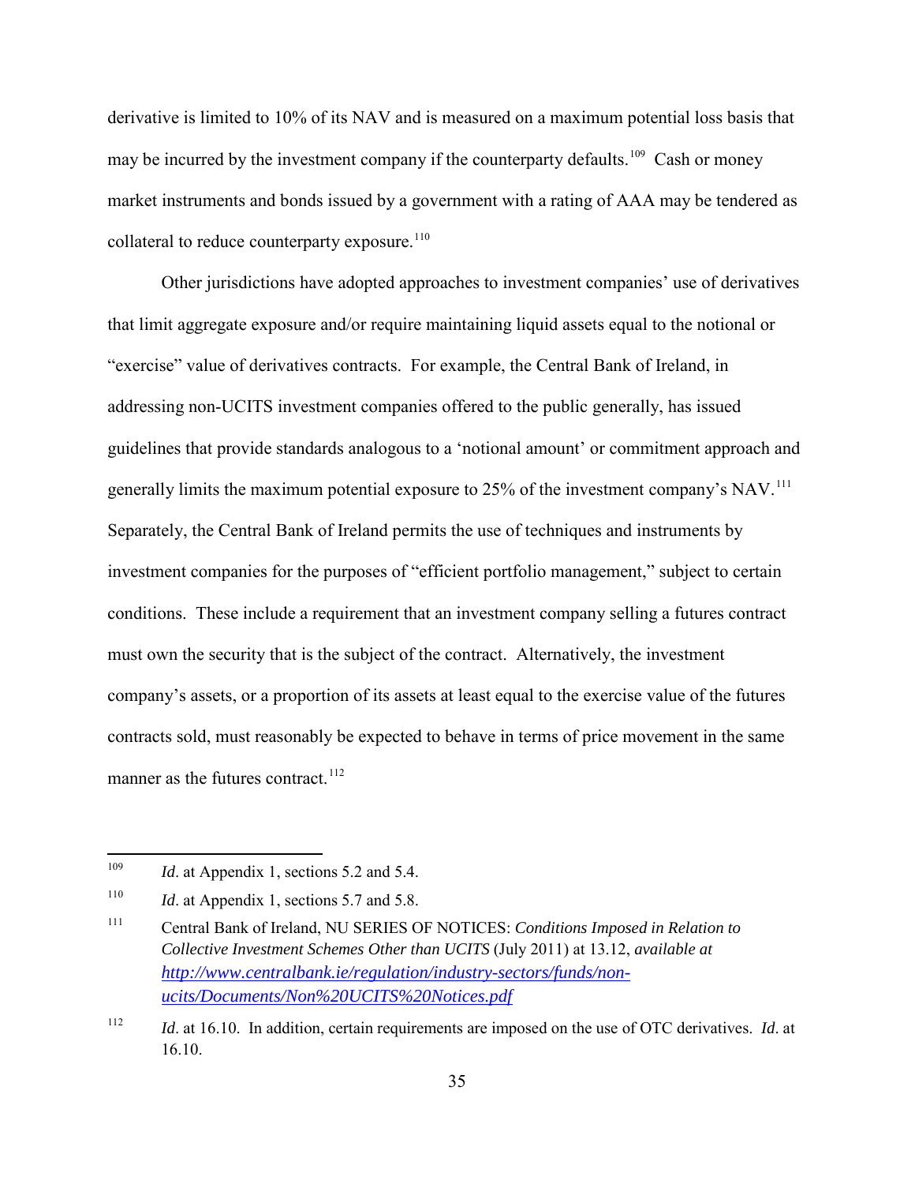derivative is limited to 10% of its NAV and is measured on a maximum potential loss basis that may be incurred by the investment company if the counterparty defaults.[109] Cash or money market instruments and bonds issued by a government with a rating of AAA may be tendered as collateral to reduce counterparty exposure.[110]

Other jurisdictions have adopted approaches to investment companies' use of derivatives that limit aggregate exposure and/or require maintaining liquid assets equal to the notional or "exercise" value of derivatives contracts. For example, the Central Bank of Ireland, in addressing non-UCITS investment companies offered to the public generally, has issued guidelines that provide standards analogous to a 'notional amount' or commitment approach and generally limits the maximum potential exposure to 25% of the investment company's NAV.[111] Separately, the Central Bank of Ireland permits the use of techniques and instruments by investment companies for the purposes of "efficient portfolio management," subject to certain conditions. These include a requirement that an investment company selling a futures contract must own the security that is the subject of the contract. Alternatively, the investment company's assets, or a proportion of its assets at least equal to the exercise value of the futures contracts sold, must reasonably be expected to behave in terms of price movement in the same manner as the futures contract.[112]

---

[109] *Id*. at Appendix 1, sections 5.2 and 5.4.

[110] *Id*. at Appendix 1, sections 5.7 and 5.8.

[111] Central Bank of Ireland, NU SERIES OF NOTICES: *Conditions Imposed in Relation to Collective Investment Schemes Other than UCITS* (July 2011) at 13.12, *available at* [http://www.centralbank.ie/regulation/industry-sectors/funds/non-ucits/Documents/Non%20UCITS%20Notices.pdf](http://www.centralbank.ie/regulation/industry-sectors/funds/non-ucits/Documents/Non%20UCITS%20Notices.pdf)

[112] *Id*. at 16.10. In addition, certain requirements are imposed on the use of OTC derivatives. *Id*. at 16.10.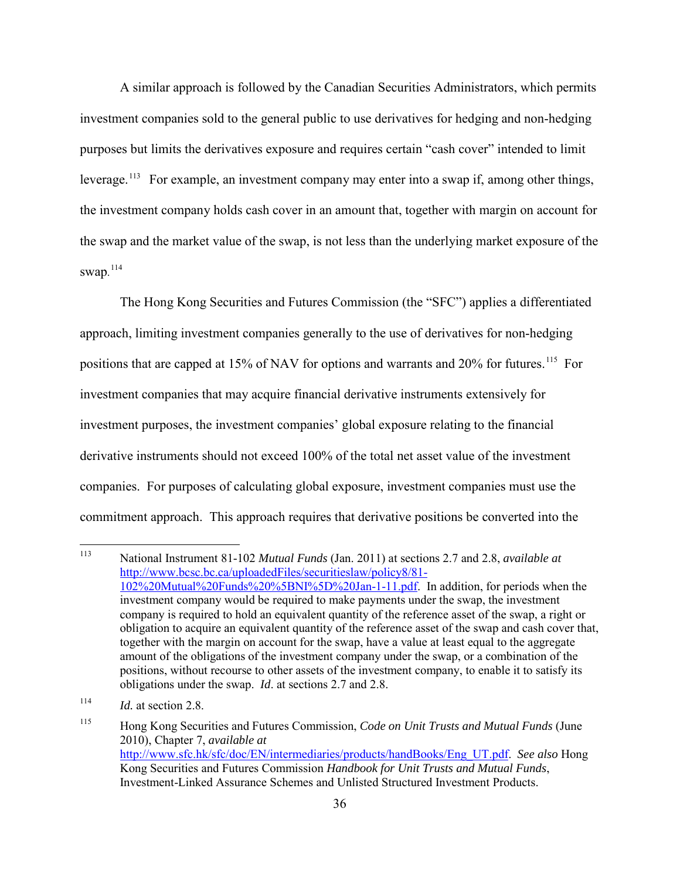A similar approach is followed by the Canadian Securities Administrators, which permits investment companies sold to the general public to use derivatives for hedging and non-hedging purposes but limits the derivatives exposure and requires certain "cash cover" intended to limit leverage.[113] For example, an investment company may enter into a swap if, among other things, the investment company holds cash cover in an amount that, together with margin on account for the swap and the market value of the swap, is not less than the underlying market exposure of the swap.[114]

The Hong Kong Securities and Futures Commission (the "SFC") applies a differentiated approach, limiting investment companies generally to the use of derivatives for non-hedging positions that are capped at 15% of NAV for options and warrants and 20% for futures.[115] For investment companies that may acquire financial derivative instruments extensively for investment purposes, the investment companies' global exposure relating to the financial derivative instruments should not exceed 100% of the total net asset value of the investment companies. For purposes of calculating global exposure, investment companies must use the commitment approach. This approach requires that derivative positions be converted into the

---

[113] National Instrument 81-102 *Mutual Funds* (Jan. 2011) at sections 2.7 and 2.8, *available at* http://www.bcsc.bc.ca/uploadedFiles/securitieslaw/policy8/81-102%20Mutual%20Funds%20%5BNI%5D%20Jan-1-11.pdf. In addition, for periods when the investment company would be required to make payments under the swap, the investment company is required to hold an equivalent quantity of the reference asset of the swap, a right or obligation to acquire an equivalent quantity of the reference asset of the swap and cash cover that, together with the margin on account for the swap, have a value at least equal to the aggregate amount of the obligations of the investment company under the swap, or a combination of the positions, without recourse to other assets of the investment company, to enable it to satisfy its obligations under the swap. *Id*. at sections 2.7 and 2.8.

[114] *Id.* at section 2.8.

[115] Hong Kong Securities and Futures Commission, *Code on Unit Trusts and Mutual Funds* (June 2010), Chapter 7, *available at* http://www.sfc.hk/sfc/doc/EN/intermediaries/products/handBooks/Eng_UT.pdf. *See also* Hong Kong Securities and Futures Commission *Handbook for Unit Trusts and Mutual Funds*, Investment-Linked Assurance Schemes and Unlisted Structured Investment Products.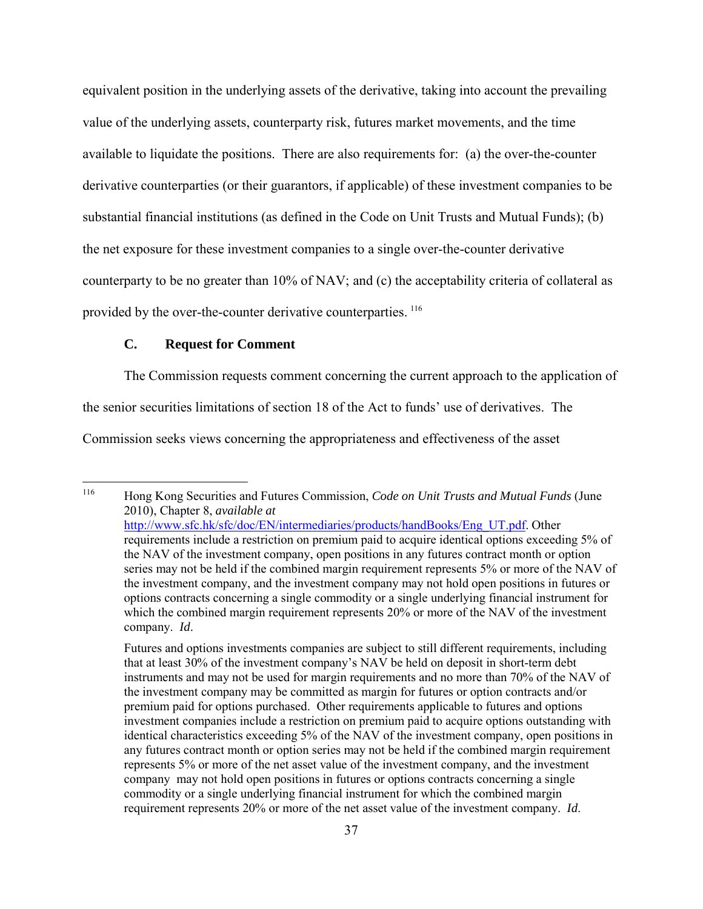equivalent position in the underlying assets of the derivative, taking into account the prevailing value of the underlying assets, counterparty risk, futures market movements, and the time available to liquidate the positions. There are also requirements for: (a) the over-the-counter derivative counterparties (or their guarantors, if applicable) of these investment companies to be substantial financial institutions (as defined in the Code on Unit Trusts and Mutual Funds); (b) the net exposure for these investment companies to a single over-the-counter derivative counterparty to be no greater than 10% of NAV; and (c) the acceptability criteria of collateral as provided by the over-the-counter derivative counterparties. [116]

### C. Request for Comment

The Commission requests comment concerning the current approach to the application of the senior securities limitations of section 18 of the Act to funds' use of derivatives. The Commission seeks views concerning the appropriateness and effectiveness of the asset

---

[116] Hong Kong Securities and Futures Commission, *Code on Unit Trusts and Mutual Funds* (June 2010), Chapter 8, *available at* http://www.sfc.hk/sfc/doc/EN/intermediaries/products/handBooks/Eng_UT.pdf. Other requirements include a restriction on premium paid to acquire identical options exceeding 5% of the NAV of the investment company, open positions in any futures contract month or option series may not be held if the combined margin requirement represents 5% or more of the NAV of the investment company, and the investment company may not hold open positions in futures or options contracts concerning a single commodity or a single underlying financial instrument for which the combined margin requirement represents 20% or more of the NAV of the investment company. *Id*.

Futures and options investments companies are subject to still different requirements, including that at least 30% of the investment company's NAV be held on deposit in short-term debt instruments and may not be used for margin requirements and no more than 70% of the NAV of the investment company may be committed as margin for futures or option contracts and/or premium paid for options purchased. Other requirements applicable to futures and options investment companies include a restriction on premium paid to acquire options outstanding with identical characteristics exceeding 5% of the NAV of the investment company, open positions in any futures contract month or option series may not be held if the combined margin requirement represents 5% or more of the net asset value of the investment company, and the investment company may not hold open positions in futures or options contracts concerning a single commodity or a single underlying financial instrument for which the combined margin requirement represents 20% or more of the net asset value of the investment company. *Id*.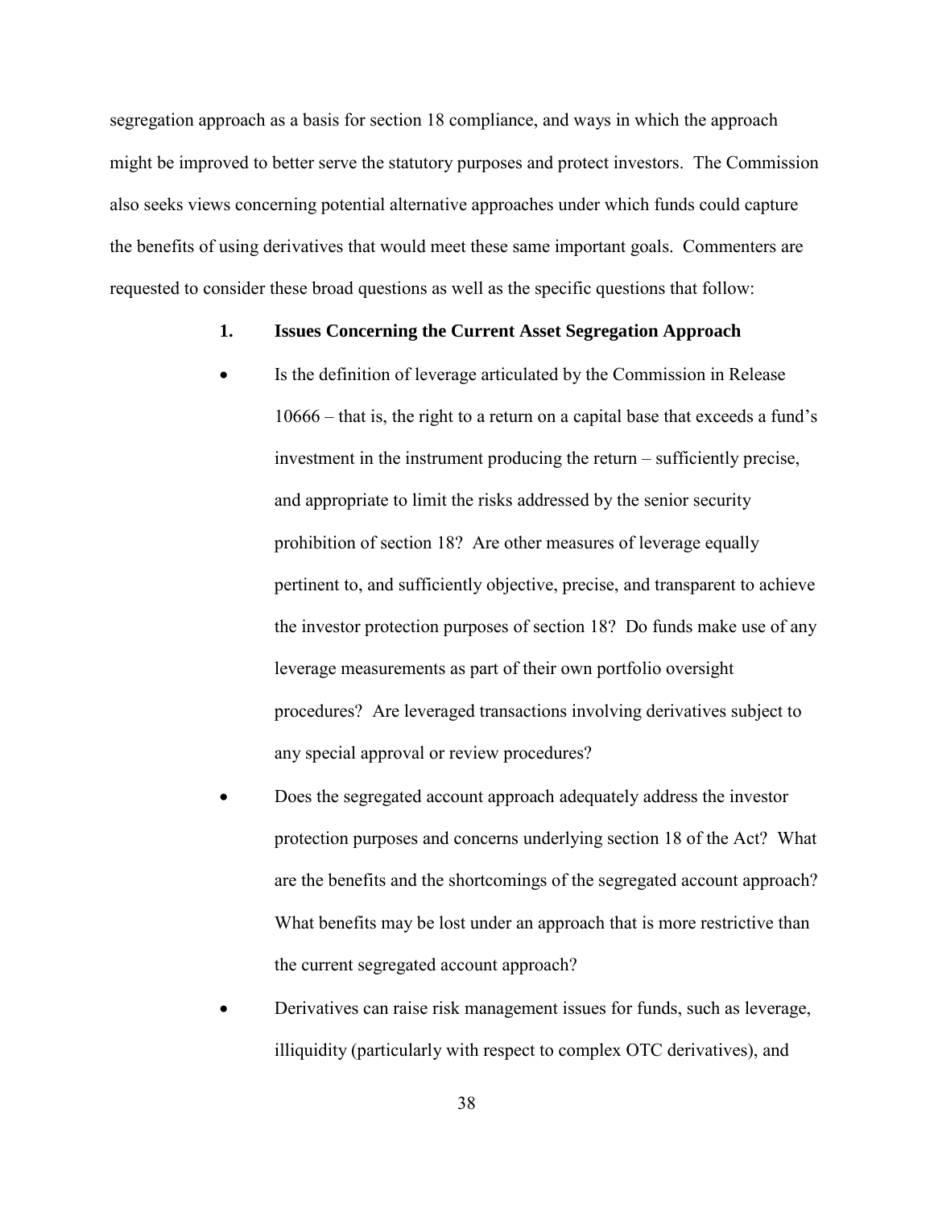segregation approach as a basis for section 18 compliance, and ways in which the approach might be improved to better serve the statutory purposes and protect investors. The Commission also seeks views concerning potential alternative approaches under which funds could capture the benefits of using derivatives that would meet these same important goals. Commenters are requested to consider these broad questions as well as the specific questions that follow:

### 1. Issues Concerning the Current Asset Segregation Approach

- Is the definition of leverage articulated by the Commission in Release 10666 – that is, the right to a return on a capital base that exceeds a fund's investment in the instrument producing the return – sufficiently precise, and appropriate to limit the risks addressed by the senior security prohibition of section 18? Are other measures of leverage equally pertinent to, and sufficiently objective, precise, and transparent to achieve the investor protection purposes of section 18? Do funds make use of any leverage measurements as part of their own portfolio oversight procedures? Are leveraged transactions involving derivatives subject to any special approval or review procedures?
- Does the segregated account approach adequately address the investor protection purposes and concerns underlying section 18 of the Act? What are the benefits and the shortcomings of the segregated account approach? What benefits may be lost under an approach that is more restrictive than the current segregated account approach?
- Derivatives can raise risk management issues for funds, such as leverage, illiquidity (particularly with respect to complex OTC derivatives), and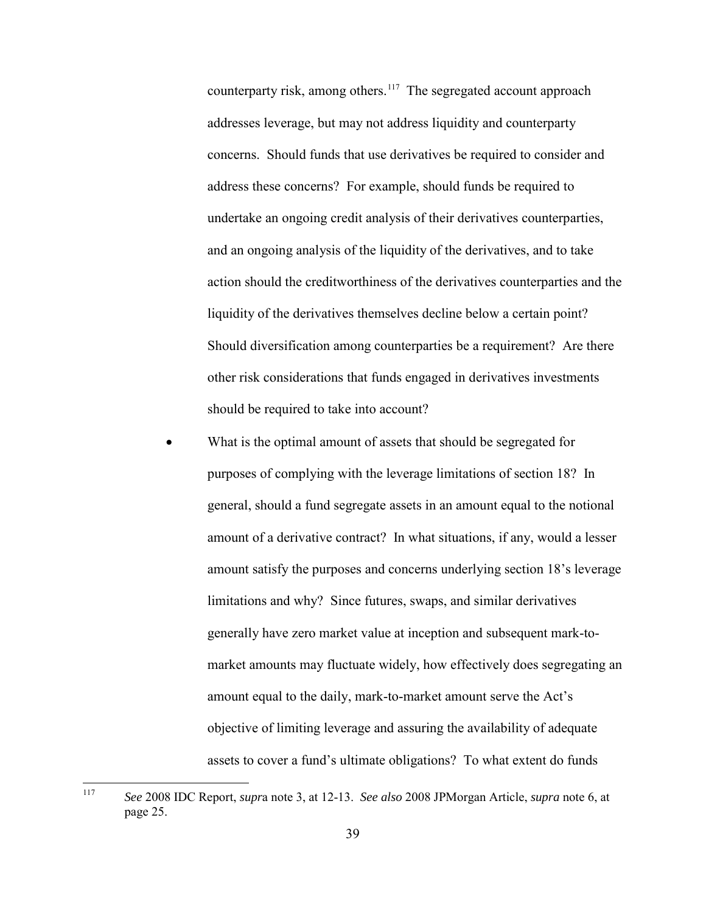counterparty risk, among others.[117] The segregated account approach addresses leverage, but may not address liquidity and counterparty concerns. Should funds that use derivatives be required to consider and address these concerns? For example, should funds be required to undertake an ongoing credit analysis of their derivatives counterparties, and an ongoing analysis of the liquidity of the derivatives, and to take action should the creditworthiness of the derivatives counterparties and the liquidity of the derivatives themselves decline below a certain point? Should diversification among counterparties be a requirement? Are there other risk considerations that funds engaged in derivatives investments should be required to take into account?

- What is the optimal amount of assets that should be segregated for purposes of complying with the leverage limitations of section 18? In general, should a fund segregate assets in an amount equal to the notional amount of a derivative contract? In what situations, if any, would a lesser amount satisfy the purposes and concerns underlying section 18's leverage limitations and why? Since futures, swaps, and similar derivatives generally have zero market value at inception and subsequent mark-to-market amounts may fluctuate widely, how effectively does segregating an amount equal to the daily, mark-to-market amount serve the Act's objective of limiting leverage and assuring the availability of adequate assets to cover a fund's ultimate obligations? To what extent do funds

---

[117] *See* 2008 IDC Report, *supr*a note 3, at 12-13. *See also* 2008 JPMorgan Article, *supra* note 6, at page 25.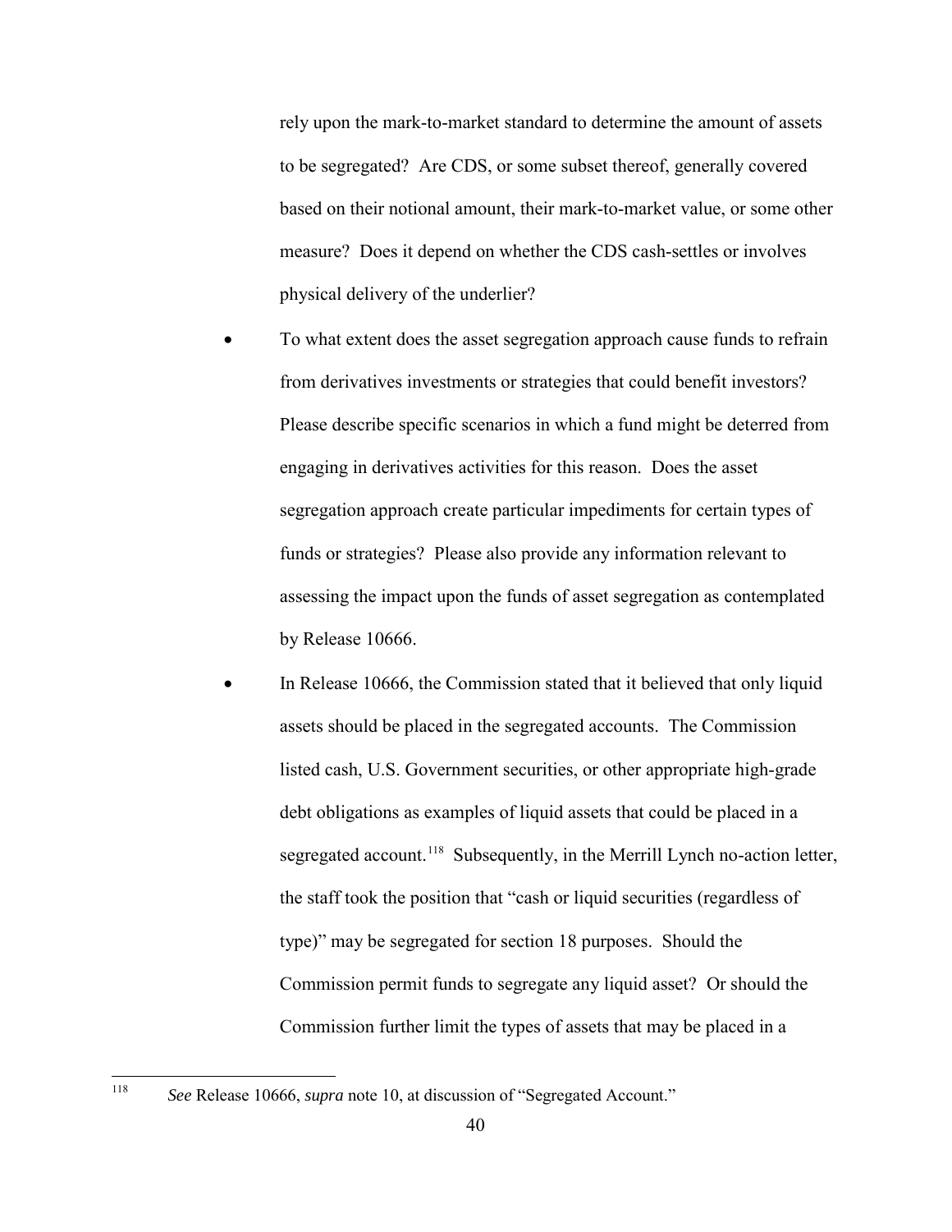rely upon the mark-to-market standard to determine the amount of assets to be segregated? Are CDS, or some subset thereof, generally covered based on their notional amount, their mark-to-market value, or some other measure? Does it depend on whether the CDS cash-settles or involves physical delivery of the underlier?

- To what extent does the asset segregation approach cause funds to refrain from derivatives investments or strategies that could benefit investors? Please describe specific scenarios in which a fund might be deterred from engaging in derivatives activities for this reason. Does the asset segregation approach create particular impediments for certain types of funds or strategies? Please also provide any information relevant to assessing the impact upon the funds of asset segregation as contemplated by Release 10666.
- In Release 10666, the Commission stated that it believed that only liquid assets should be placed in the segregated accounts. The Commission listed cash, U.S. Government securities, or other appropriate high-grade debt obligations as examples of liquid assets that could be placed in a segregated account.[118] Subsequently, in the Merrill Lynch no-action letter, the staff took the position that "cash or liquid securities (regardless of type)" may be segregated for section 18 purposes. Should the Commission permit funds to segregate any liquid asset? Or should the Commission further limit the types of assets that may be placed in a

---

[118] *See* Release 10666, *supra* note 10, at discussion of "Segregated Account."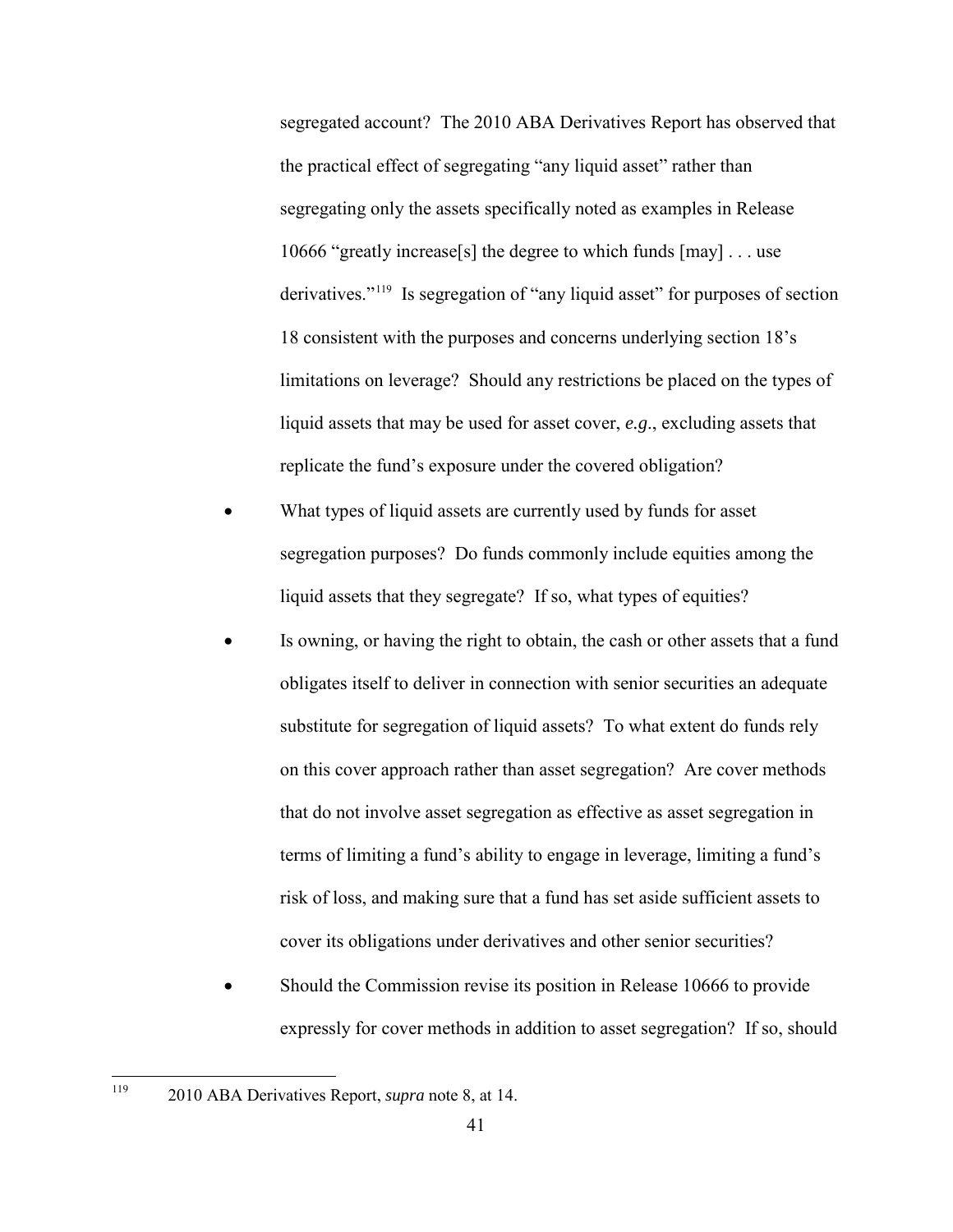segregated account? The 2010 ABA Derivatives Report has observed that the practical effect of segregating "any liquid asset" rather than segregating only the assets specifically noted as examples in Release 10666 "greatly increase[s] the degree to which funds [may] . . . use derivatives."[119] Is segregation of "any liquid asset" for purposes of section 18 consistent with the purposes and concerns underlying section 18's limitations on leverage? Should any restrictions be placed on the types of liquid assets that may be used for asset cover, *e.g*., excluding assets that replicate the fund's exposure under the covered obligation?

- What types of liquid assets are currently used by funds for asset segregation purposes? Do funds commonly include equities among the liquid assets that they segregate? If so, what types of equities?
- Is owning, or having the right to obtain, the cash or other assets that a fund obligates itself to deliver in connection with senior securities an adequate substitute for segregation of liquid assets? To what extent do funds rely on this cover approach rather than asset segregation? Are cover methods that do not involve asset segregation as effective as asset segregation in terms of limiting a fund's ability to engage in leverage, limiting a fund's risk of loss, and making sure that a fund has set aside sufficient assets to cover its obligations under derivatives and other senior securities?
- Should the Commission revise its position in Release 10666 to provide expressly for cover methods in addition to asset segregation? If so, should

---

[119] 2010 ABA Derivatives Report, *supra* note 8, at 14.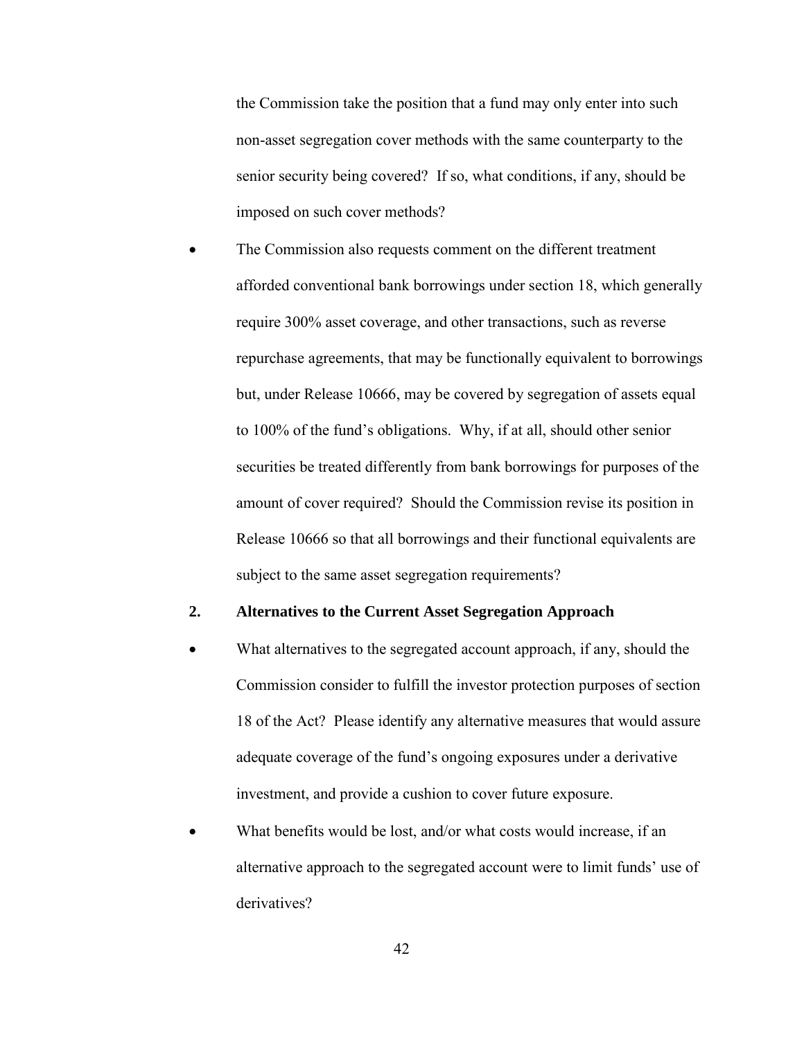the Commission take the position that a fund may only enter into such non-asset segregation cover methods with the same counterparty to the senior security being covered? If so, what conditions, if any, should be imposed on such cover methods?

- The Commission also requests comment on the different treatment afforded conventional bank borrowings under section 18, which generally require 300% asset coverage, and other transactions, such as reverse repurchase agreements, that may be functionally equivalent to borrowings but, under Release 10666, may be covered by segregation of assets equal to 100% of the fund's obligations. Why, if at all, should other senior securities be treated differently from bank borrowings for purposes of the amount of cover required? Should the Commission revise its position in Release 10666 so that all borrowings and their functional equivalents are subject to the same asset segregation requirements?

### 2. Alternatives to the Current Asset Segregation Approach

- What alternatives to the segregated account approach, if any, should the Commission consider to fulfill the investor protection purposes of section 18 of the Act? Please identify any alternative measures that would assure adequate coverage of the fund's ongoing exposures under a derivative investment, and provide a cushion to cover future exposure.
- What benefits would be lost, and/or what costs would increase, if an alternative approach to the segregated account were to limit funds' use of derivatives?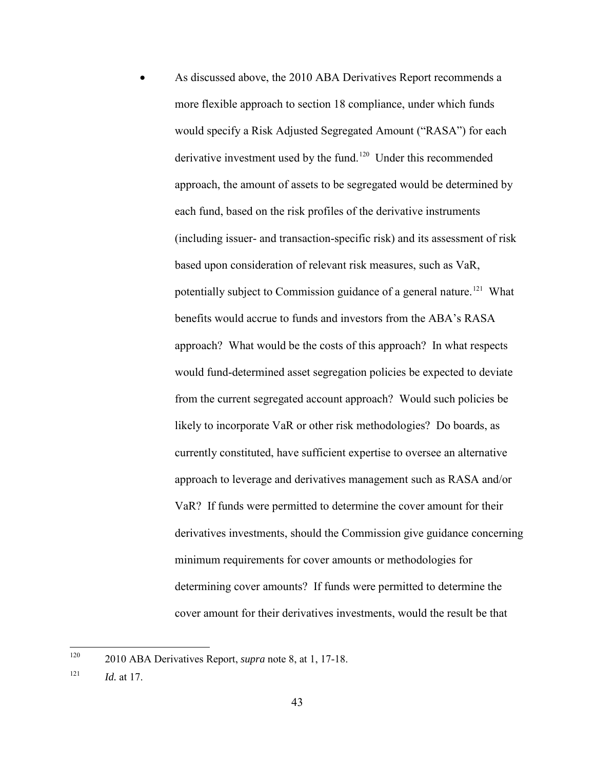- As discussed above, the 2010 ABA Derivatives Report recommends a more flexible approach to section 18 compliance, under which funds would specify a Risk Adjusted Segregated Amount ("RASA") for each derivative investment used by the fund.[120] Under this recommended approach, the amount of assets to be segregated would be determined by each fund, based on the risk profiles of the derivative instruments (including issuer- and transaction-specific risk) and its assessment of risk based upon consideration of relevant risk measures, such as VaR, potentially subject to Commission guidance of a general nature.[121] What benefits would accrue to funds and investors from the ABA's RASA approach? What would be the costs of this approach? In what respects would fund-determined asset segregation policies be expected to deviate from the current segregated account approach? Would such policies be likely to incorporate VaR or other risk methodologies? Do boards, as currently constituted, have sufficient expertise to oversee an alternative approach to leverage and derivatives management such as RASA and/or VaR? If funds were permitted to determine the cover amount for their derivatives investments, should the Commission give guidance concerning minimum requirements for cover amounts or methodologies for determining cover amounts? If funds were permitted to determine the cover amount for their derivatives investments, would the result be that

---

[120] 2010 ABA Derivatives Report, *supra* note 8, at 1, 17-18.

[121] *Id.* at 17.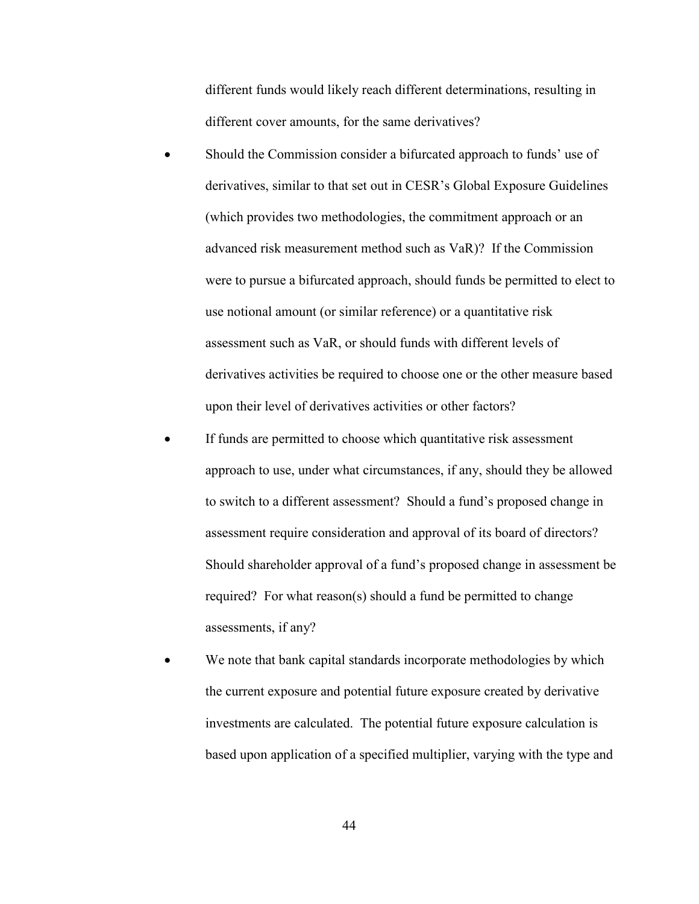different funds would likely reach different determinations, resulting in different cover amounts, for the same derivatives?

- Should the Commission consider a bifurcated approach to funds' use of derivatives, similar to that set out in CESR's Global Exposure Guidelines (which provides two methodologies, the commitment approach or an advanced risk measurement method such as VaR)? If the Commission were to pursue a bifurcated approach, should funds be permitted to elect to use notional amount (or similar reference) or a quantitative risk assessment such as VaR, or should funds with different levels of derivatives activities be required to choose one or the other measure based upon their level of derivatives activities or other factors?
- If funds are permitted to choose which quantitative risk assessment approach to use, under what circumstances, if any, should they be allowed to switch to a different assessment? Should a fund's proposed change in assessment require consideration and approval of its board of directors? Should shareholder approval of a fund's proposed change in assessment be required? For what reason(s) should a fund be permitted to change assessments, if any?
- We note that bank capital standards incorporate methodologies by which the current exposure and potential future exposure created by derivative investments are calculated. The potential future exposure calculation is based upon application of a specified multiplier, varying with the type and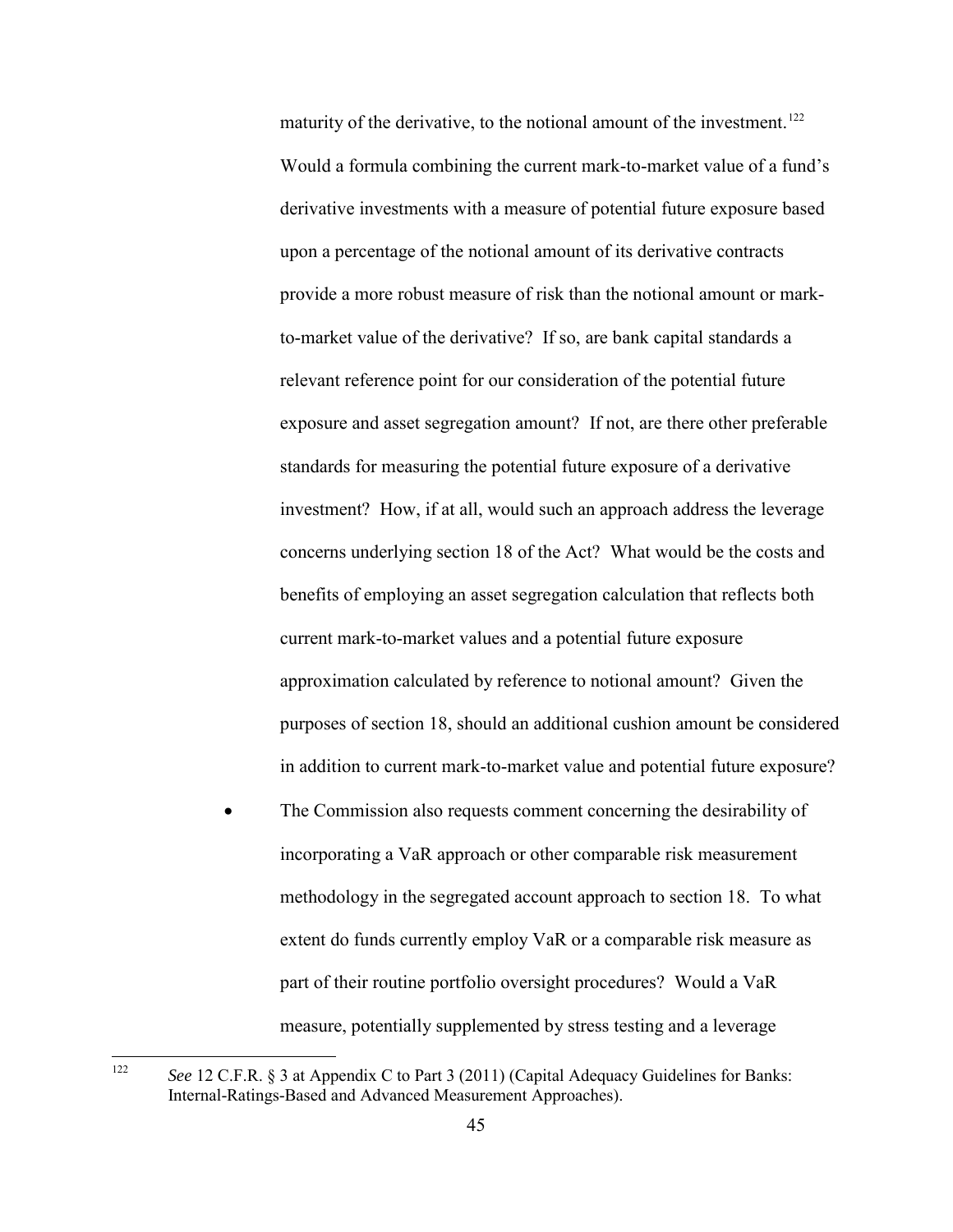maturity of the derivative, to the notional amount of the investment.[122] Would a formula combining the current mark-to-market value of a fund's derivative investments with a measure of potential future exposure based upon a percentage of the notional amount of its derivative contracts provide a more robust measure of risk than the notional amount or mark-to-market value of the derivative? If so, are bank capital standards a relevant reference point for our consideration of the potential future exposure and asset segregation amount? If not, are there other preferable standards for measuring the potential future exposure of a derivative investment? How, if at all, would such an approach address the leverage concerns underlying section 18 of the Act? What would be the costs and benefits of employing an asset segregation calculation that reflects both current mark-to-market values and a potential future exposure approximation calculated by reference to notional amount? Given the purposes of section 18, should an additional cushion amount be considered in addition to current mark-to-market value and potential future exposure?

- The Commission also requests comment concerning the desirability of incorporating a VaR approach or other comparable risk measurement methodology in the segregated account approach to section 18. To what extent do funds currently employ VaR or a comparable risk measure as part of their routine portfolio oversight procedures? Would a VaR measure, potentially supplemented by stress testing and a leverage

---

[122] *See* 12 C.F.R. § 3 at Appendix C to Part 3 (2011) (Capital Adequacy Guidelines for Banks: Internal-Ratings-Based and Advanced Measurement Approaches).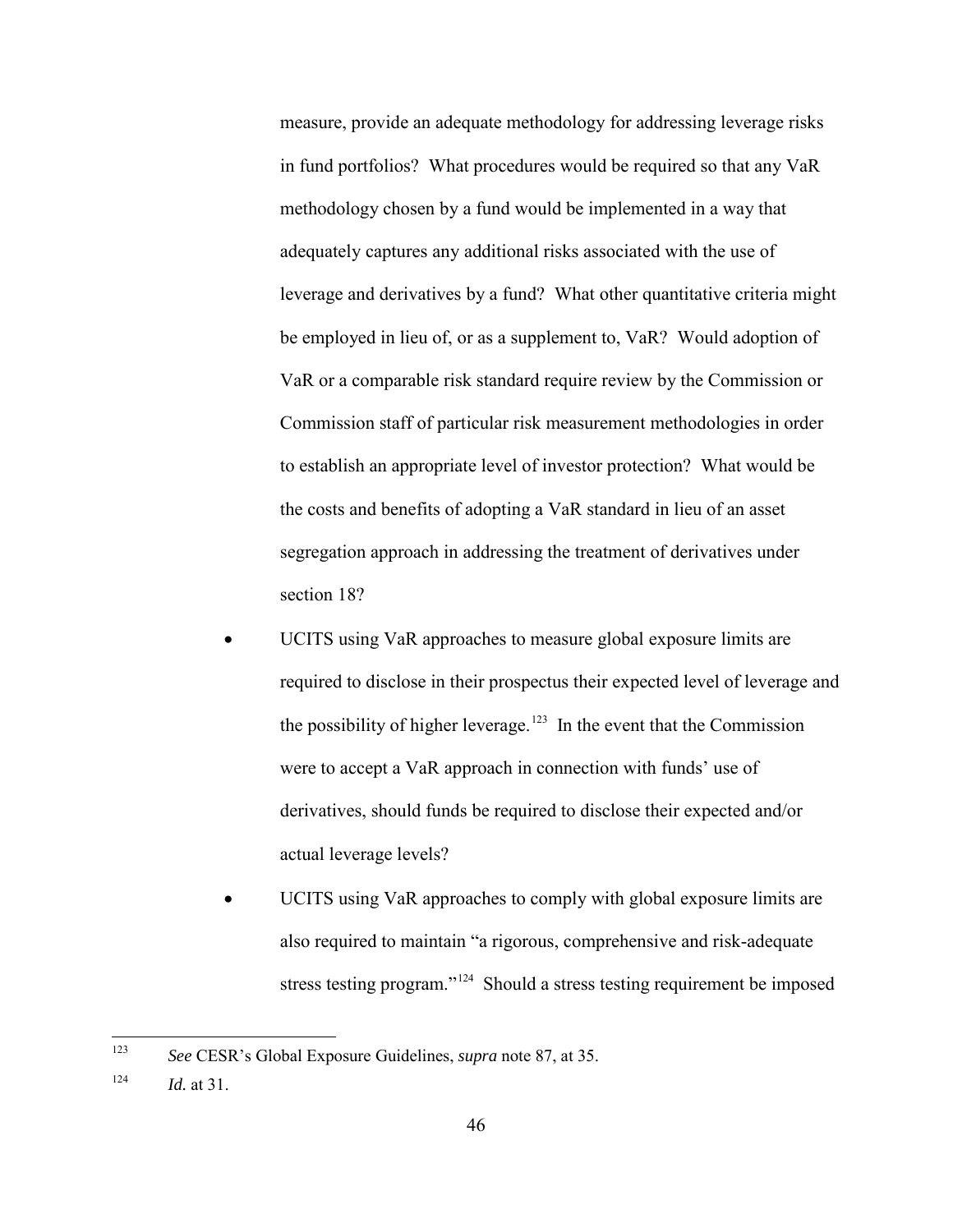measure, provide an adequate methodology for addressing leverage risks in fund portfolios? What procedures would be required so that any VaR methodology chosen by a fund would be implemented in a way that adequately captures any additional risks associated with the use of leverage and derivatives by a fund? What other quantitative criteria might be employed in lieu of, or as a supplement to, VaR? Would adoption of VaR or a comparable risk standard require review by the Commission or Commission staff of particular risk measurement methodologies in order to establish an appropriate level of investor protection? What would be the costs and benefits of adopting a VaR standard in lieu of an asset segregation approach in addressing the treatment of derivatives under section 18?

- UCITS using VaR approaches to measure global exposure limits are required to disclose in their prospectus their expected level of leverage and the possibility of higher leverage.[123] In the event that the Commission were to accept a VaR approach in connection with funds' use of derivatives, should funds be required to disclose their expected and/or actual leverage levels?

- UCITS using VaR approaches to comply with global exposure limits are also required to maintain "a rigorous, comprehensive and risk-adequate stress testing program."[124] Should a stress testing requirement be imposed

---

[123] *See* CESR's Global Exposure Guidelines, *supra* note 87, at 35.

[124] *Id.* at 31.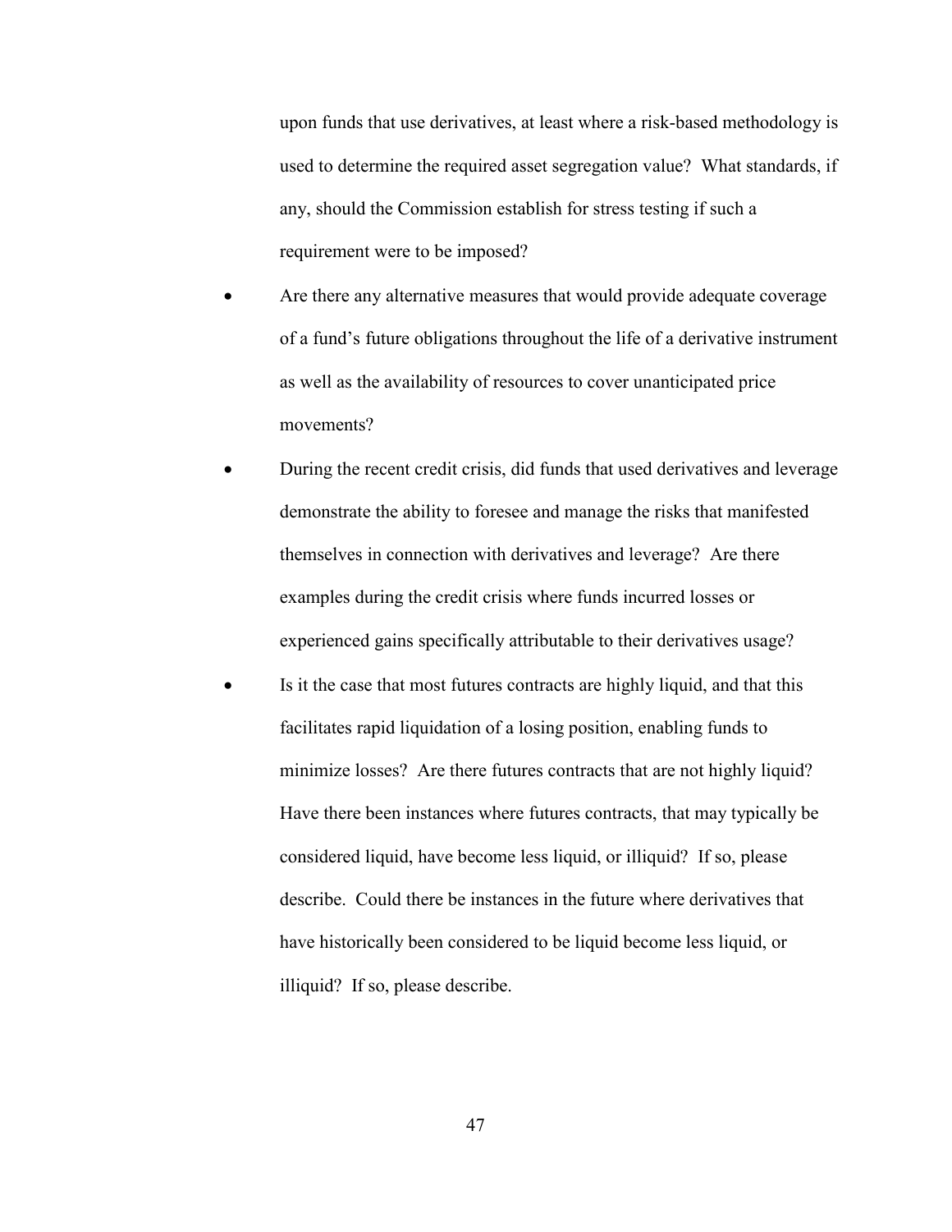upon funds that use derivatives, at least where a risk-based methodology is used to determine the required asset segregation value? What standards, if any, should the Commission establish for stress testing if such a requirement were to be imposed?

- Are there any alternative measures that would provide adequate coverage of a fund's future obligations throughout the life of a derivative instrument as well as the availability of resources to cover unanticipated price movements?
- During the recent credit crisis, did funds that used derivatives and leverage demonstrate the ability to foresee and manage the risks that manifested themselves in connection with derivatives and leverage? Are there examples during the credit crisis where funds incurred losses or experienced gains specifically attributable to their derivatives usage?
- Is it the case that most futures contracts are highly liquid, and that this facilitates rapid liquidation of a losing position, enabling funds to minimize losses? Are there futures contracts that are not highly liquid? Have there been instances where futures contracts, that may typically be considered liquid, have become less liquid, or illiquid? If so, please describe. Could there be instances in the future where derivatives that have historically been considered to be liquid become less liquid, or illiquid? If so, please describe.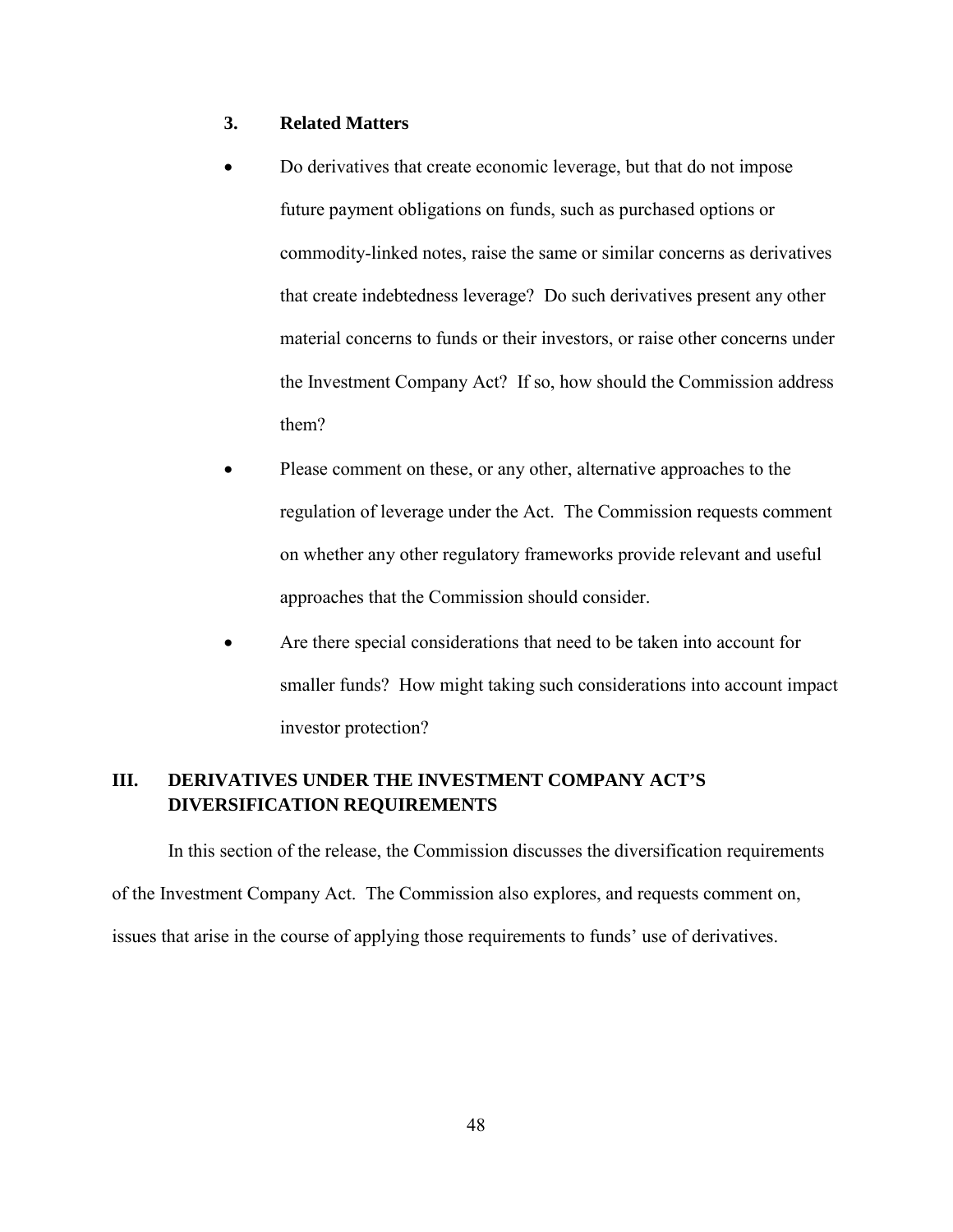### 3. Related Matters

- Do derivatives that create economic leverage, but that do not impose future payment obligations on funds, such as purchased options or commodity-linked notes, raise the same or similar concerns as derivatives that create indebtedness leverage? Do such derivatives present any other material concerns to funds or their investors, or raise other concerns under the Investment Company Act? If so, how should the Commission address them?
- Please comment on these, or any other, alternative approaches to the regulation of leverage under the Act. The Commission requests comment on whether any other regulatory frameworks provide relevant and useful approaches that the Commission should consider.
- Are there special considerations that need to be taken into account for smaller funds? How might taking such considerations into account impact investor protection?

## III. DERIVATIVES UNDER THE INVESTMENT COMPANY ACT'S DIVERSIFICATION REQUIREMENTS

In this section of the release, the Commission discusses the diversification requirements of the Investment Company Act. The Commission also explores, and requests comment on, issues that arise in the course of applying those requirements to funds' use of derivatives.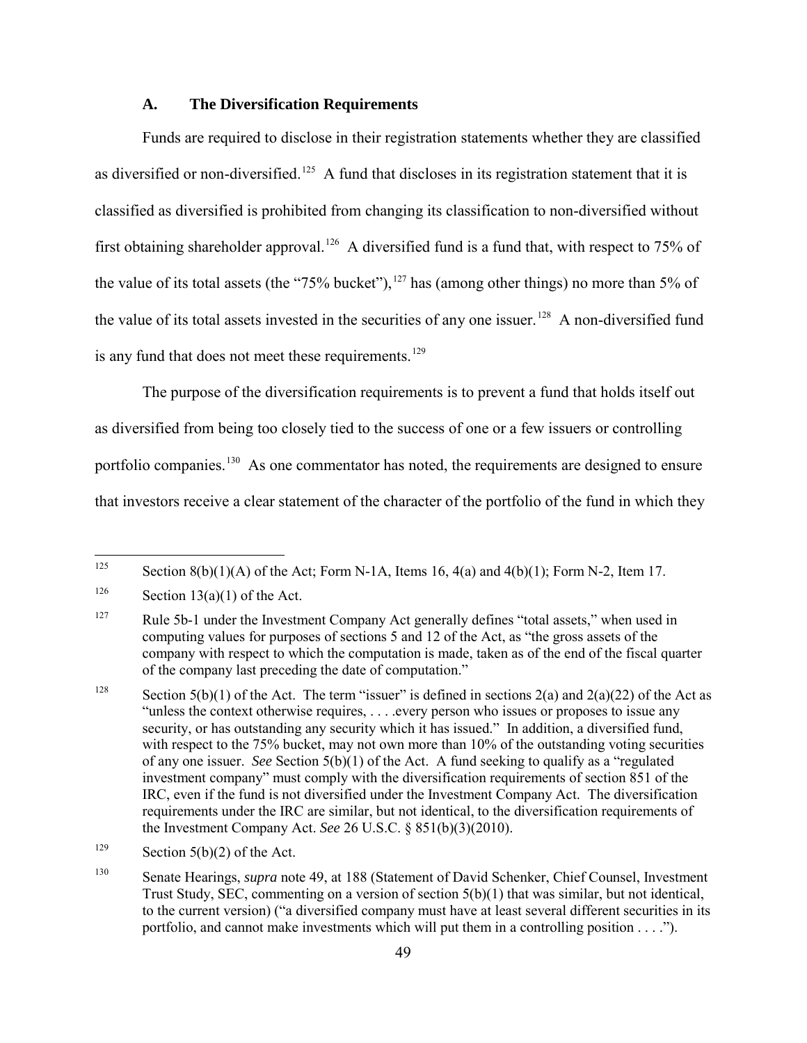### A. The Diversification Requirements

Funds are required to disclose in their registration statements whether they are classified as diversified or non-diversified.[125] A fund that discloses in its registration statement that it is classified as diversified is prohibited from changing its classification to non-diversified without first obtaining shareholder approval.[126] A diversified fund is a fund that, with respect to 75% of the value of its total assets (the "75% bucket"),[127] has (among other things) no more than 5% of the value of its total assets invested in the securities of any one issuer.[128] A non-diversified fund is any fund that does not meet these requirements.[129]

The purpose of the diversification requirements is to prevent a fund that holds itself out as diversified from being too closely tied to the success of one or a few issuers or controlling portfolio companies.[130] As one commentator has noted, the requirements are designed to ensure that investors receive a clear statement of the character of the portfolio of the fund in which they

---

[125] Section 8(b)(1)(A) of the Act; Form N-1A, Items 16, 4(a) and 4(b)(1); Form N-2, Item 17.

[126] Section 13(a)(1) of the Act.

[127] Rule 5b-1 under the Investment Company Act generally defines "total assets," when used in computing values for purposes of sections 5 and 12 of the Act, as "the gross assets of the company with respect to which the computation is made, taken as of the end of the fiscal quarter of the company last preceding the date of computation."

[128] Section 5(b)(1) of the Act. The term "issuer" is defined in sections 2(a) and 2(a)(22) of the Act as "unless the context otherwise requires, . . . .every person who issues or proposes to issue any security, or has outstanding any security which it has issued." In addition, a diversified fund, with respect to the 75% bucket, may not own more than 10% of the outstanding voting securities of any one issuer. *See* Section 5(b)(1) of the Act. A fund seeking to qualify as a "regulated investment company" must comply with the diversification requirements of section 851 of the IRC, even if the fund is not diversified under the Investment Company Act. The diversification requirements under the IRC are similar, but not identical, to the diversification requirements of the Investment Company Act. *See* 26 U.S.C. § 851(b)(3)(2010).

[129] Section 5(b)(2) of the Act.

[130] Senate Hearings, *supra* note 49, at 188 (Statement of David Schenker, Chief Counsel, Investment Trust Study, SEC, commenting on a version of section 5(b)(1) that was similar, but not identical, to the current version) ("a diversified company must have at least several different securities in its portfolio, and cannot make investments which will put them in a controlling position . . . .").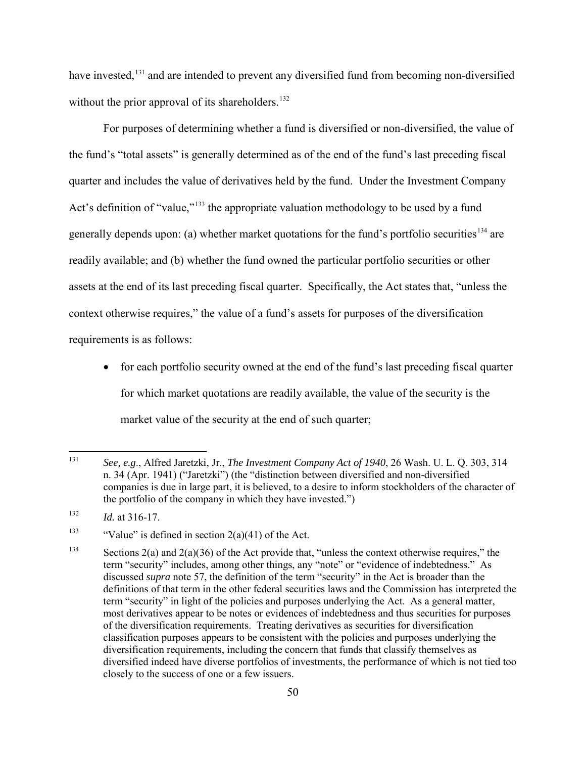have invested,[131] and are intended to prevent any diversified fund from becoming non-diversified without the prior approval of its shareholders.[132]

For purposes of determining whether a fund is diversified or non-diversified, the value of the fund's "total assets" is generally determined as of the end of the fund's last preceding fiscal quarter and includes the value of derivatives held by the fund. Under the Investment Company Act's definition of "value,"[133] the appropriate valuation methodology to be used by a fund generally depends upon: (a) whether market quotations for the fund's portfolio securities[134] are readily available; and (b) whether the fund owned the particular portfolio securities or other assets at the end of its last preceding fiscal quarter. Specifically, the Act states that, "unless the context otherwise requires," the value of a fund's assets for purposes of the diversification requirements is as follows:

- for each portfolio security owned at the end of the fund's last preceding fiscal quarter for which market quotations are readily available, the value of the security is the market value of the security at the end of such quarter;

---

[131] *See, e.g.*, Alfred Jaretzki, Jr., *The Investment Company Act of 1940*, 26 Wash. U. L. Q. 303, 314 n. 34 (Apr. 1941) ("Jaretzki") (the "distinction between diversified and non-diversified companies is due in large part, it is believed, to a desire to inform stockholders of the character of the portfolio of the company in which they have invested.")

[132] *Id.* at 316-17.

[133] "Value" is defined in section 2(a)(41) of the Act.

[134] Sections 2(a) and 2(a)(36) of the Act provide that, "unless the context otherwise requires," the term "security" includes, among other things, any "note" or "evidence of indebtedness." As discussed *supra* note 57, the definition of the term "security" in the Act is broader than the definitions of that term in the other federal securities laws and the Commission has interpreted the term "security" in light of the policies and purposes underlying the Act. As a general matter, most derivatives appear to be notes or evidences of indebtedness and thus securities for purposes of the diversification requirements. Treating derivatives as securities for diversification classification purposes appears to be consistent with the policies and purposes underlying the diversification requirements, including the concern that funds that classify themselves as diversified indeed have diverse portfolios of investments, the performance of which is not tied too closely to the success of one or a few issuers.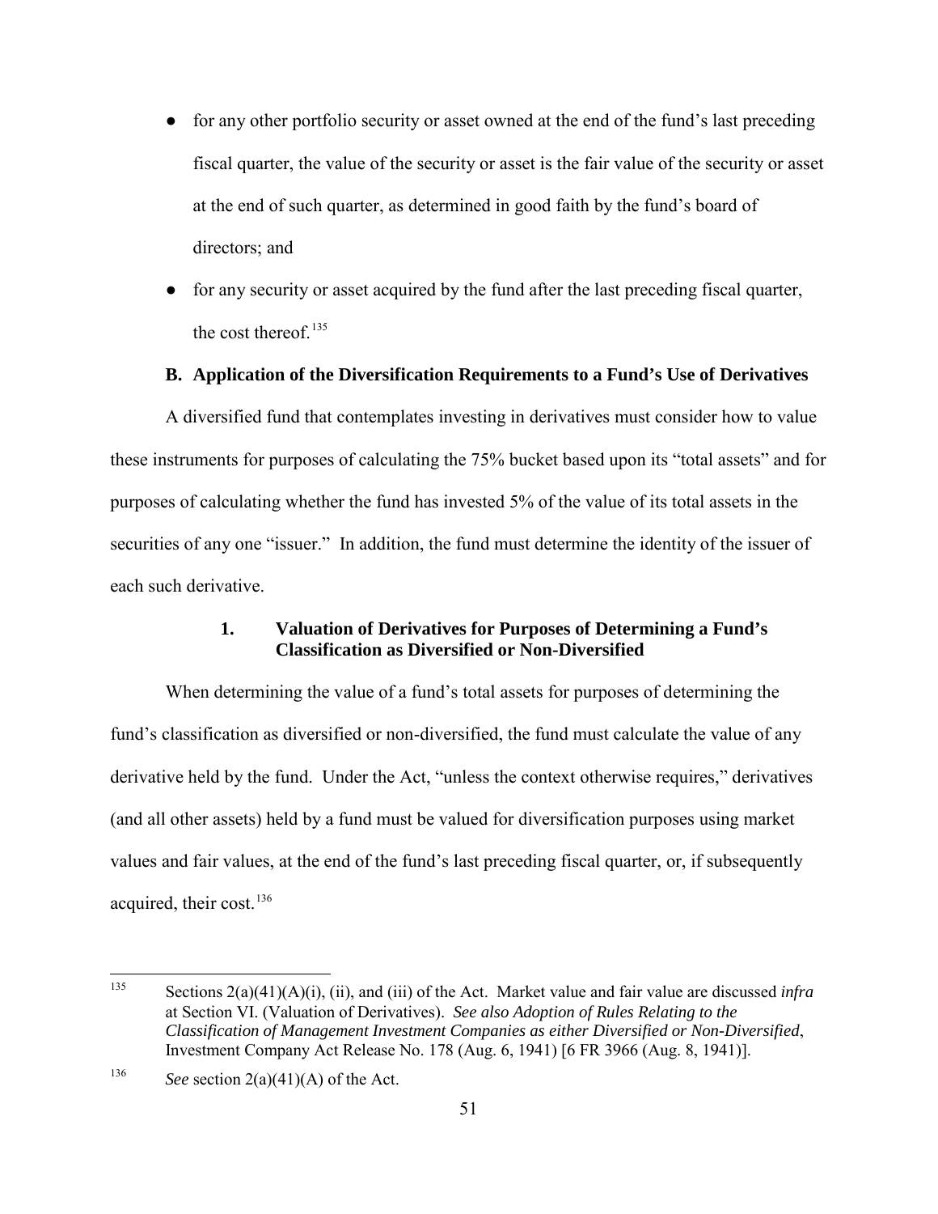- for any other portfolio security or asset owned at the end of the fund's last preceding fiscal quarter, the value of the security or asset is the fair value of the security or asset at the end of such quarter, as determined in good faith by the fund's board of directors; and
- for any security or asset acquired by the fund after the last preceding fiscal quarter, the cost thereof.[135]

### B. Application of the Diversification Requirements to a Fund's Use of Derivatives

A diversified fund that contemplates investing in derivatives must consider how to value these instruments for purposes of calculating the 75% bucket based upon its "total assets" and for purposes of calculating whether the fund has invested 5% of the value of its total assets in the securities of any one "issuer." In addition, the fund must determine the identity of the issuer of each such derivative.

#### 1. Valuation of Derivatives for Purposes of Determining a Fund's Classification as Diversified or Non-Diversified

When determining the value of a fund's total assets for purposes of determining the fund's classification as diversified or non-diversified, the fund must calculate the value of any derivative held by the fund. Under the Act, "unless the context otherwise requires," derivatives (and all other assets) held by a fund must be valued for diversification purposes using market values and fair values, at the end of the fund's last preceding fiscal quarter, or, if subsequently acquired, their cost.[136]

---

[135] Sections 2(a)(41)(A)(i), (ii), and (iii) of the Act. Market value and fair value are discussed *infra* at Section VI. (Valuation of Derivatives). *See also Adoption of Rules Relating to the Classification of Management Investment Companies as either Diversified or Non-Diversified*, Investment Company Act Release No. 178 (Aug. 6, 1941) [6 FR 3966 (Aug. 8, 1941)].

[136] *See* section 2(a)(41)(A) of the Act.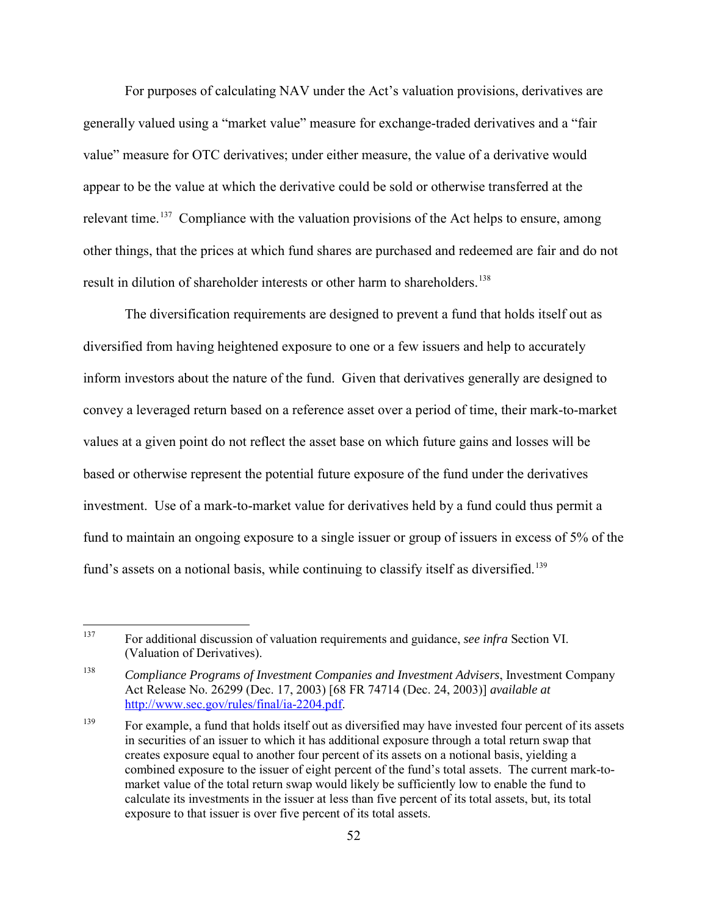For purposes of calculating NAV under the Act's valuation provisions, derivatives are generally valued using a "market value" measure for exchange-traded derivatives and a "fair value" measure for OTC derivatives; under either measure, the value of a derivative would appear to be the value at which the derivative could be sold or otherwise transferred at the relevant time.[137] Compliance with the valuation provisions of the Act helps to ensure, among other things, that the prices at which fund shares are purchased and redeemed are fair and do not result in dilution of shareholder interests or other harm to shareholders.[138]

The diversification requirements are designed to prevent a fund that holds itself out as diversified from having heightened exposure to one or a few issuers and help to accurately inform investors about the nature of the fund. Given that derivatives generally are designed to convey a leveraged return based on a reference asset over a period of time, their mark-to-market values at a given point do not reflect the asset base on which future gains and losses will be based or otherwise represent the potential future exposure of the fund under the derivatives investment. Use of a mark-to-market value for derivatives held by a fund could thus permit a fund to maintain an ongoing exposure to a single issuer or group of issuers in excess of 5% of the fund's assets on a notional basis, while continuing to classify itself as diversified.[139]

---

[137] For additional discussion of valuation requirements and guidance, *see infra* Section VI. (Valuation of Derivatives).

[138] *Compliance Programs of Investment Companies and Investment Advisers*, Investment Company Act Release No. 26299 (Dec. 17, 2003) [68 FR 74714 (Dec. 24, 2003)] *available at* http://www.sec.gov/rules/final/ia-2204.pdf.

[139] For example, a fund that holds itself out as diversified may have invested four percent of its assets in securities of an issuer to which it has additional exposure through a total return swap that creates exposure equal to another four percent of its assets on a notional basis, yielding a combined exposure to the issuer of eight percent of the fund's total assets. The current mark-to-market value of the total return swap would likely be sufficiently low to enable the fund to calculate its investments in the issuer at less than five percent of its total assets, but, its total exposure to that issuer is over five percent of its total assets.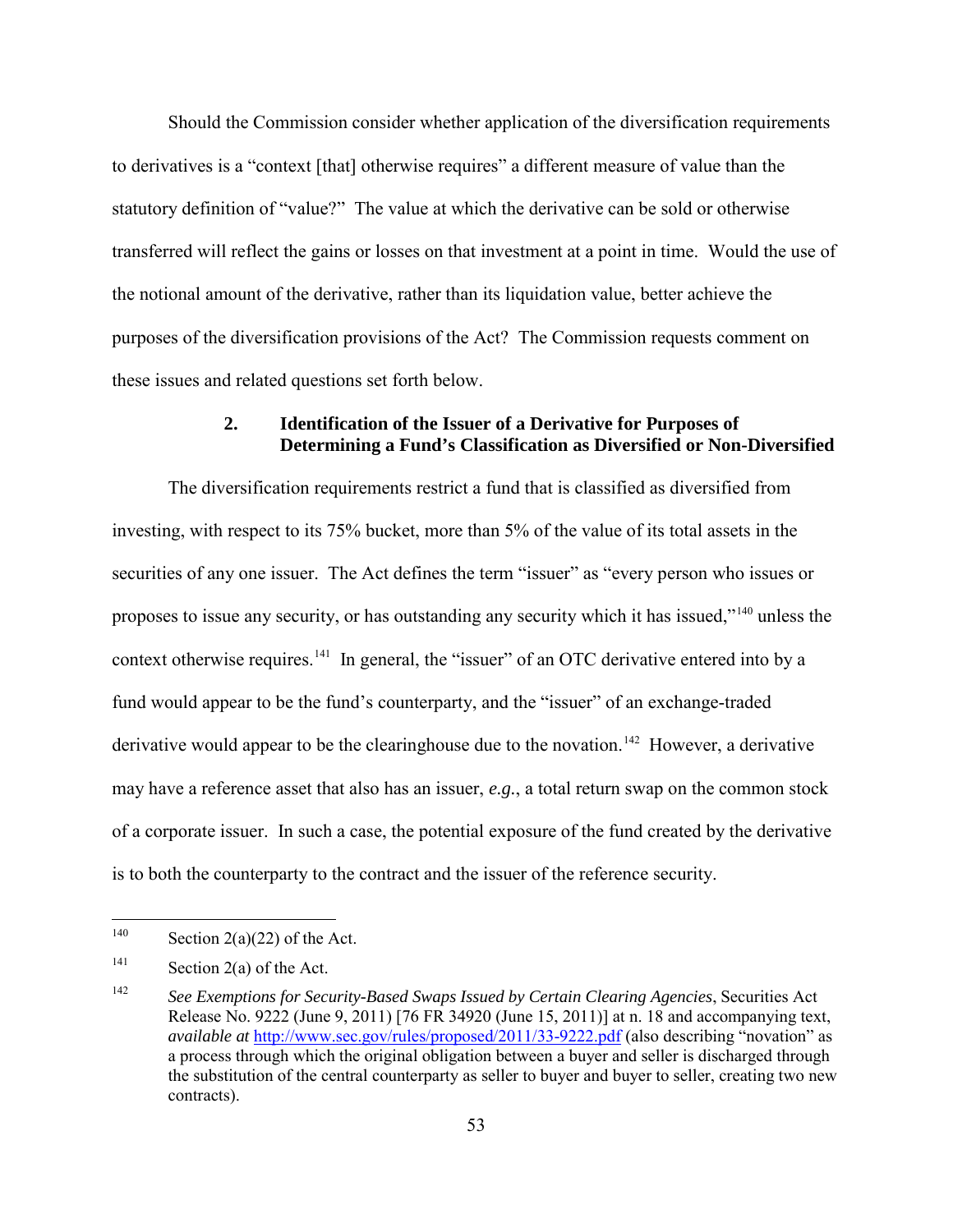Should the Commission consider whether application of the diversification requirements to derivatives is a "context [that] otherwise requires" a different measure of value than the statutory definition of "value?" The value at which the derivative can be sold or otherwise transferred will reflect the gains or losses on that investment at a point in time. Would the use of the notional amount of the derivative, rather than its liquidation value, better achieve the purposes of the diversification provisions of the Act? The Commission requests comment on these issues and related questions set forth below.

### 2. Identification of the Issuer of a Derivative for Purposes of Determining a Fund's Classification as Diversified or Non-Diversified

The diversification requirements restrict a fund that is classified as diversified from investing, with respect to its 75% bucket, more than 5% of the value of its total assets in the securities of any one issuer. The Act defines the term "issuer" as "every person who issues or proposes to issue any security, or has outstanding any security which it has issued,"[140] unless the context otherwise requires.[141] In general, the "issuer" of an OTC derivative entered into by a fund would appear to be the fund's counterparty, and the "issuer" of an exchange-traded derivative would appear to be the clearinghouse due to the novation.[142] However, a derivative may have a reference asset that also has an issuer, *e.g.*, a total return swap on the common stock of a corporate issuer. In such a case, the potential exposure of the fund created by the derivative is to both the counterparty to the contract and the issuer of the reference security.

---

[140] Section 2(a)(22) of the Act.

[141] Section 2(a) of the Act.

[142] *See Exemptions for Security-Based Swaps Issued by Certain Clearing Agencies*, Securities Act Release No. 9222 (June 9, 2011) [76 FR 34920 (June 15, 2011)] at n. 18 and accompanying text, *available at* http://www.sec.gov/rules/proposed/2011/33-9222.pdf (also describing "novation" as a process through which the original obligation between a buyer and seller is discharged through the substitution of the central counterparty as seller to buyer and buyer to seller, creating two new contracts).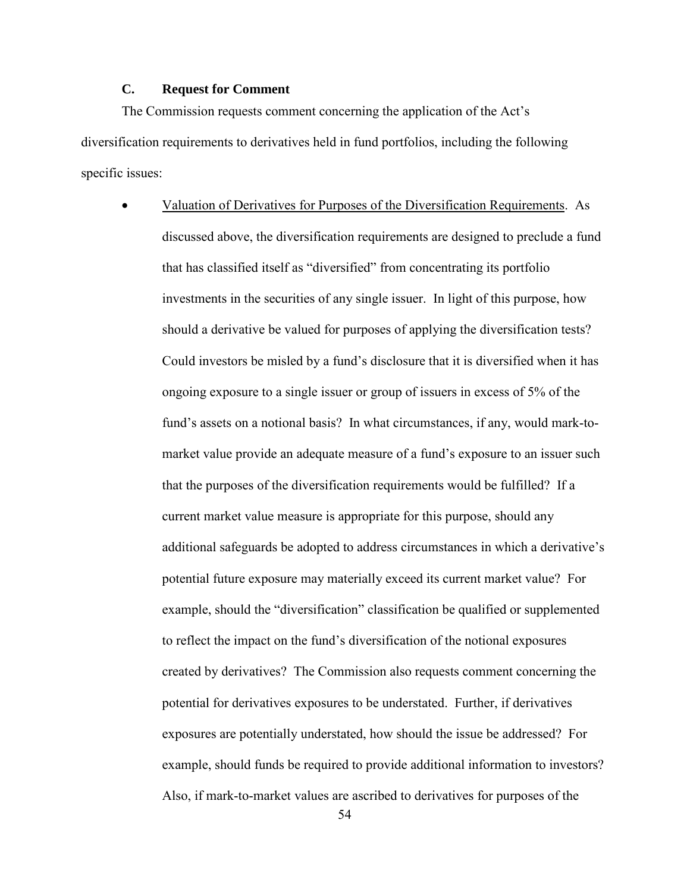### C. Request for Comment

The Commission requests comment concerning the application of the Act's diversification requirements to derivatives held in fund portfolios, including the following specific issues:

- Valuation of Derivatives for Purposes of the Diversification Requirements. As discussed above, the diversification requirements are designed to preclude a fund that has classified itself as "diversified" from concentrating its portfolio investments in the securities of any single issuer. In light of this purpose, how should a derivative be valued for purposes of applying the diversification tests? Could investors be misled by a fund's disclosure that it is diversified when it has ongoing exposure to a single issuer or group of issuers in excess of 5% of the fund's assets on a notional basis? In what circumstances, if any, would mark-to-market value provide an adequate measure of a fund's exposure to an issuer such that the purposes of the diversification requirements would be fulfilled? If a current market value measure is appropriate for this purpose, should any additional safeguards be adopted to address circumstances in which a derivative's potential future exposure may materially exceed its current market value? For example, should the "diversification" classification be qualified or supplemented to reflect the impact on the fund's diversification of the notional exposures created by derivatives? The Commission also requests comment concerning the potential for derivatives exposures to be understated. Further, if derivatives exposures are potentially understated, how should the issue be addressed? For example, should funds be required to provide additional information to investors? Also, if mark-to-market values are ascribed to derivatives for purposes of the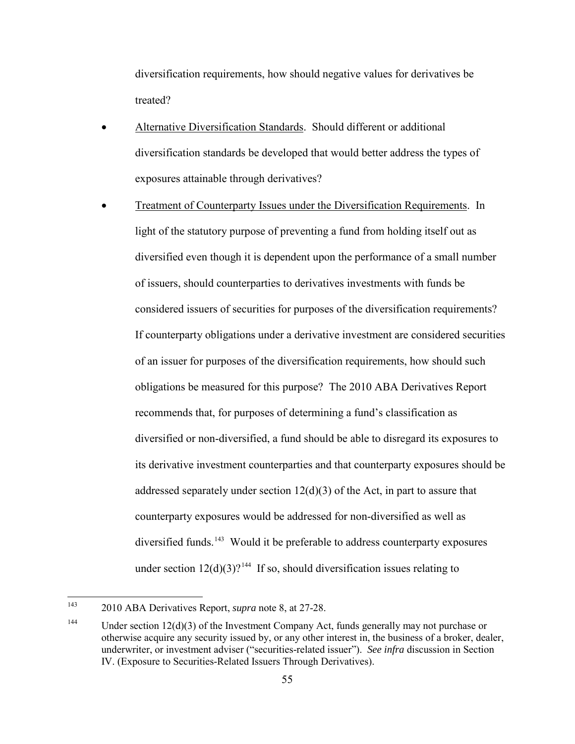diversification requirements, how should negative values for derivatives be treated?

- Alternative Diversification Standards. Should different or additional diversification standards be developed that would better address the types of exposures attainable through derivatives?

- Treatment of Counterparty Issues under the Diversification Requirements. In light of the statutory purpose of preventing a fund from holding itself out as diversified even though it is dependent upon the performance of a small number of issuers, should counterparties to derivatives investments with funds be considered issuers of securities for purposes of the diversification requirements? If counterparty obligations under a derivative investment are considered securities of an issuer for purposes of the diversification requirements, how should such obligations be measured for this purpose? The 2010 ABA Derivatives Report recommends that, for purposes of determining a fund's classification as diversified or non-diversified, a fund should be able to disregard its exposures to its derivative investment counterparties and that counterparty exposures should be addressed separately under section 12(d)(3) of the Act, in part to assure that counterparty exposures would be addressed for non-diversified as well as diversified funds.[143] Would it be preferable to address counterparty exposures under section 12(d)(3)?[144] If so, should diversification issues relating to

---

[143] 2010 ABA Derivatives Report, *supra* note 8, at 27-28.

[144] Under section 12(d)(3) of the Investment Company Act, funds generally may not purchase or otherwise acquire any security issued by, or any other interest in, the business of a broker, dealer, underwriter, or investment adviser ("securities-related issuer"). *See infra* discussion in Section IV. (Exposure to Securities-Related Issuers Through Derivatives).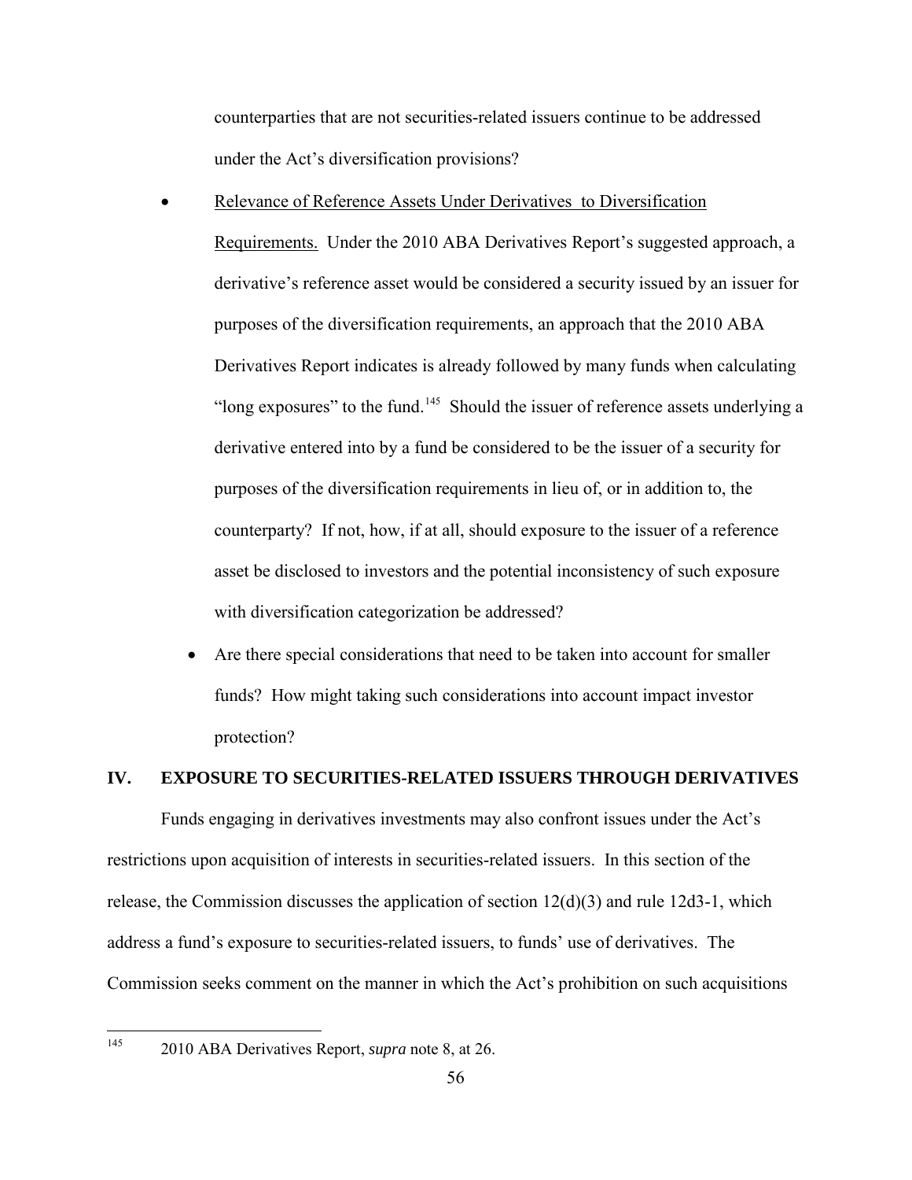counterparties that are not securities-related issuers continue to be addressed under the Act's diversification provisions?

- Relevance of Reference Assets Under Derivatives to Diversification Requirements. Under the 2010 ABA Derivatives Report's suggested approach, a derivative's reference asset would be considered a security issued by an issuer for purposes of the diversification requirements, an approach that the 2010 ABA Derivatives Report indicates is already followed by many funds when calculating "long exposures" to the fund.[145] Should the issuer of reference assets underlying a derivative entered into by a fund be considered to be the issuer of a security for purposes of the diversification requirements in lieu of, or in addition to, the counterparty? If not, how, if at all, should exposure to the issuer of a reference asset be disclosed to investors and the potential inconsistency of such exposure with diversification categorization be addressed?
- Are there special considerations that need to be taken into account for smaller funds? How might taking such considerations into account impact investor protection?

## IV. EXPOSURE TO SECURITIES-RELATED ISSUERS THROUGH DERIVATIVES

Funds engaging in derivatives investments may also confront issues under the Act's restrictions upon acquisition of interests in securities-related issuers. In this section of the release, the Commission discusses the application of section 12(d)(3) and rule 12d3-1, which address a fund's exposure to securities-related issuers, to funds' use of derivatives. The Commission seeks comment on the manner in which the Act's prohibition on such acquisitions

---

[145] 2010 ABA Derivatives Report, *supra* note 8, at 26.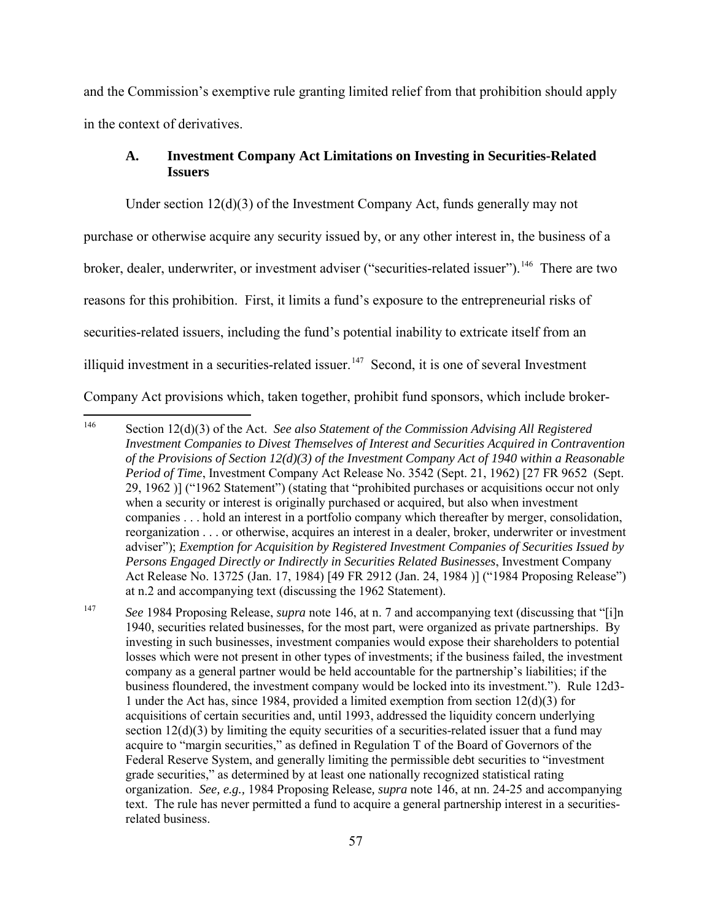and the Commission's exemptive rule granting limited relief from that prohibition should apply in the context of derivatives.

### A. Investment Company Act Limitations on Investing in Securities-Related Issuers

Under section 12(d)(3) of the Investment Company Act, funds generally may not purchase or otherwise acquire any security issued by, or any other interest in, the business of a broker, dealer, underwriter, or investment adviser ("securities-related issuer").[146] There are two reasons for this prohibition. First, it limits a fund's exposure to the entrepreneurial risks of securities-related issuers, including the fund's potential inability to extricate itself from an illiquid investment in a securities-related issuer.[147] Second, it is one of several Investment Company Act provisions which, taken together, prohibit fund sponsors, which include broker-

---

[146] Section 12(d)(3) of the Act. *See also Statement of the Commission Advising All Registered Investment Companies to Divest Themselves of Interest and Securities Acquired in Contravention of the Provisions of Section 12(d)(3) of the Investment Company Act of 1940 within a Reasonable Period of Time*, Investment Company Act Release No. 3542 (Sept. 21, 1962) [27 FR 9652 (Sept. 29, 1962 )] ("1962 Statement") (stating that "prohibited purchases or acquisitions occur not only when a security or interest is originally purchased or acquired, but also when investment companies . . . hold an interest in a portfolio company which thereafter by merger, consolidation, reorganization . . . or otherwise, acquires an interest in a dealer, broker, underwriter or investment adviser"); *Exemption for Acquisition by Registered Investment Companies of Securities Issued by Persons Engaged Directly or Indirectly in Securities Related Businesses*, Investment Company Act Release No. 13725 (Jan. 17, 1984) [49 FR 2912 (Jan. 24, 1984 )] ("1984 Proposing Release") at n.2 and accompanying text (discussing the 1962 Statement).

[147] *See* 1984 Proposing Release, *supra* note 146, at n. 7 and accompanying text (discussing that "[i]n 1940, securities related businesses, for the most part, were organized as private partnerships. By investing in such businesses, investment companies would expose their shareholders to potential losses which were not present in other types of investments; if the business failed, the investment company as a general partner would be held accountable for the partnership's liabilities; if the business floundered, the investment company would be locked into its investment."). Rule 12d3-1 under the Act has, since 1984, provided a limited exemption from section 12(d)(3) for acquisitions of certain securities and, until 1993, addressed the liquidity concern underlying section 12(d)(3) by limiting the equity securities of a securities-related issuer that a fund may acquire to "margin securities," as defined in Regulation T of the Board of Governors of the Federal Reserve System, and generally limiting the permissible debt securities to "investment grade securities," as determined by at least one nationally recognized statistical rating organization. *See, e.g.,* 1984 Proposing Release*, supra* note 146, at nn. 24-25 and accompanying text. The rule has never permitted a fund to acquire a general partnership interest in a securities-related business.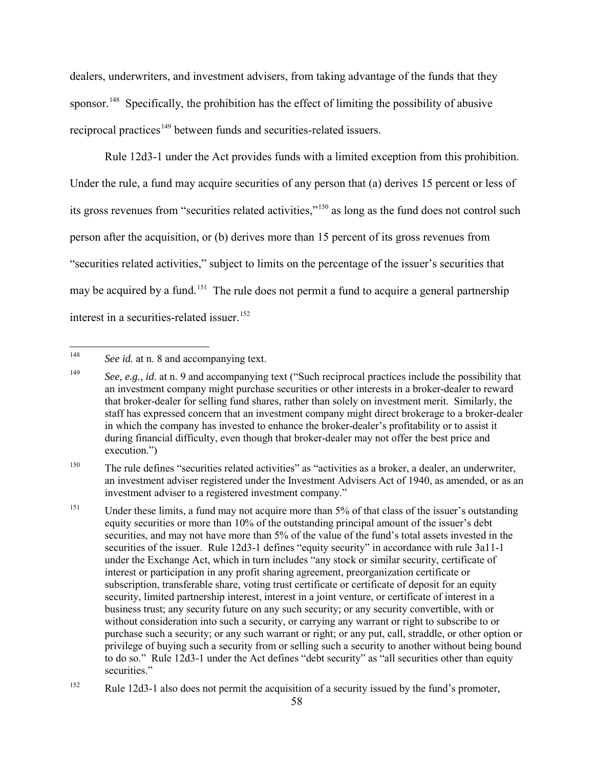dealers, underwriters, and investment advisers, from taking advantage of the funds that they sponsor.[148] Specifically, the prohibition has the effect of limiting the possibility of abusive reciprocal practices[149] between funds and securities-related issuers.

Rule 12d3-1 under the Act provides funds with a limited exception from this prohibition. Under the rule, a fund may acquire securities of any person that (a) derives 15 percent or less of its gross revenues from "securities related activities,"[150] as long as the fund does not control such person after the acquisition, or (b) derives more than 15 percent of its gross revenues from "securities related activities," subject to limits on the percentage of the issuer's securities that may be acquired by a fund.[151] The rule does not permit a fund to acquire a general partnership interest in a securities-related issuer.[152]

---

[148] *See id.* at n. 8 and accompanying text.

[149] *See, e.g., id.* at n. 9 and accompanying text ("Such reciprocal practices include the possibility that an investment company might purchase securities or other interests in a broker-dealer to reward that broker-dealer for selling fund shares, rather than solely on investment merit. Similarly, the staff has expressed concern that an investment company might direct brokerage to a broker-dealer in which the company has invested to enhance the broker-dealer's profitability or to assist it during financial difficulty, even though that broker-dealer may not offer the best price and execution.")

[150] The rule defines "securities related activities" as "activities as a broker, a dealer, an underwriter, an investment adviser registered under the Investment Advisers Act of 1940, as amended, or as an investment adviser to a registered investment company."

[151] Under these limits, a fund may not acquire more than 5% of that class of the issuer's outstanding equity securities or more than 10% of the outstanding principal amount of the issuer's debt securities, and may not have more than 5% of the value of the fund's total assets invested in the securities of the issuer. Rule 12d3-1 defines "equity security" in accordance with rule 3a11-1 under the Exchange Act, which in turn includes "any stock or similar security, certificate of interest or participation in any profit sharing agreement, preorganization certificate or subscription, transferable share, voting trust certificate or certificate of deposit for an equity security, limited partnership interest, interest in a joint venture, or certificate of interest in a business trust; any security future on any such security; or any security convertible, with or without consideration into such a security, or carrying any warrant or right to subscribe to or purchase such a security; or any such warrant or right; or any put, call, straddle, or other option or privilege of buying such a security from or selling such a security to another without being bound to do so." Rule 12d3-1 under the Act defines "debt security" as "all securities other than equity securities."

[152] Rule 12d3-1 also does not permit the acquisition of a security issued by the fund's promoter,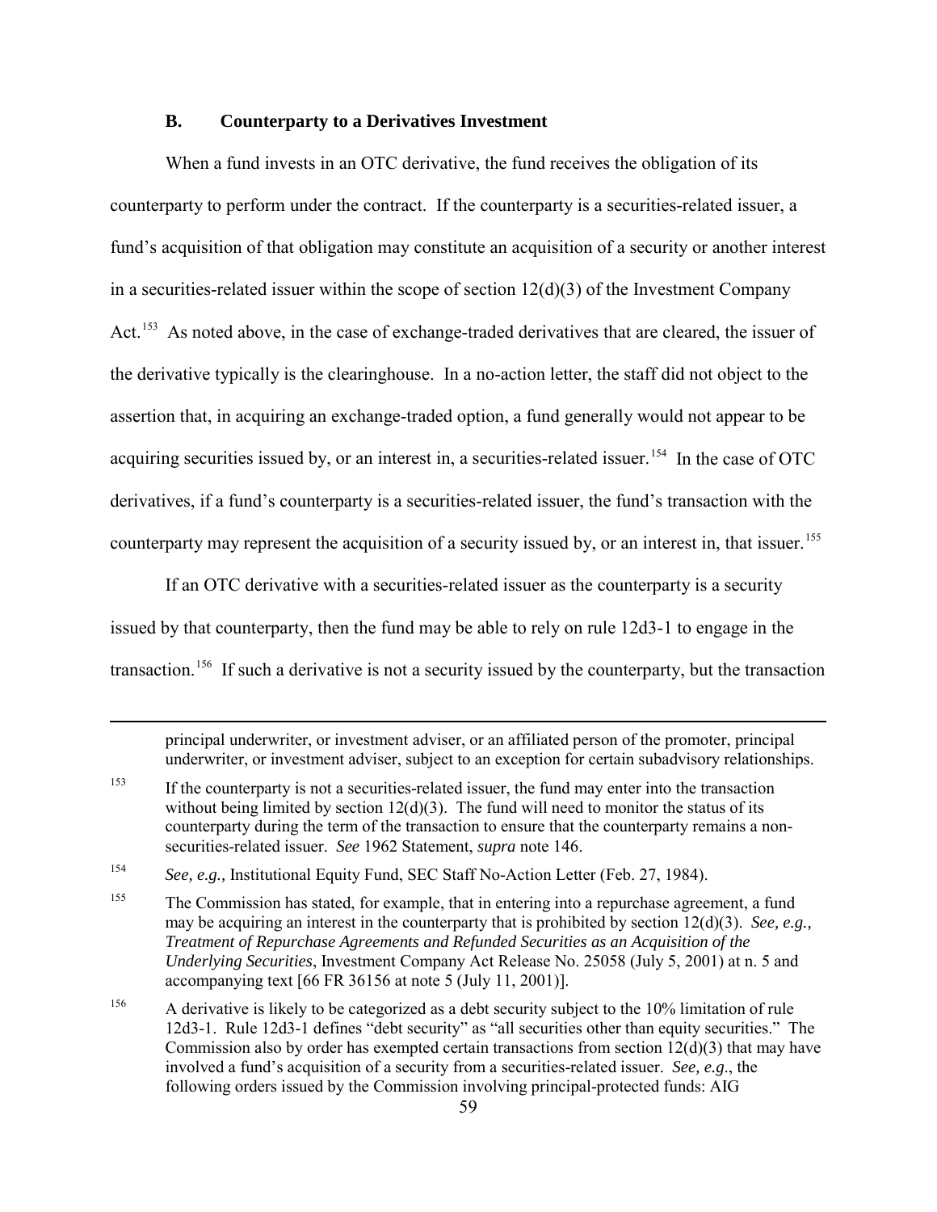### B. Counterparty to a Derivatives Investment

When a fund invests in an OTC derivative, the fund receives the obligation of its counterparty to perform under the contract. If the counterparty is a securities-related issuer, a fund's acquisition of that obligation may constitute an acquisition of a security or another interest in a securities-related issuer within the scope of section 12(d)(3) of the Investment Company Act.[153] As noted above, in the case of exchange-traded derivatives that are cleared, the issuer of the derivative typically is the clearinghouse. In a no-action letter, the staff did not object to the assertion that, in acquiring an exchange-traded option, a fund generally would not appear to be acquiring securities issued by, or an interest in, a securities-related issuer.[154] In the case of OTC derivatives, if a fund's counterparty is a securities-related issuer, the fund's transaction with the counterparty may represent the acquisition of a security issued by, or an interest in, that issuer.[155]

If an OTC derivative with a securities-related issuer as the counterparty is a security issued by that counterparty, then the fund may be able to rely on rule 12d3-1 to engage in the transaction.[156] If such a derivative is not a security issued by the counterparty, but the transaction

---

principal underwriter, or investment adviser, or an affiliated person of the promoter, principal underwriter, or investment adviser, subject to an exception for certain subadvisory relationships.

[153] If the counterparty is not a securities-related issuer, the fund may enter into the transaction without being limited by section 12(d)(3). The fund will need to monitor the status of its counterparty during the term of the transaction to ensure that the counterparty remains a non-securities-related issuer. *See* 1962 Statement, *supra* note 146.

[154] *See, e.g.,* Institutional Equity Fund, SEC Staff No-Action Letter (Feb. 27, 1984).

[155] The Commission has stated, for example, that in entering into a repurchase agreement, a fund may be acquiring an interest in the counterparty that is prohibited by section 12(d)(3). *See, e.g., Treatment of Repurchase Agreements and Refunded Securities as an Acquisition of the Underlying Securities*, Investment Company Act Release No. 25058 (July 5, 2001) at n. 5 and accompanying text [66 FR 36156 at note 5 (July 11, 2001)].

[156] A derivative is likely to be categorized as a debt security subject to the 10% limitation of rule 12d3-1. Rule 12d3-1 defines "debt security" as "all securities other than equity securities." The Commission also by order has exempted certain transactions from section 12(d)(3) that may have involved a fund's acquisition of a security from a securities-related issuer. *See, e.g.*, the following orders issued by the Commission involving principal-protected funds: AIG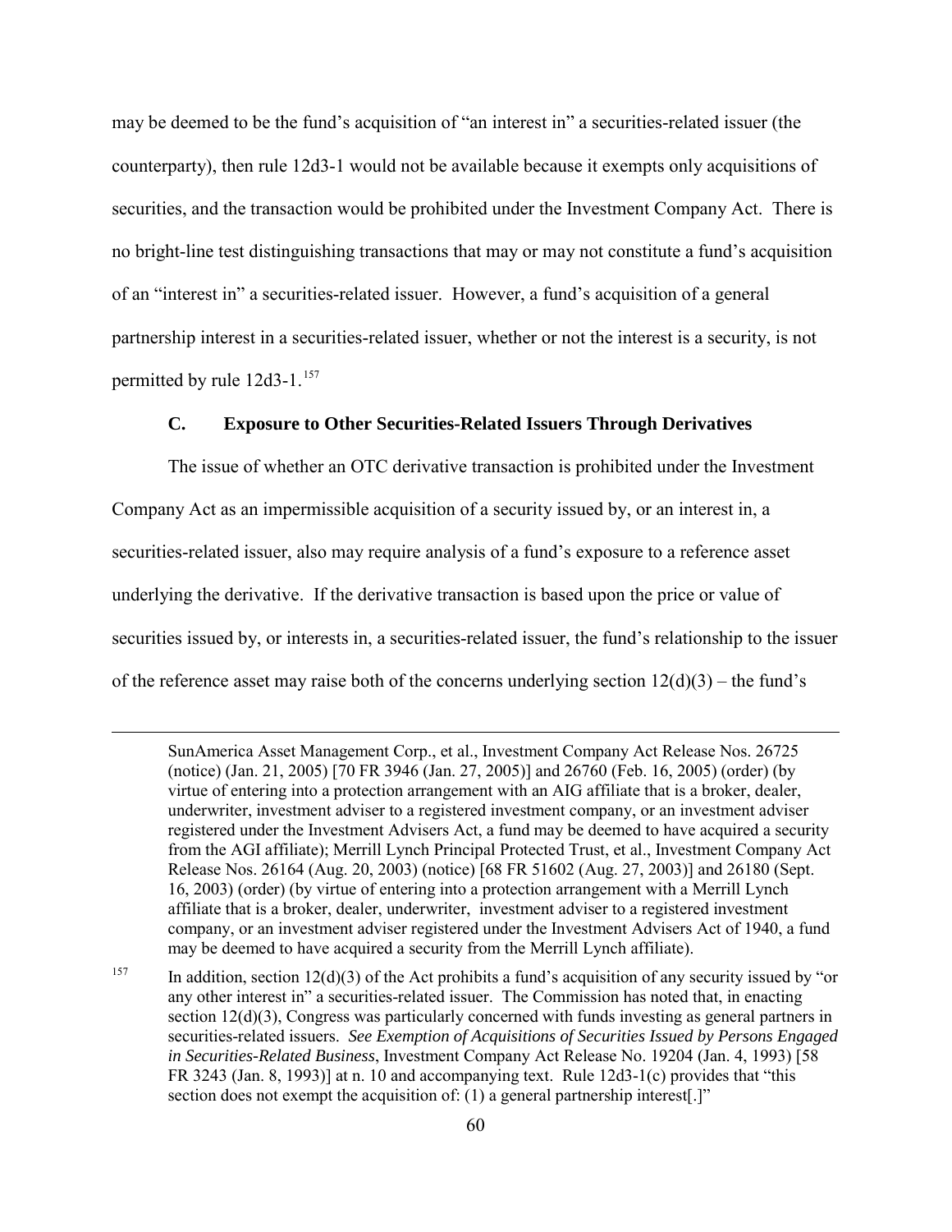may be deemed to be the fund's acquisition of "an interest in" a securities-related issuer (the counterparty), then rule 12d3-1 would not be available because it exempts only acquisitions of securities, and the transaction would be prohibited under the Investment Company Act. There is no bright-line test distinguishing transactions that may or may not constitute a fund's acquisition of an "interest in" a securities-related issuer. However, a fund's acquisition of a general partnership interest in a securities-related issuer, whether or not the interest is a security, is not permitted by rule 12d3-1.[157]

### C. Exposure to Other Securities-Related Issuers Through Derivatives

The issue of whether an OTC derivative transaction is prohibited under the Investment Company Act as an impermissible acquisition of a security issued by, or an interest in, a securities-related issuer, also may require analysis of a fund's exposure to a reference asset underlying the derivative. If the derivative transaction is based upon the price or value of securities issued by, or interests in, a securities-related issuer, the fund's relationship to the issuer of the reference asset may raise both of the concerns underlying section 12(d)(3) – the fund's

---

SunAmerica Asset Management Corp., et al., Investment Company Act Release Nos. 26725 (notice) (Jan. 21, 2005) [70 FR 3946 (Jan. 27, 2005)] and 26760 (Feb. 16, 2005) (order) (by virtue of entering into a protection arrangement with an AIG affiliate that is a broker, dealer, underwriter, investment adviser to a registered investment company, or an investment adviser registered under the Investment Advisers Act, a fund may be deemed to have acquired a security from the AGI affiliate); Merrill Lynch Principal Protected Trust, et al., Investment Company Act Release Nos. 26164 (Aug. 20, 2003) (notice) [68 FR 51602 (Aug. 27, 2003)] and 26180 (Sept. 16, 2003) (order) (by virtue of entering into a protection arrangement with a Merrill Lynch affiliate that is a broker, dealer, underwriter, investment adviser to a registered investment company, or an investment adviser registered under the Investment Advisers Act of 1940, a fund may be deemed to have acquired a security from the Merrill Lynch affiliate).

[157] In addition, section 12(d)(3) of the Act prohibits a fund's acquisition of any security issued by "or any other interest in" a securities-related issuer. The Commission has noted that, in enacting section 12(d)(3), Congress was particularly concerned with funds investing as general partners in securities-related issuers. *See Exemption of Acquisitions of Securities Issued by Persons Engaged in Securities-Related Business*, Investment Company Act Release No. 19204 (Jan. 4, 1993) [58 FR 3243 (Jan. 8, 1993)] at n. 10 and accompanying text. Rule 12d3-1(c) provides that "this section does not exempt the acquisition of: (1) a general partnership interest[.]"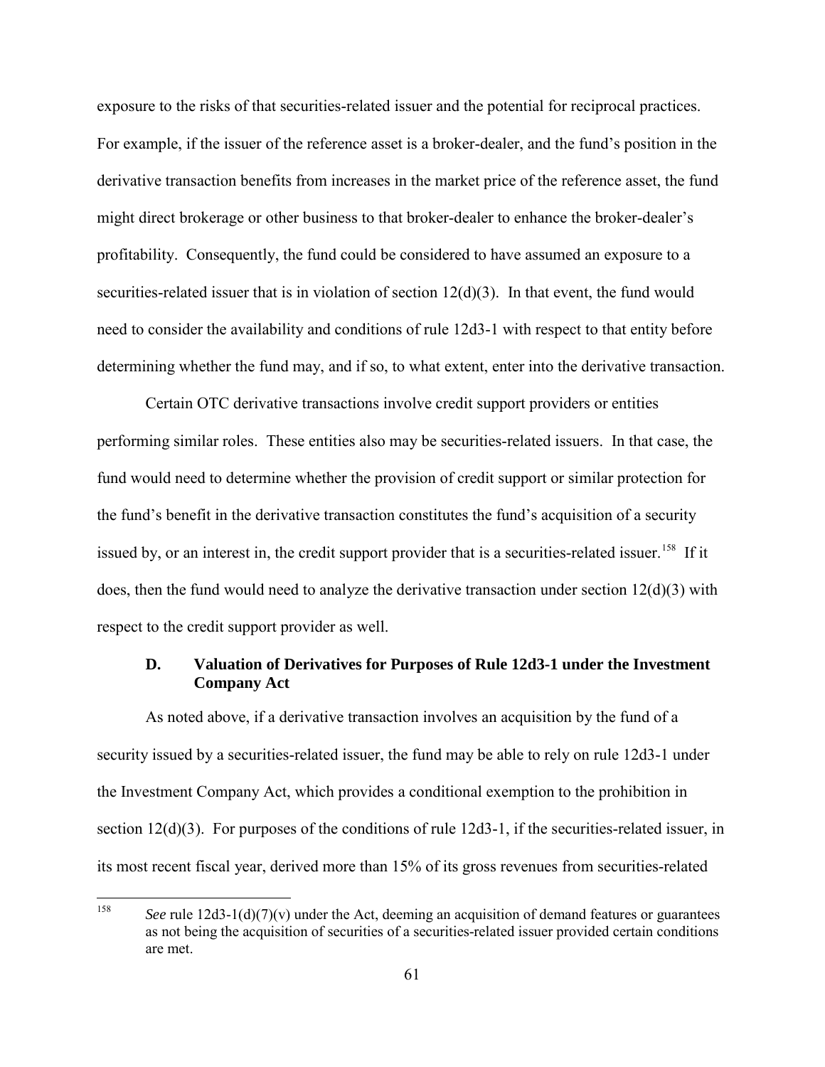exposure to the risks of that securities-related issuer and the potential for reciprocal practices. For example, if the issuer of the reference asset is a broker-dealer, and the fund's position in the derivative transaction benefits from increases in the market price of the reference asset, the fund might direct brokerage or other business to that broker-dealer to enhance the broker-dealer's profitability. Consequently, the fund could be considered to have assumed an exposure to a securities-related issuer that is in violation of section 12(d)(3). In that event, the fund would need to consider the availability and conditions of rule 12d3-1 with respect to that entity before determining whether the fund may, and if so, to what extent, enter into the derivative transaction.

Certain OTC derivative transactions involve credit support providers or entities performing similar roles. These entities also may be securities-related issuers. In that case, the fund would need to determine whether the provision of credit support or similar protection for the fund's benefit in the derivative transaction constitutes the fund's acquisition of a security issued by, or an interest in, the credit support provider that is a securities-related issuer.[158] If it does, then the fund would need to analyze the derivative transaction under section 12(d)(3) with respect to the credit support provider as well.

### D. Valuation of Derivatives for Purposes of Rule 12d3-1 under the Investment Company Act

As noted above, if a derivative transaction involves an acquisition by the fund of a security issued by a securities-related issuer, the fund may be able to rely on rule 12d3-1 under the Investment Company Act, which provides a conditional exemption to the prohibition in section 12(d)(3). For purposes of the conditions of rule 12d3-1, if the securities-related issuer, in its most recent fiscal year, derived more than 15% of its gross revenues from securities-related

---

[158] *See* rule 12d3-1(d)(7)(v) under the Act, deeming an acquisition of demand features or guarantees as not being the acquisition of securities of a securities-related issuer provided certain conditions are met.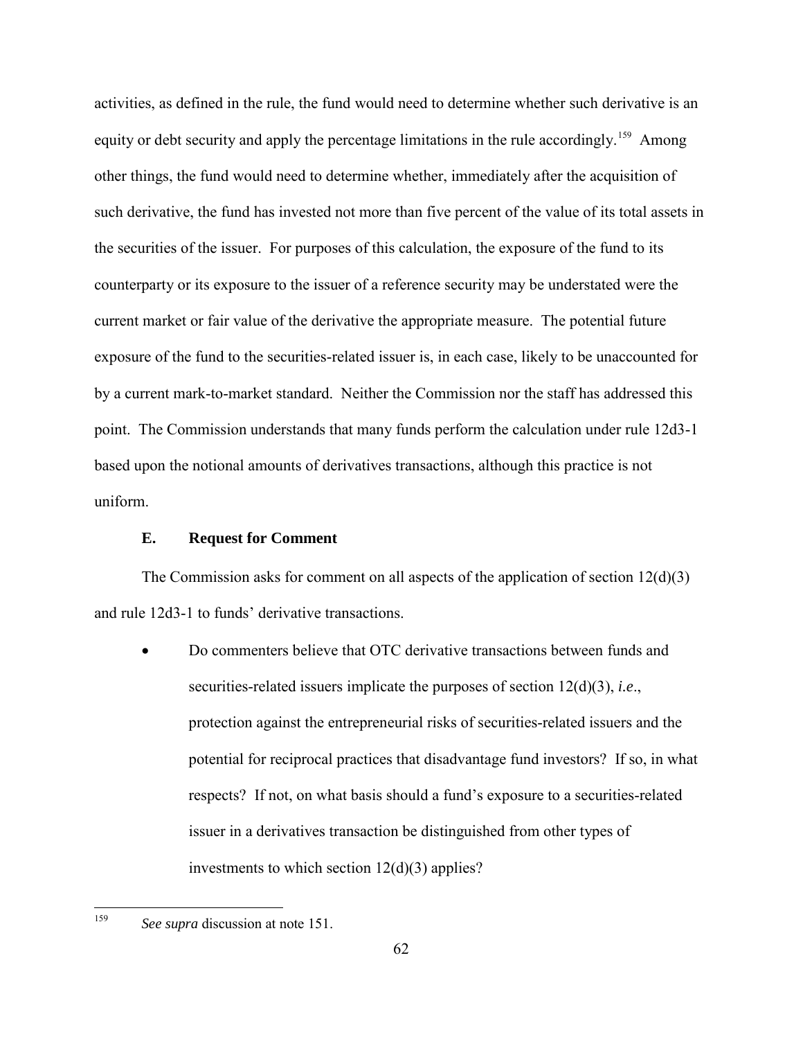activities, as defined in the rule, the fund would need to determine whether such derivative is an equity or debt security and apply the percentage limitations in the rule accordingly.[159] Among other things, the fund would need to determine whether, immediately after the acquisition of such derivative, the fund has invested not more than five percent of the value of its total assets in the securities of the issuer. For purposes of this calculation, the exposure of the fund to its counterparty or its exposure to the issuer of a reference security may be understated were the current market or fair value of the derivative the appropriate measure. The potential future exposure of the fund to the securities-related issuer is, in each case, likely to be unaccounted for by a current mark-to-market standard. Neither the Commission nor the staff has addressed this point. The Commission understands that many funds perform the calculation under rule 12d3-1 based upon the notional amounts of derivatives transactions, although this practice is not uniform.

### E. Request for Comment

The Commission asks for comment on all aspects of the application of section 12(d)(3) and rule 12d3-1 to funds' derivative transactions.

- Do commenters believe that OTC derivative transactions between funds and securities-related issuers implicate the purposes of section 12(d)(3), *i.e*., protection against the entrepreneurial risks of securities-related issuers and the potential for reciprocal practices that disadvantage fund investors? If so, in what respects? If not, on what basis should a fund's exposure to a securities-related issuer in a derivatives transaction be distinguished from other types of investments to which section 12(d)(3) applies?

---

[159] *See supra* discussion at note 151.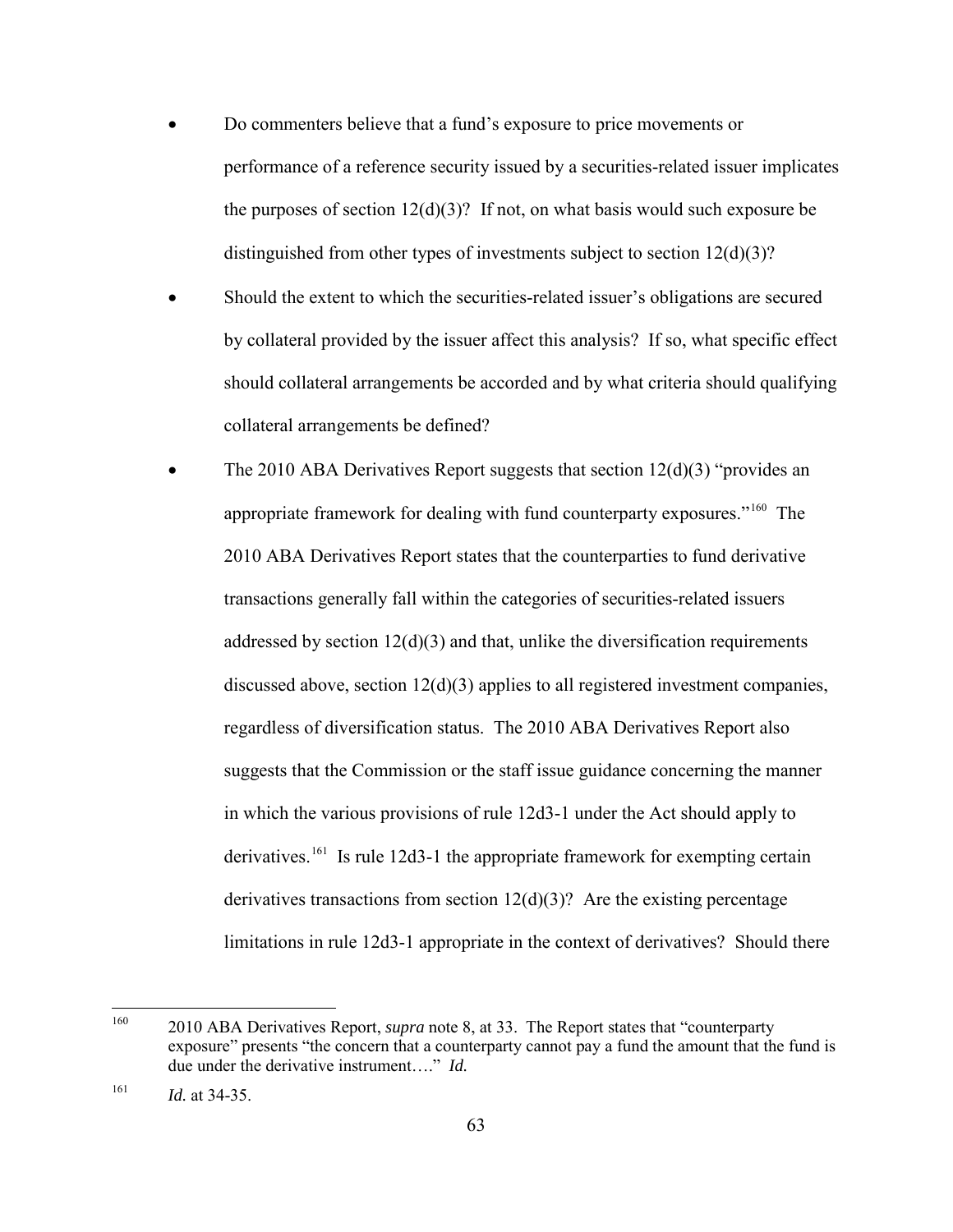- Do commenters believe that a fund's exposure to price movements or performance of a reference security issued by a securities-related issuer implicates the purposes of section 12(d)(3)? If not, on what basis would such exposure be distinguished from other types of investments subject to section 12(d)(3)?
- Should the extent to which the securities-related issuer's obligations are secured by collateral provided by the issuer affect this analysis? If so, what specific effect should collateral arrangements be accorded and by what criteria should qualifying collateral arrangements be defined?
- The 2010 ABA Derivatives Report suggests that section 12(d)(3) "provides an appropriate framework for dealing with fund counterparty exposures."[160] The 2010 ABA Derivatives Report states that the counterparties to fund derivative transactions generally fall within the categories of securities-related issuers addressed by section 12(d)(3) and that, unlike the diversification requirements discussed above, section 12(d)(3) applies to all registered investment companies, regardless of diversification status. The 2010 ABA Derivatives Report also suggests that the Commission or the staff issue guidance concerning the manner in which the various provisions of rule 12d3-1 under the Act should apply to derivatives.[161] Is rule 12d3-1 the appropriate framework for exempting certain derivatives transactions from section 12(d)(3)? Are the existing percentage limitations in rule 12d3-1 appropriate in the context of derivatives? Should there

---

[160] 2010 ABA Derivatives Report, *supra* note 8, at 33. The Report states that "counterparty exposure" presents "the concern that a counterparty cannot pay a fund the amount that the fund is due under the derivative instrument…." *Id.*

[161] *Id.* at 34-35.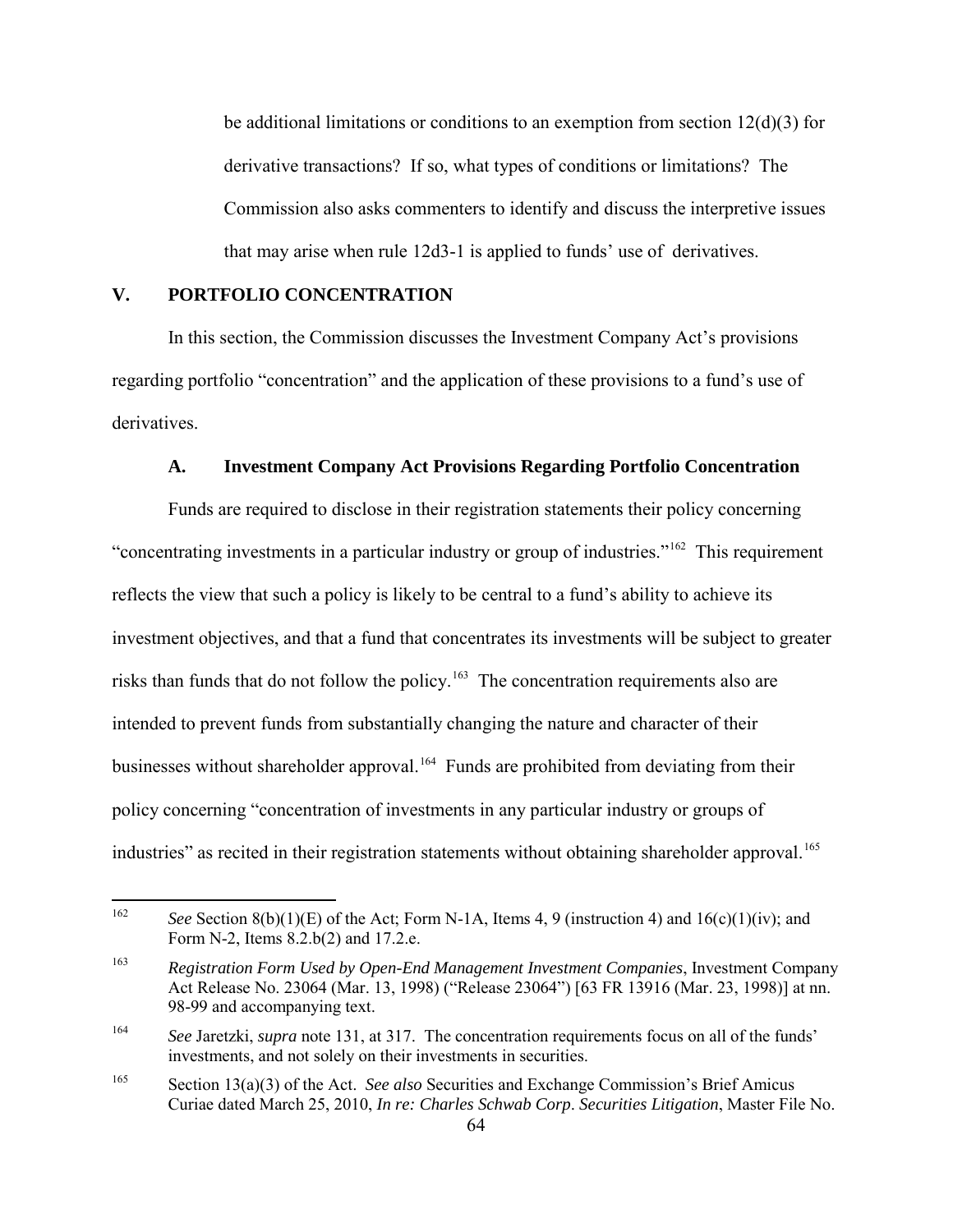be additional limitations or conditions to an exemption from section 12(d)(3) for derivative transactions? If so, what types of conditions or limitations? The Commission also asks commenters to identify and discuss the interpretive issues that may arise when rule 12d3-1 is applied to funds' use of derivatives.

## V. PORTFOLIO CONCENTRATION

In this section, the Commission discusses the Investment Company Act's provisions regarding portfolio "concentration" and the application of these provisions to a fund's use of derivatives.

### A. Investment Company Act Provisions Regarding Portfolio Concentration

Funds are required to disclose in their registration statements their policy concerning "concentrating investments in a particular industry or group of industries."[162] This requirement reflects the view that such a policy is likely to be central to a fund's ability to achieve its investment objectives, and that a fund that concentrates its investments will be subject to greater risks than funds that do not follow the policy.[163] The concentration requirements also are intended to prevent funds from substantially changing the nature and character of their businesses without shareholder approval.[164] Funds are prohibited from deviating from their policy concerning "concentration of investments in any particular industry or groups of industries" as recited in their registration statements without obtaining shareholder approval.[165]

---

[162] *See* Section 8(b)(1)(E) of the Act; Form N-1A, Items 4, 9 (instruction 4) and 16(c)(1)(iv); and Form N-2, Items 8.2.b(2) and 17.2.e.

[163] *Registration Form Used by Open-End Management Investment Companies*, Investment Company Act Release No. 23064 (Mar. 13, 1998) ("Release 23064") [63 FR 13916 (Mar. 23, 1998)] at nn. 98-99 and accompanying text.

[164] *See* Jaretzki, *supra* note 131, at 317. The concentration requirements focus on all of the funds' investments, and not solely on their investments in securities.

[165] Section 13(a)(3) of the Act. *See also* Securities and Exchange Commission's Brief Amicus Curiae dated March 25, 2010, *In re: Charles Schwab Corp. Securities Litigation*, Master File No.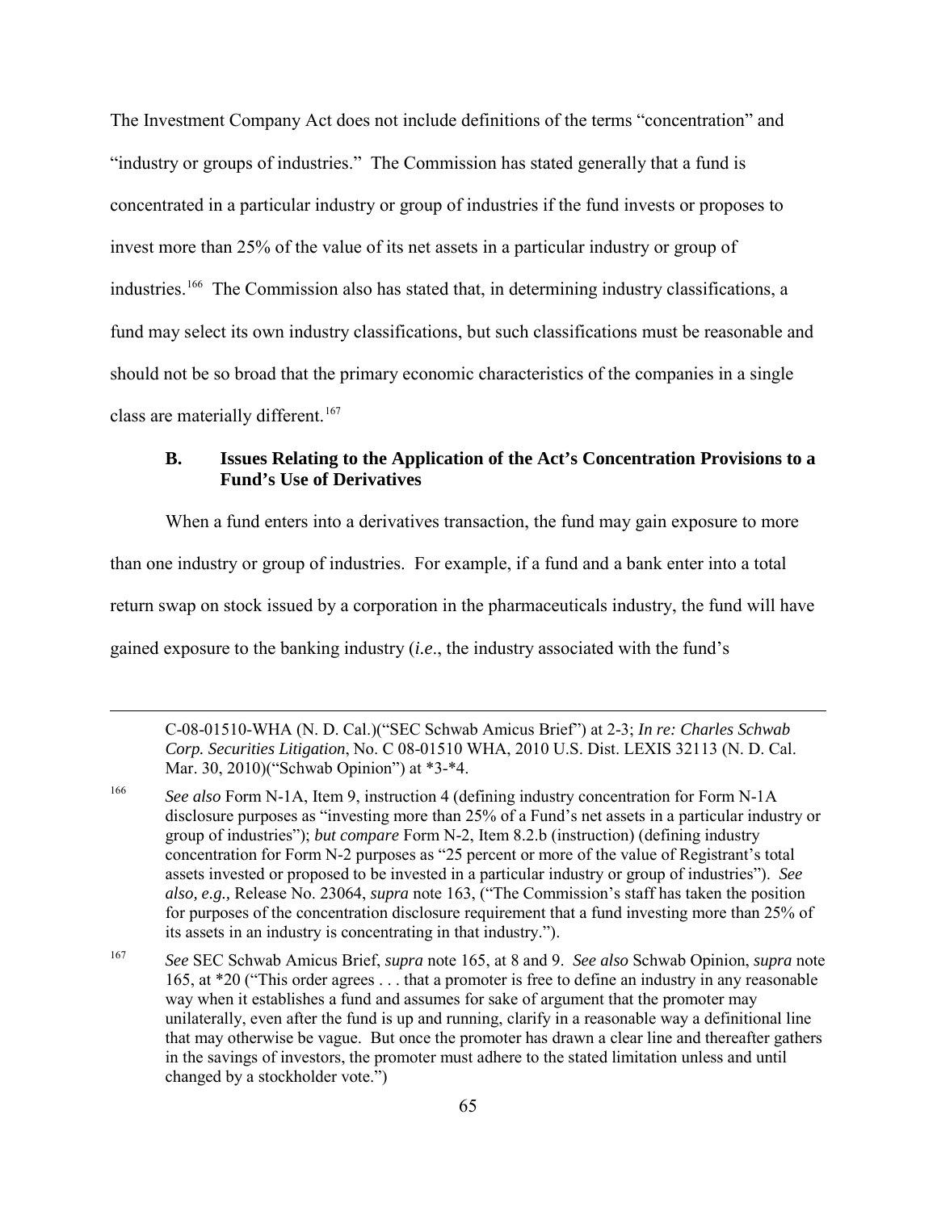The Investment Company Act does not include definitions of the terms "concentration" and "industry or groups of industries." The Commission has stated generally that a fund is concentrated in a particular industry or group of industries if the fund invests or proposes to invest more than 25% of the value of its net assets in a particular industry or group of industries.[166] The Commission also has stated that, in determining industry classifications, a fund may select its own industry classifications, but such classifications must be reasonable and should not be so broad that the primary economic characteristics of the companies in a single class are materially different.[167]

### B. Issues Relating to the Application of the Act's Concentration Provisions to a Fund's Use of Derivatives

When a fund enters into a derivatives transaction, the fund may gain exposure to more than one industry or group of industries. For example, if a fund and a bank enter into a total return swap on stock issued by a corporation in the pharmaceuticals industry, the fund will have gained exposure to the banking industry (*i.e.*, the industry associated with the fund's

---

C-08-01510-WHA (N. D. Cal.)("SEC Schwab Amicus Brief") at 2-3; *In re: Charles Schwab Corp. Securities Litigation*, No. C 08-01510 WHA, 2010 U.S. Dist. LEXIS 32113 (N. D. Cal. Mar. 30, 2010)("Schwab Opinion") at *3-*4.

[166] *See also* Form N-1A, Item 9, instruction 4 (defining industry concentration for Form N-1A disclosure purposes as "investing more than 25% of a Fund's net assets in a particular industry or group of industries"); *but compare* Form N-2, Item 8.2.b (instruction) (defining industry concentration for Form N-2 purposes as "25 percent or more of the value of Registrant's total assets invested or proposed to be invested in a particular industry or group of industries"). *See also, e.g.,* Release No. 23064, *supra* note 163, ("The Commission's staff has taken the position for purposes of the concentration disclosure requirement that a fund investing more than 25% of its assets in an industry is concentrating in that industry.").

[167] *See* SEC Schwab Amicus Brief, *supra* note 165, at 8 and 9. *See also* Schwab Opinion, *supra* note 165, at *20 ("This order agrees . . . that a promoter is free to define an industry in any reasonable way when it establishes a fund and assumes for sake of argument that the promoter may unilaterally, even after the fund is up and running, clarify in a reasonable way a definitional line that may otherwise be vague. But once the promoter has drawn a clear line and thereafter gathers in the savings of investors, the promoter must adhere to the stated limitation unless and until changed by a stockholder vote.")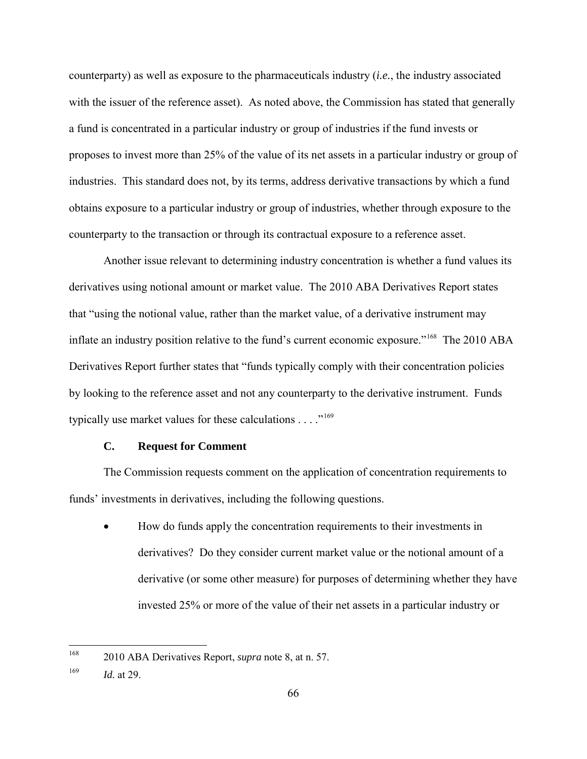counterparty) as well as exposure to the pharmaceuticals industry (*i.e.*, the industry associated with the issuer of the reference asset). As noted above, the Commission has stated that generally a fund is concentrated in a particular industry or group of industries if the fund invests or proposes to invest more than 25% of the value of its net assets in a particular industry or group of industries. This standard does not, by its terms, address derivative transactions by which a fund obtains exposure to a particular industry or group of industries, whether through exposure to the counterparty to the transaction or through its contractual exposure to a reference asset.

Another issue relevant to determining industry concentration is whether a fund values its derivatives using notional amount or market value. The 2010 ABA Derivatives Report states that "using the notional value, rather than the market value, of a derivative instrument may inflate an industry position relative to the fund's current economic exposure."[168] The 2010 ABA Derivatives Report further states that "funds typically comply with their concentration policies by looking to the reference asset and not any counterparty to the derivative instrument. Funds typically use market values for these calculations . . . ."[169]

### C. Request for Comment

The Commission requests comment on the application of concentration requirements to funds' investments in derivatives, including the following questions.

- How do funds apply the concentration requirements to their investments in derivatives? Do they consider current market value or the notional amount of a derivative (or some other measure) for purposes of determining whether they have invested 25% or more of the value of their net assets in a particular industry or

---

[168] 2010 ABA Derivatives Report, *supra* note 8, at n. 57.

[169] *Id.* at 29.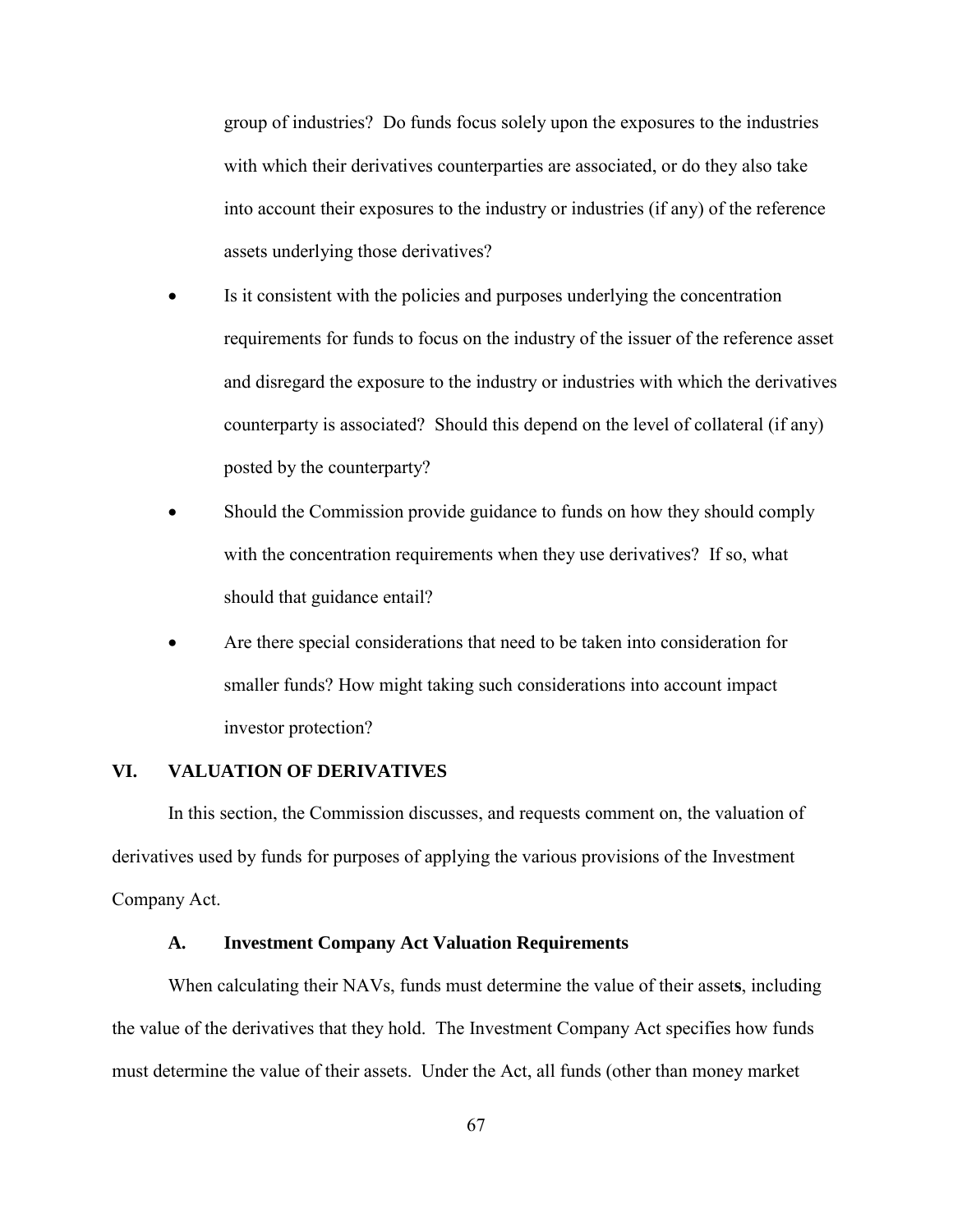group of industries? Do funds focus solely upon the exposures to the industries with which their derivatives counterparties are associated, or do they also take into account their exposures to the industry or industries (if any) of the reference assets underlying those derivatives?

- Is it consistent with the policies and purposes underlying the concentration requirements for funds to focus on the industry of the issuer of the reference asset and disregard the exposure to the industry or industries with which the derivatives counterparty is associated? Should this depend on the level of collateral (if any) posted by the counterparty?
- Should the Commission provide guidance to funds on how they should comply with the concentration requirements when they use derivatives? If so, what should that guidance entail?
- Are there special considerations that need to be taken into consideration for smaller funds? How might taking such considerations into account impact investor protection?

## VI. VALUATION OF DERIVATIVES

In this section, the Commission discusses, and requests comment on, the valuation of derivatives used by funds for purposes of applying the various provisions of the Investment Company Act.

### A. Investment Company Act Valuation Requirements

When calculating their NAVs, funds must determine the value of their assets, including the value of the derivatives that they hold. The Investment Company Act specifies how funds must determine the value of their assets. Under the Act, all funds (other than money market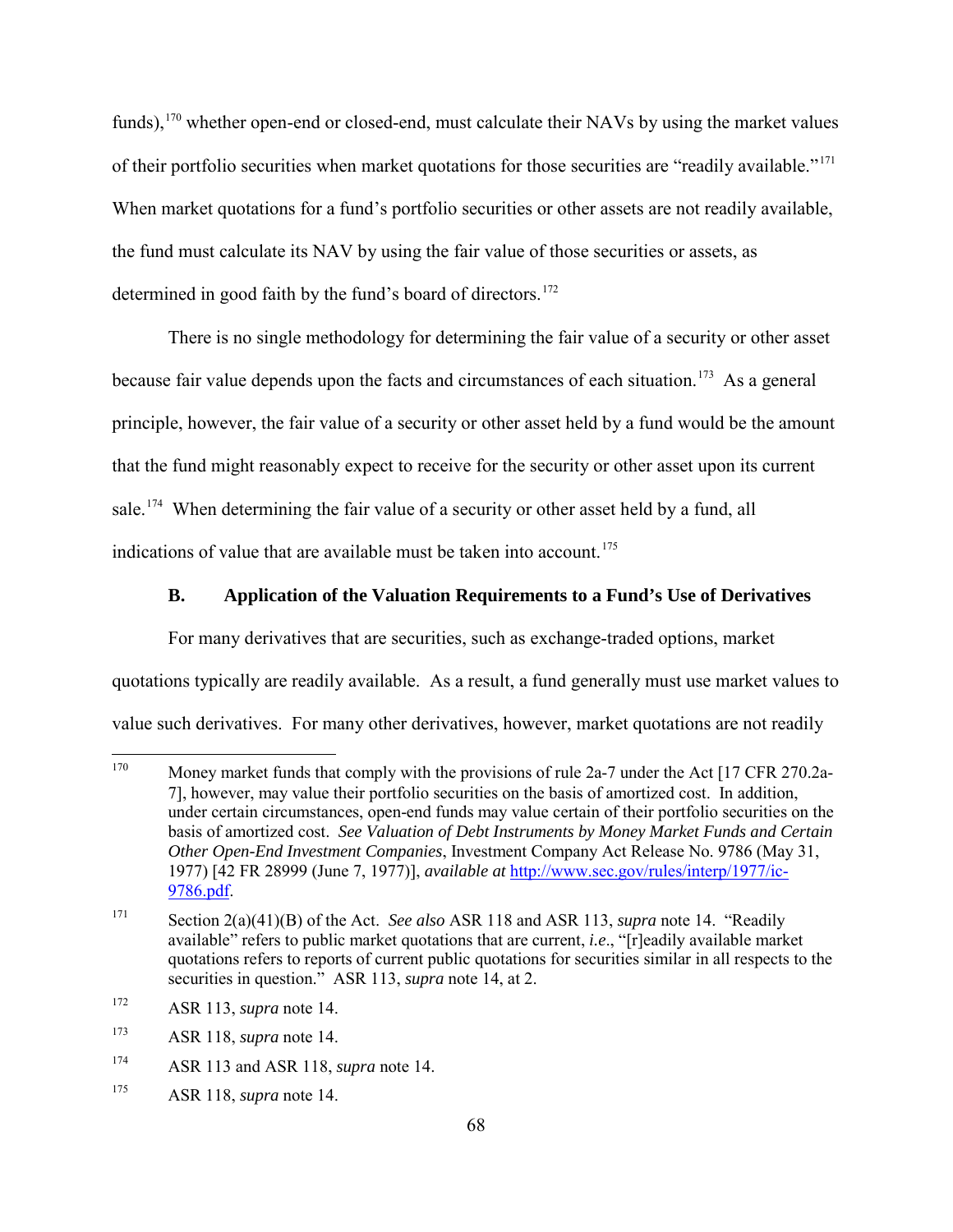funds),[170] whether open-end or closed-end, must calculate their NAVs by using the market values of their portfolio securities when market quotations for those securities are "readily available."[171] When market quotations for a fund's portfolio securities or other assets are not readily available, the fund must calculate its NAV by using the fair value of those securities or assets, as determined in good faith by the fund's board of directors.[172]

There is no single methodology for determining the fair value of a security or other asset because fair value depends upon the facts and circumstances of each situation.[173] As a general principle, however, the fair value of a security or other asset held by a fund would be the amount that the fund might reasonably expect to receive for the security or other asset upon its current sale.[174] When determining the fair value of a security or other asset held by a fund, all indications of value that are available must be taken into account.[175]

### B. Application of the Valuation Requirements to a Fund's Use of Derivatives

For many derivatives that are securities, such as exchange-traded options, market quotations typically are readily available. As a result, a fund generally must use market values to value such derivatives. For many other derivatives, however, market quotations are not readily

---

[170] Money market funds that comply with the provisions of rule 2a-7 under the Act [17 CFR 270.2a-7], however, may value their portfolio securities on the basis of amortized cost. In addition, under certain circumstances, open-end funds may value certain of their portfolio securities on the basis of amortized cost. *See Valuation of Debt Instruments by Money Market Funds and Certain Other Open-End Investment Companies*, Investment Company Act Release No. 9786 (May 31, 1977) [42 FR 28999 (June 7, 1977)], *available at* http://www.sec.gov/rules/interp/1977/ic-9786.pdf.

[171] Section 2(a)(41)(B) of the Act. *See also* ASR 118 and ASR 113, *supra* note 14. "Readily available" refers to public market quotations that are current, *i.e*., "[r]eadily available market quotations refers to reports of current public quotations for securities similar in all respects to the securities in question." ASR 113, *supra* note 14, at 2.

[172] ASR 113, *supra* note 14.

[173] ASR 118, *supra* note 14.

[174] ASR 113 and ASR 118, *supra* note 14.

[175] ASR 118, *supra* note 14.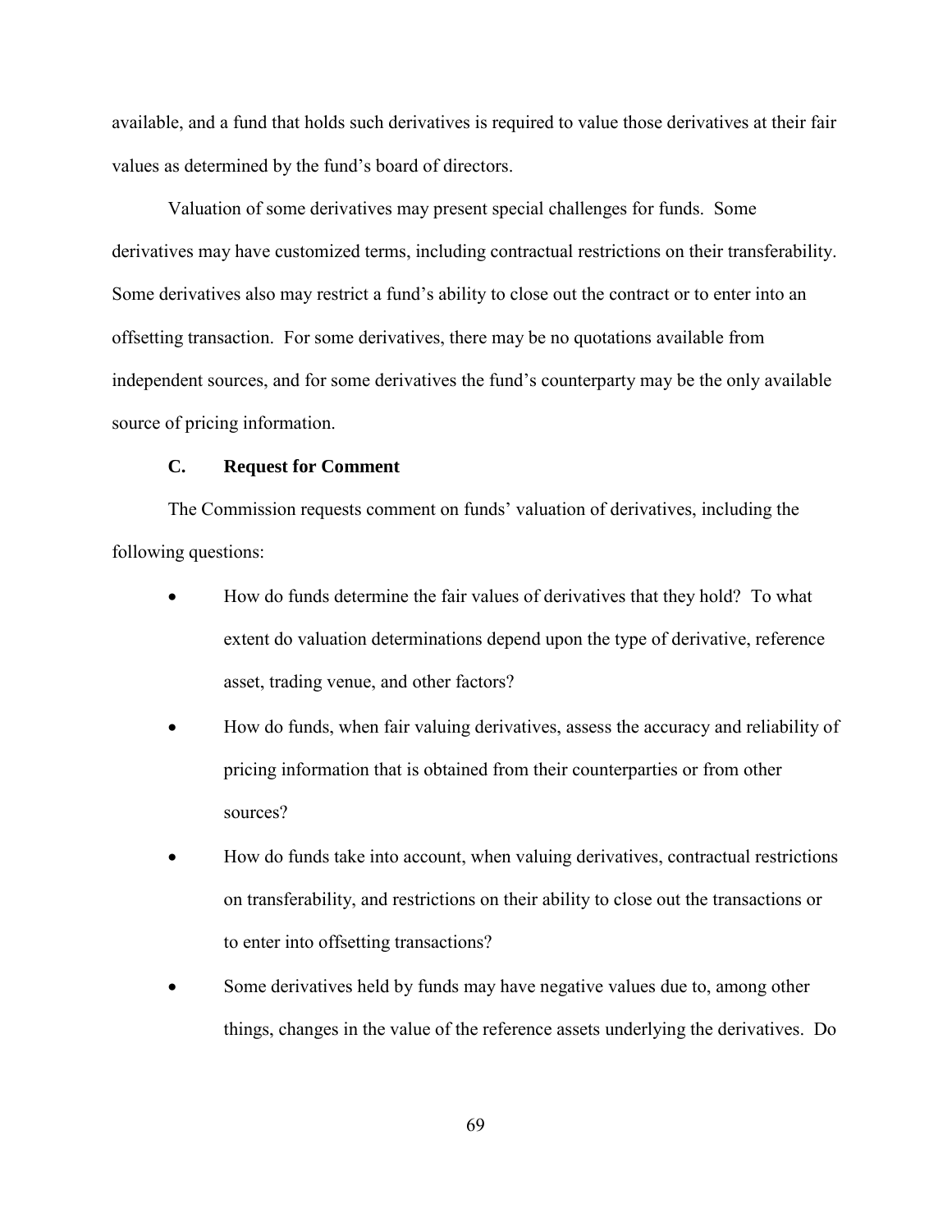available, and a fund that holds such derivatives is required to value those derivatives at their fair values as determined by the fund's board of directors.

Valuation of some derivatives may present special challenges for funds. Some derivatives may have customized terms, including contractual restrictions on their transferability. Some derivatives also may restrict a fund's ability to close out the contract or to enter into an offsetting transaction. For some derivatives, there may be no quotations available from independent sources, and for some derivatives the fund's counterparty may be the only available source of pricing information.

### C. Request for Comment

The Commission requests comment on funds' valuation of derivatives, including the following questions:

- How do funds determine the fair values of derivatives that they hold? To what extent do valuation determinations depend upon the type of derivative, reference asset, trading venue, and other factors?
- How do funds, when fair valuing derivatives, assess the accuracy and reliability of pricing information that is obtained from their counterparties or from other sources?
- How do funds take into account, when valuing derivatives, contractual restrictions on transferability, and restrictions on their ability to close out the transactions or to enter into offsetting transactions?
- Some derivatives held by funds may have negative values due to, among other things, changes in the value of the reference assets underlying the derivatives. Do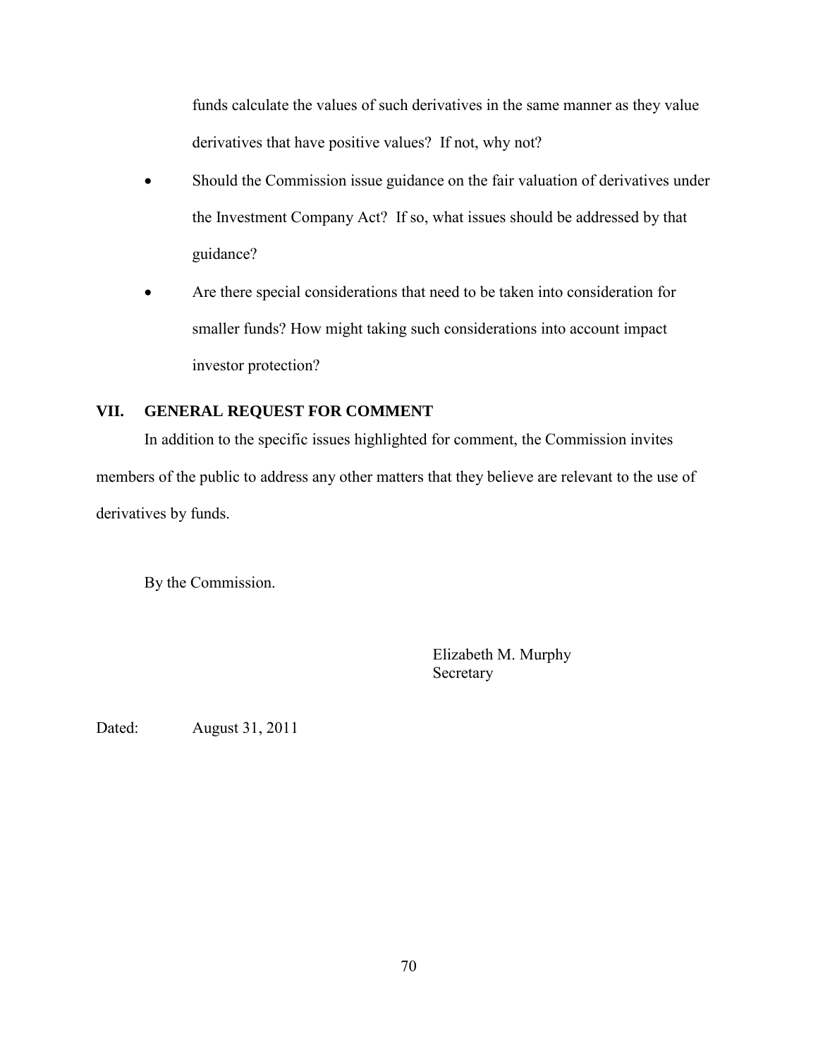funds calculate the values of such derivatives in the same manner as they value derivatives that have positive values? If not, why not?

- Should the Commission issue guidance on the fair valuation of derivatives under the Investment Company Act? If so, what issues should be addressed by that guidance?
- Are there special considerations that need to be taken into consideration for smaller funds? How might taking such considerations into account impact investor protection?

## VII. GENERAL REQUEST FOR COMMENT

In addition to the specific issues highlighted for comment, the Commission invites members of the public to address any other matters that they believe are relevant to the use of derivatives by funds.

By the Commission.

Elizabeth M. Murphy
Secretary

Dated: August 31, 2011